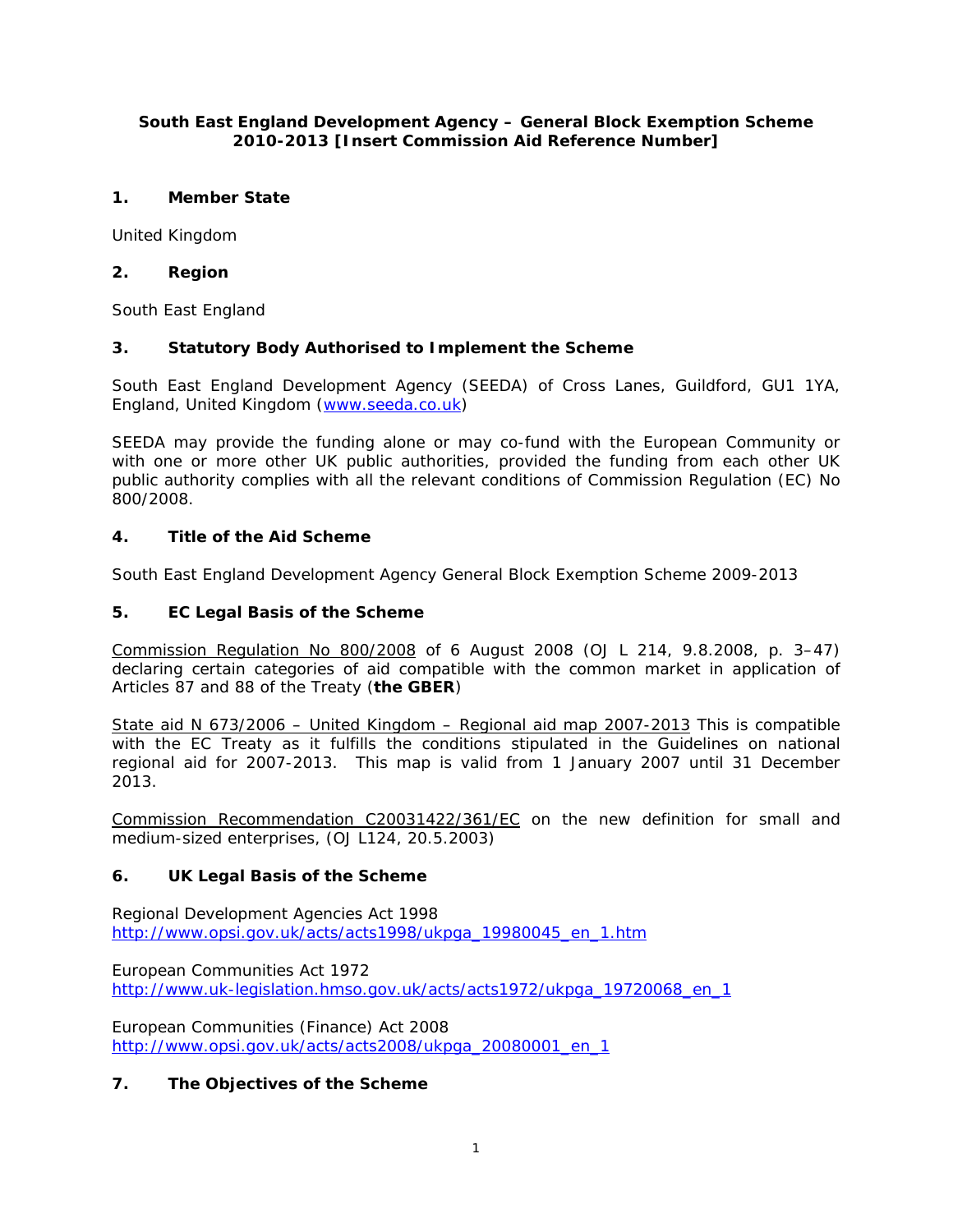**South East England Development Agency – General Block Exemption Scheme 2010-2013 [Insert Commission Aid Reference Number]**

## 1. Member State

United Kingdom

## 2. Region

South East England

## 3. Statutory Body Authorised to Implement the Scheme

South East England Development Agency (SEEDA) of Cross Lanes, Guildford, GU1 1YA, England, United Kingdom ([www.seeda.co.uk](http://www.seeda.co.uk))

SEEDA may provide the funding alone or may co-fund with the European Community or with one or more other UK public authorities, provided the funding from each other UK public authority complies with all the relevant conditions of Commission Regulation (EC) No 800/2008.

## 4. Title of the Aid Scheme

South East England Development Agency General Block Exemption Scheme 2009-2013

## 5. EC Legal Basis of the Scheme

Commission Regulation No 800/2008 of 6 August 2008 (OJ L 214, 9.8.2008, p. 3–47) declaring certain categories of aid compatible with the common market in application of Articles 87 and 88 of the Treaty (**the GBER**)

State aid N 673/2006 – United Kingdom – Regional aid map 2007-2013 This is compatible with the EC Treaty as it fulfills the conditions stipulated in the Guidelines on national regional aid for 2007-2013. This map is valid from 1 January 2007 until 31 December 2013.

Commission Recommendation C20031422/361/EC on the new definition for small and medium-sized enterprises, (OJ L124, 20.5.2003)

## 6. UK Legal Basis of the Scheme

Regional Development Agencies Act 1998
http://www.opsi.gov.uk/acts/acts1998/ukpga_19980045_en_1.htm

European Communities Act 1972
http://www.uk-legislation.hmso.gov.uk/acts/acts1972/ukpga_19720068_en_1

European Communities (Finance) Act 2008
http://www.opsi.gov.uk/acts/acts2008/ukpga_20080001_en_1

## 7. The Objectives of the Scheme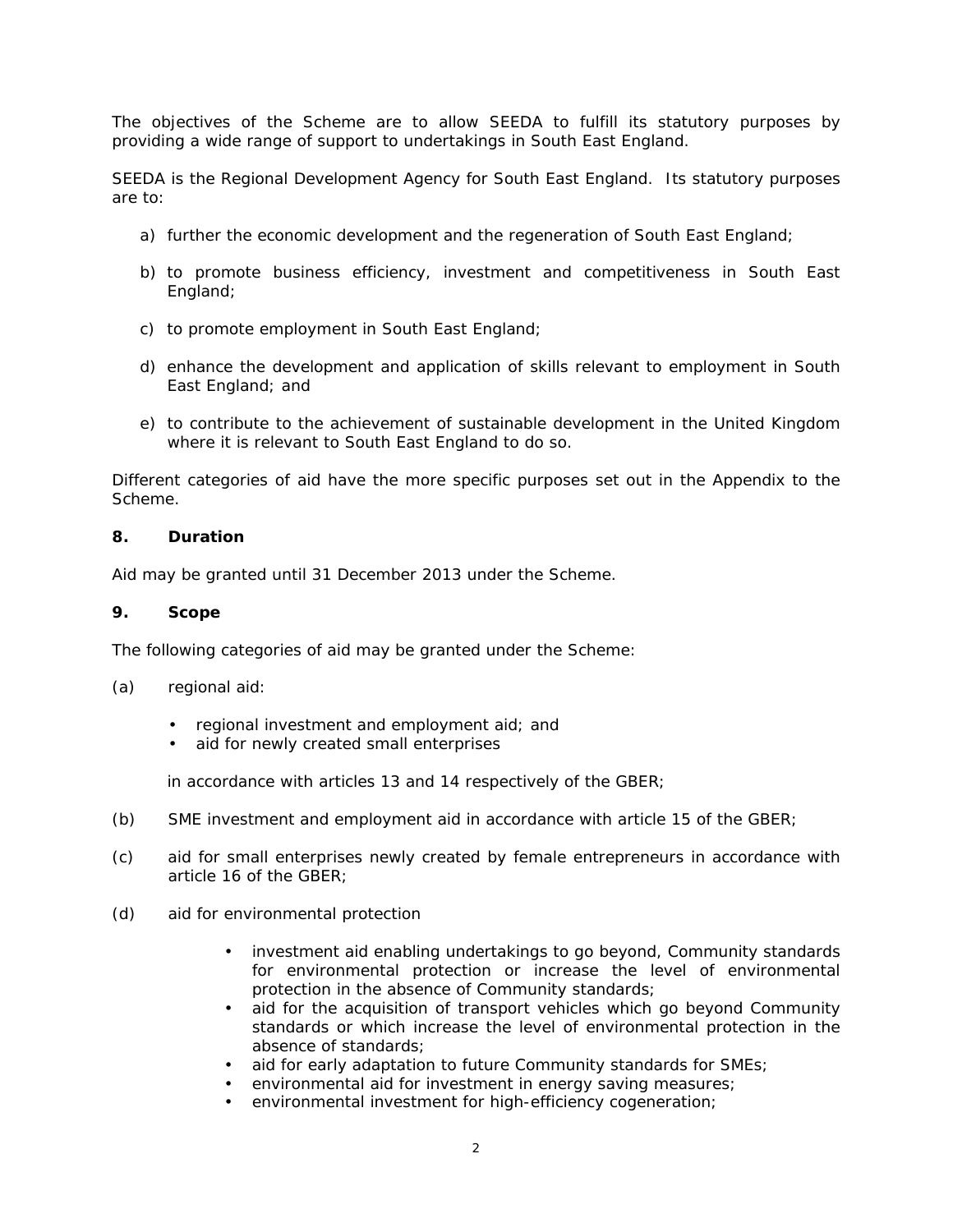The objectives of the Scheme are to allow SEEDA to fulfill its statutory purposes by providing a wide range of support to undertakings in South East England.

SEEDA is the Regional Development Agency for South East England. Its statutory purposes are to:

a) further the economic development and the regeneration of South East England;

b) to promote business efficiency, investment and competitiveness in South East England;

c) to promote employment in South East England;

d) enhance the development and application of skills relevant to employment in South East England; and

e) to contribute to the achievement of sustainable development in the United Kingdom where it is relevant to South East England to do so.

Different categories of aid have the more specific purposes set out in the Appendix to the Scheme.

**8. Duration**

Aid may be granted until 31 December 2013 under the Scheme.

**9. Scope**

The following categories of aid may be granted under the Scheme:

(a) regional aid:

- regional investment and employment aid; and
- aid for newly created small enterprises

in accordance with articles 13 and 14 respectively of the GBER;

(b) SME investment and employment aid in accordance with article 15 of the GBER;

(c) aid for small enterprises newly created by female entrepreneurs in accordance with article 16 of the GBER;

(d) aid for environmental protection

- investment aid enabling undertakings to go beyond, Community standards for environmental protection or increase the level of environmental protection in the absence of Community standards;
- aid for the acquisition of transport vehicles which go beyond Community standards or which increase the level of environmental protection in the absence of standards;
- aid for early adaptation to future Community standards for SMEs;
- environmental aid for investment in energy saving measures;
- environmental investment for high-efficiency cogeneration;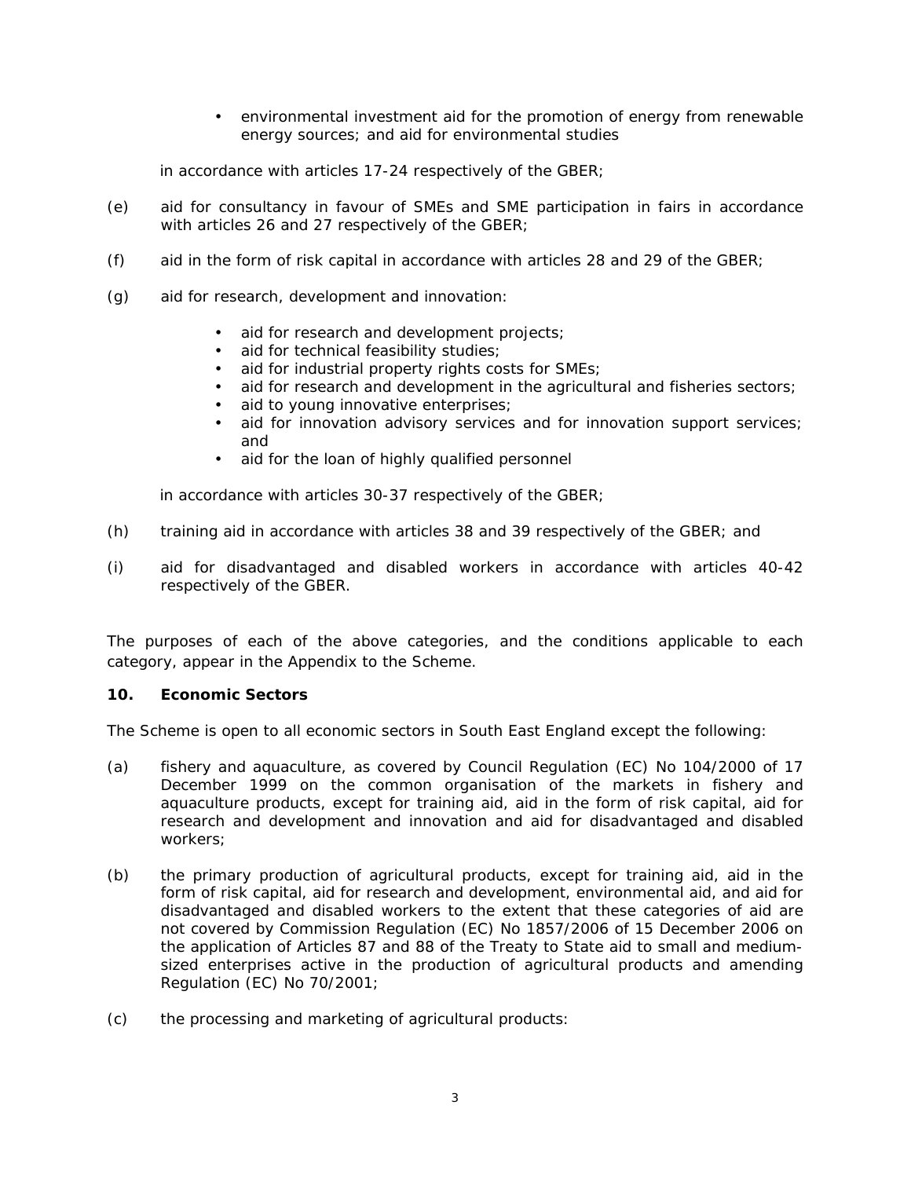- environmental investment aid for the promotion of energy from renewable energy sources; and aid for environmental studies

in accordance with articles 17-24 respectively of the GBER;

(e) aid for consultancy in favour of SMEs and SME participation in fairs in accordance with articles 26 and 27 respectively of the GBER;

(f) aid in the form of risk capital in accordance with articles 28 and 29 of the GBER;

(g) aid for research, development and innovation:

- aid for research and development projects;
- aid for technical feasibility studies;
- aid for industrial property rights costs for SMEs;
- aid for research and development in the agricultural and fisheries sectors;
- aid to young innovative enterprises;
- aid for innovation advisory services and for innovation support services; and
- aid for the loan of highly qualified personnel

in accordance with articles 30-37 respectively of the GBER;

(h) training aid in accordance with articles 38 and 39 respectively of the GBER; and

(i) aid for disadvantaged and disabled workers in accordance with articles 40-42 respectively of the GBER.

The purposes of each of the above categories, and the conditions applicable to each category, appear in the Appendix to the Scheme.

**10. Economic Sectors**

The Scheme is open to all economic sectors in South East England except the following:

(a) fishery and aquaculture, as covered by Council Regulation (EC) No 104/2000 of 17 December 1999 on the common organisation of the markets in fishery and aquaculture products, except for training aid, aid in the form of risk capital, aid for research and development and innovation and aid for disadvantaged and disabled workers;

(b) the primary production of agricultural products, except for training aid, aid in the form of risk capital, aid for research and development, environmental aid, and aid for disadvantaged and disabled workers to the extent that these categories of aid are not covered by Commission Regulation (EC) No 1857/2006 of 15 December 2006 on the application of Articles 87 and 88 of the Treaty to State aid to small and medium-sized enterprises active in the production of agricultural products and amending Regulation (EC) No 70/2001;

(c) the processing and marketing of agricultural products: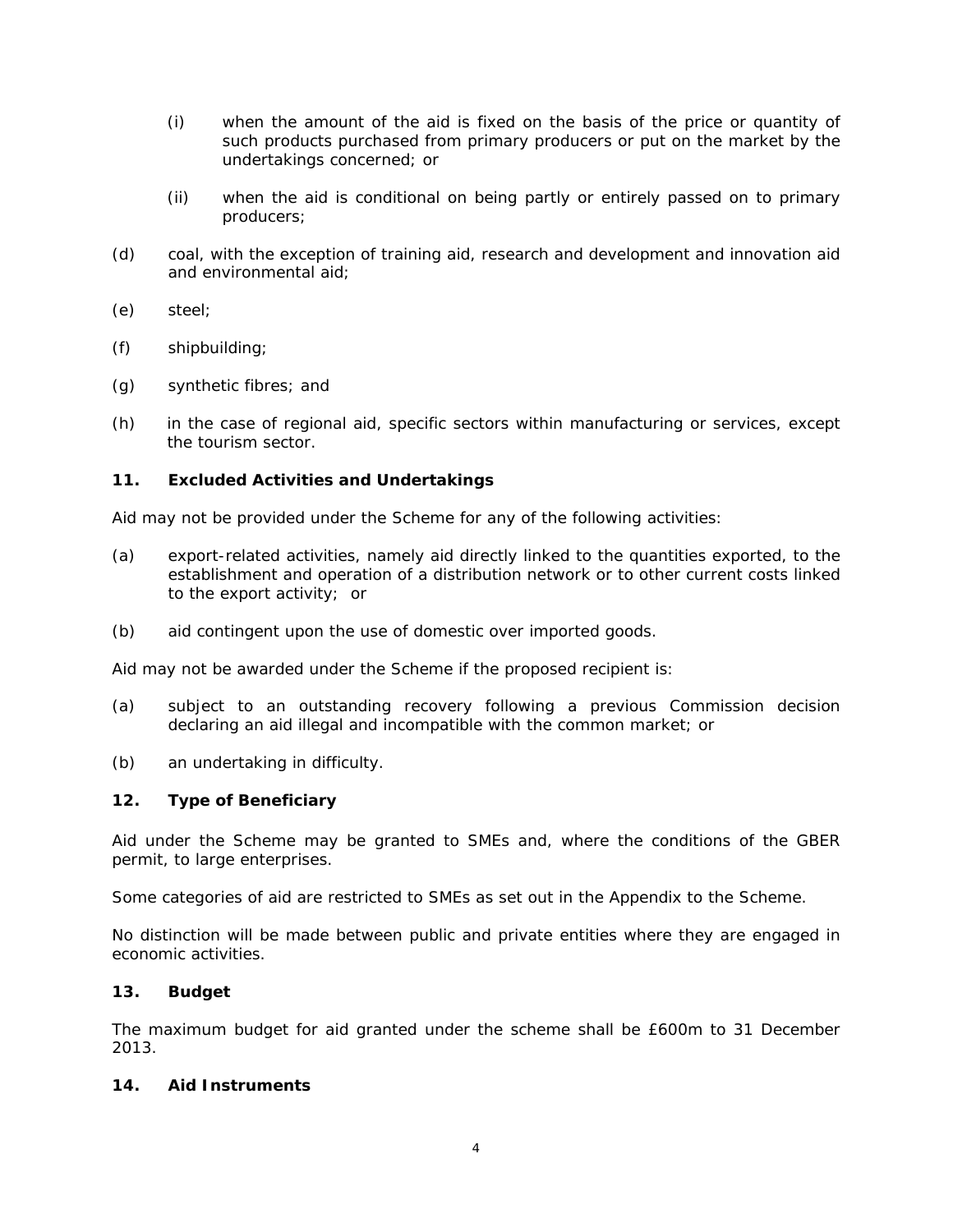(i) when the amount of the aid is fixed on the basis of the price or quantity of such products purchased from primary producers or put on the market by the undertakings concerned; or

(ii) when the aid is conditional on being partly or entirely passed on to primary producers;

(d) coal, with the exception of training aid, research and development and innovation aid and environmental aid;

(e) steel;

(f) shipbuilding;

(g) synthetic fibres; and

(h) in the case of regional aid, specific sectors within manufacturing or services, except the tourism sector.

**11. Excluded Activities and Undertakings**

Aid may not be provided under the Scheme for any of the following activities:

(a) export-related activities, namely aid directly linked to the quantities exported, to the establishment and operation of a distribution network or to other current costs linked to the export activity; or

(b) aid contingent upon the use of domestic over imported goods.

Aid may not be awarded under the Scheme if the proposed recipient is:

(a) subject to an outstanding recovery following a previous Commission decision declaring an aid illegal and incompatible with the common market; or

(b) an undertaking in difficulty.

**12. Type of Beneficiary**

Aid under the Scheme may be granted to SMEs and, where the conditions of the GBER permit, to large enterprises.

Some categories of aid are restricted to SMEs as set out in the Appendix to the Scheme.

No distinction will be made between public and private entities where they are engaged in economic activities.

**13. Budget**

The maximum budget for aid granted under the scheme shall be £600m to 31 December 2013.

**14. Aid Instruments**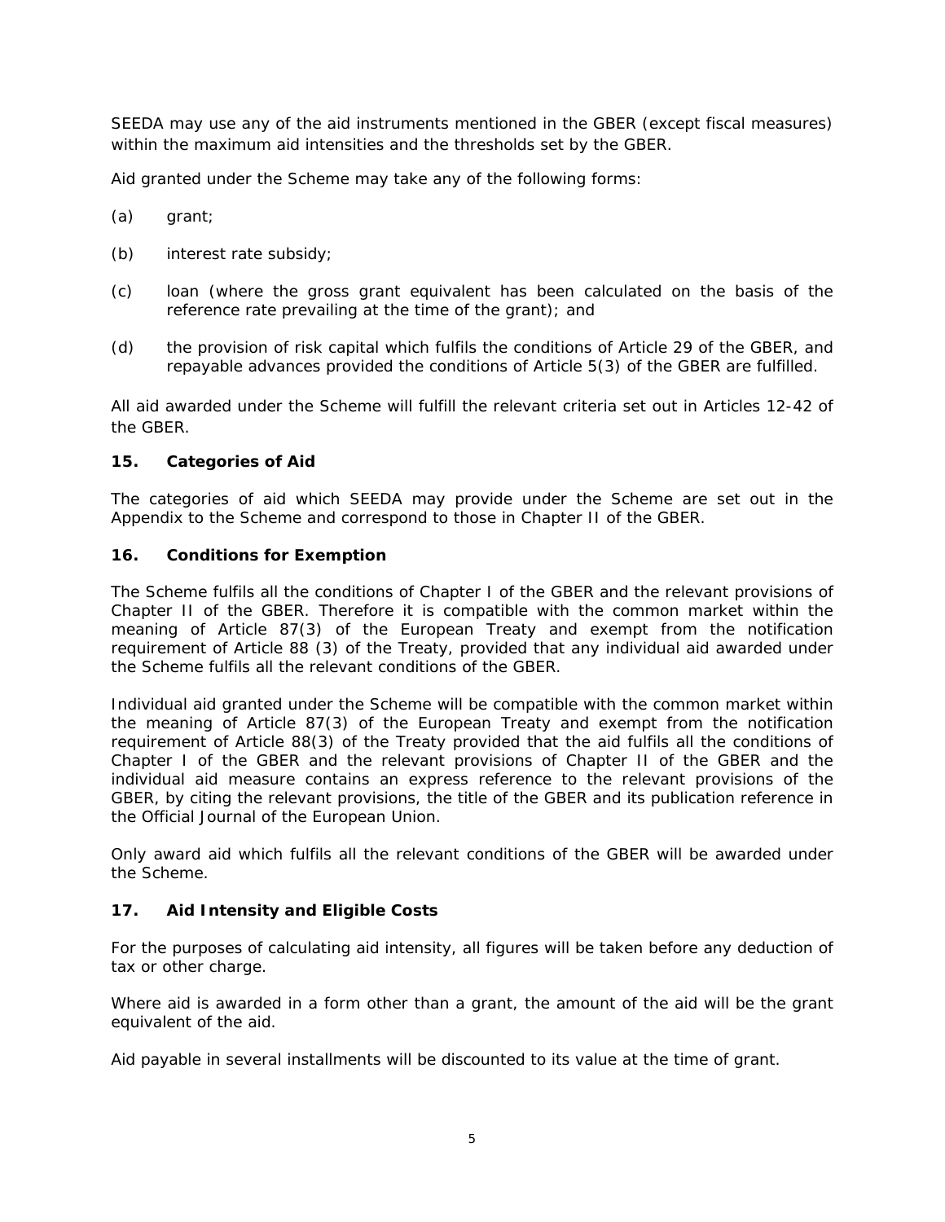SEEDA may use any of the aid instruments mentioned in the GBER (except fiscal measures) within the maximum aid intensities and the thresholds set by the GBER.

Aid granted under the Scheme may take any of the following forms:

(a) grant;

(b) interest rate subsidy;

(c) loan (where the gross grant equivalent has been calculated on the basis of the reference rate prevailing at the time of the grant); and

(d) the provision of risk capital which fulfils the conditions of Article 29 of the GBER, and repayable advances provided the conditions of Article 5(3) of the GBER are fulfilled.

All aid awarded under the Scheme will fulfill the relevant criteria set out in Articles 12-42 of the GBER.

## 15. Categories of Aid

The categories of aid which SEEDA may provide under the Scheme are set out in the Appendix to the Scheme and correspond to those in Chapter II of the GBER.

## 16. Conditions for Exemption

The Scheme fulfils all the conditions of Chapter I of the GBER and the relevant provisions of Chapter II of the GBER. Therefore it is compatible with the common market within the meaning of Article 87(3) of the European Treaty and exempt from the notification requirement of Article 88 (3) of the Treaty, provided that any individual aid awarded under the Scheme fulfils all the relevant conditions of the GBER.

Individual aid granted under the Scheme will be compatible with the common market within the meaning of Article 87(3) of the European Treaty and exempt from the notification requirement of Article 88(3) of the Treaty provided that the aid fulfils all the conditions of Chapter I of the GBER and the relevant provisions of Chapter II of the GBER and the individual aid measure contains an express reference to the relevant provisions of the GBER, by citing the relevant provisions, the title of the GBER and its publication reference in the Official Journal of the European Union.

Only award aid which fulfils all the relevant conditions of the GBER will be awarded under the Scheme.

## 17. Aid Intensity and Eligible Costs

For the purposes of calculating aid intensity, all figures will be taken before any deduction of tax or other charge.

Where aid is awarded in a form other than a grant, the amount of the aid will be the grant equivalent of the aid.

Aid payable in several installments will be discounted to its value at the time of grant.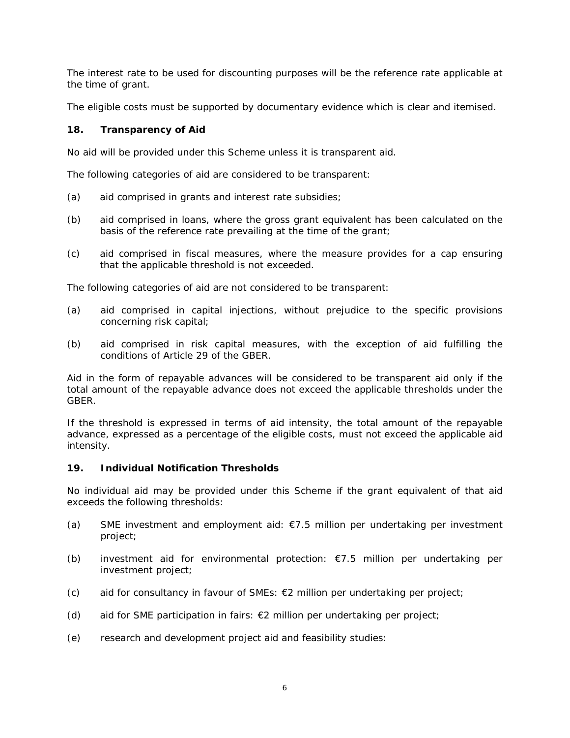The interest rate to be used for discounting purposes will be the reference rate applicable at the time of grant.

The eligible costs must be supported by documentary evidence which is clear and itemised.

### 18. Transparency of Aid

No aid will be provided under this Scheme unless it is transparent aid.

The following categories of aid are considered to be transparent:

(a) aid comprised in grants and interest rate subsidies;

(b) aid comprised in loans, where the gross grant equivalent has been calculated on the basis of the reference rate prevailing at the time of the grant;

(c) aid comprised in fiscal measures, where the measure provides for a cap ensuring that the applicable threshold is not exceeded.

The following categories of aid are not considered to be transparent:

(a) aid comprised in capital injections, without prejudice to the specific provisions concerning risk capital;

(b) aid comprised in risk capital measures, with the exception of aid fulfilling the conditions of Article 29 of the GBER.

Aid in the form of repayable advances will be considered to be transparent aid only if the total amount of the repayable advance does not exceed the applicable thresholds under the GBER.

If the threshold is expressed in terms of aid intensity, the total amount of the repayable advance, expressed as a percentage of the eligible costs, must not exceed the applicable aid intensity.

### 19. Individual Notification Thresholds

No individual aid may be provided under this Scheme if the grant equivalent of that aid exceeds the following thresholds:

(a) SME investment and employment aid: €7.5 million per undertaking per investment project;

(b) investment aid for environmental protection: €7.5 million per undertaking per investment project;

(c) aid for consultancy in favour of SMEs: €2 million per undertaking per project;

(d) aid for SME participation in fairs: €2 million per undertaking per project;

(e) research and development project aid and feasibility studies: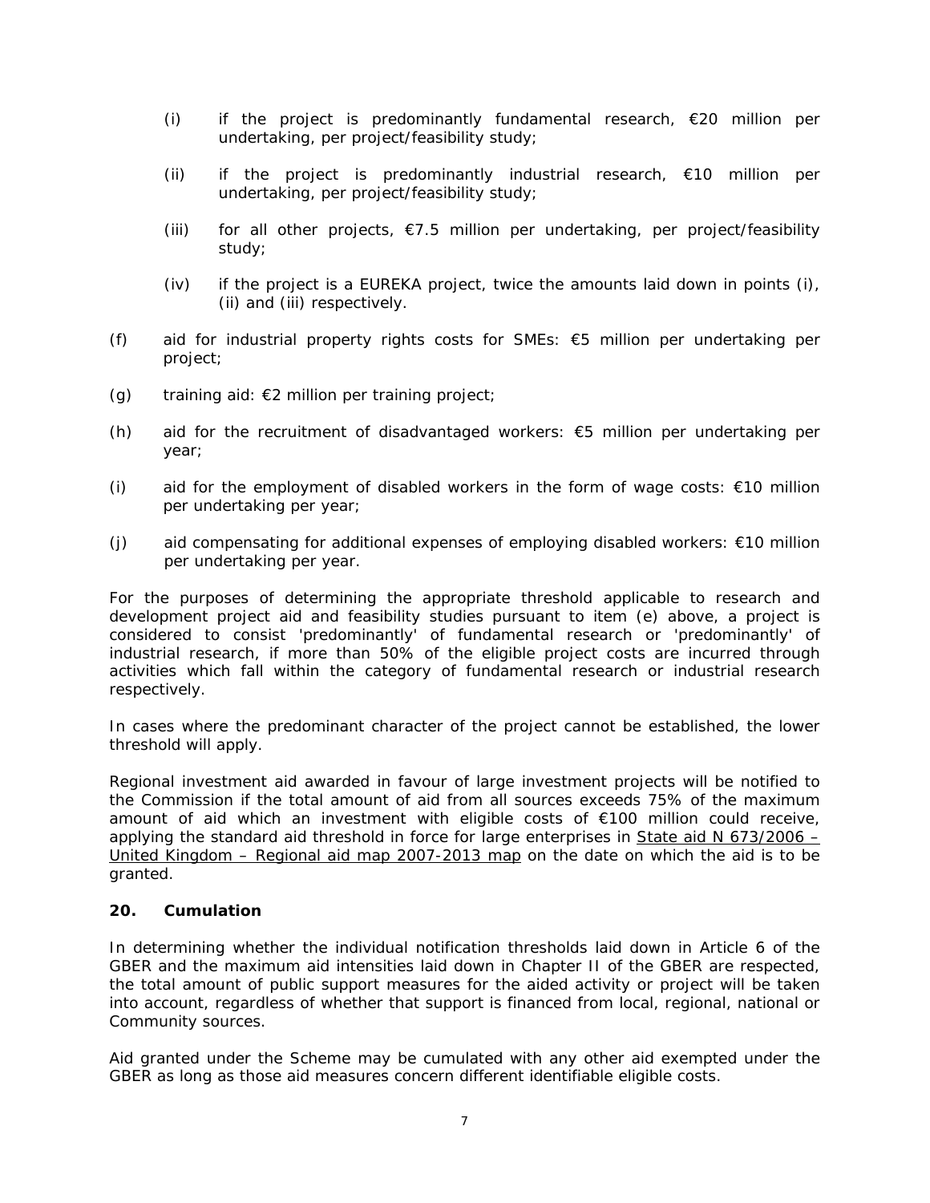(i) if the project is predominantly fundamental research, €20 million per undertaking, per project/feasibility study;

(ii) if the project is predominantly industrial research, €10 million per undertaking, per project/feasibility study;

(iii) for all other projects, €7.5 million per undertaking, per project/feasibility study;

(iv) if the project is a EUREKA project, twice the amounts laid down in points (i), (ii) and (iii) respectively.

(f) aid for industrial property rights costs for SMEs: €5 million per undertaking per project;

(g) training aid: €2 million per training project;

(h) aid for the recruitment of disadvantaged workers: €5 million per undertaking per year;

(i) aid for the employment of disabled workers in the form of wage costs: €10 million per undertaking per year;

(j) aid compensating for additional expenses of employing disabled workers: €10 million per undertaking per year.

For the purposes of determining the appropriate threshold applicable to research and development project aid and feasibility studies pursuant to item (e) above, a project is considered to consist 'predominantly' of fundamental research or 'predominantly' of industrial research, if more than 50% of the eligible project costs are incurred through activities which fall within the category of fundamental research or industrial research respectively.

In cases where the predominant character of the project cannot be established, the lower threshold will apply.

Regional investment aid awarded in favour of large investment projects will be notified to the Commission if the total amount of aid from all sources exceeds 75% of the maximum amount of aid which an investment with eligible costs of €100 million could receive, applying the standard aid threshold in force for large enterprises in State aid N 673/2006 – United Kingdom – Regional aid map 2007-2013 map on the date on which the aid is to be granted.

## 20. Cumulation

In determining whether the individual notification thresholds laid down in Article 6 of the GBER and the maximum aid intensities laid down in Chapter II of the GBER are respected, the total amount of public support measures for the aided activity or project will be taken into account, regardless of whether that support is financed from local, regional, national or Community sources.

Aid granted under the Scheme may be cumulated with any other aid exempted under the GBER as long as those aid measures concern different identifiable eligible costs.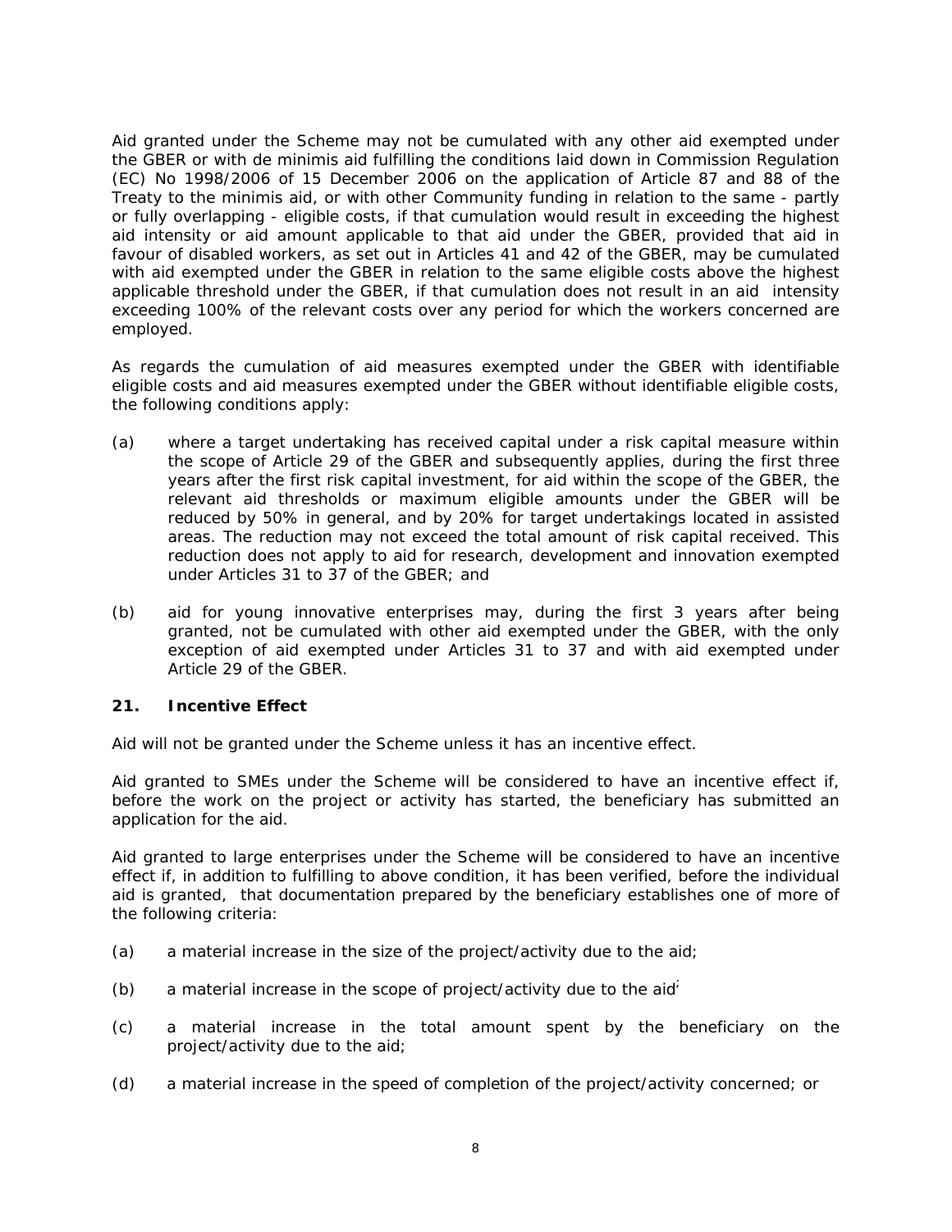Aid granted under the Scheme may not be cumulated with any other aid exempted under the GBER or with de minimis aid fulfilling the conditions laid down in Commission Regulation (EC) No 1998/2006 of 15 December 2006 on the application of Article 87 and 88 of the Treaty to the minimis aid, or with other Community funding in relation to the same - partly or fully overlapping - eligible costs, if that cumulation would result in exceeding the highest aid intensity or aid amount applicable to that aid under the GBER, provided that aid in favour of disabled workers, as set out in Articles 41 and 42 of the GBER, may be cumulated with aid exempted under the GBER in relation to the same eligible costs above the highest applicable threshold under the GBER, if that cumulation does not result in an aid intensity exceeding 100% of the relevant costs over any period for which the workers concerned are employed.

As regards the cumulation of aid measures exempted under the GBER with identifiable eligible costs and aid measures exempted under the GBER without identifiable eligible costs, the following conditions apply:

(a) where a target undertaking has received capital under a risk capital measure within the scope of Article 29 of the GBER and subsequently applies, during the first three years after the first risk capital investment, for aid within the scope of the GBER, the relevant aid thresholds or maximum eligible amounts under the GBER will be reduced by 50% in general, and by 20% for target undertakings located in assisted areas. The reduction may not exceed the total amount of risk capital received. This reduction does not apply to aid for research, development and innovation exempted under Articles 31 to 37 of the GBER; and

(b) aid for young innovative enterprises may, during the first 3 years after being granted, not be cumulated with other aid exempted under the GBER, with the only exception of aid exempted under Articles 31 to 37 and with aid exempted under Article 29 of the GBER.

## 21. Incentive Effect

Aid will not be granted under the Scheme unless it has an incentive effect.

Aid granted to SMEs under the Scheme will be considered to have an incentive effect if, before the work on the project or activity has started, the beneficiary has submitted an application for the aid.

Aid granted to large enterprises under the Scheme will be considered to have an incentive effect if, in addition to fulfilling to above condition, it has been verified, before the individual aid is granted, that documentation prepared by the beneficiary establishes one of more of the following criteria:

(a) a material increase in the size of the project/activity due to the aid;

(b) a material increase in the scope of project/activity due to the aid;

(c) a material increase in the total amount spent by the beneficiary on the project/activity due to the aid;

(d) a material increase in the speed of completion of the project/activity concerned; or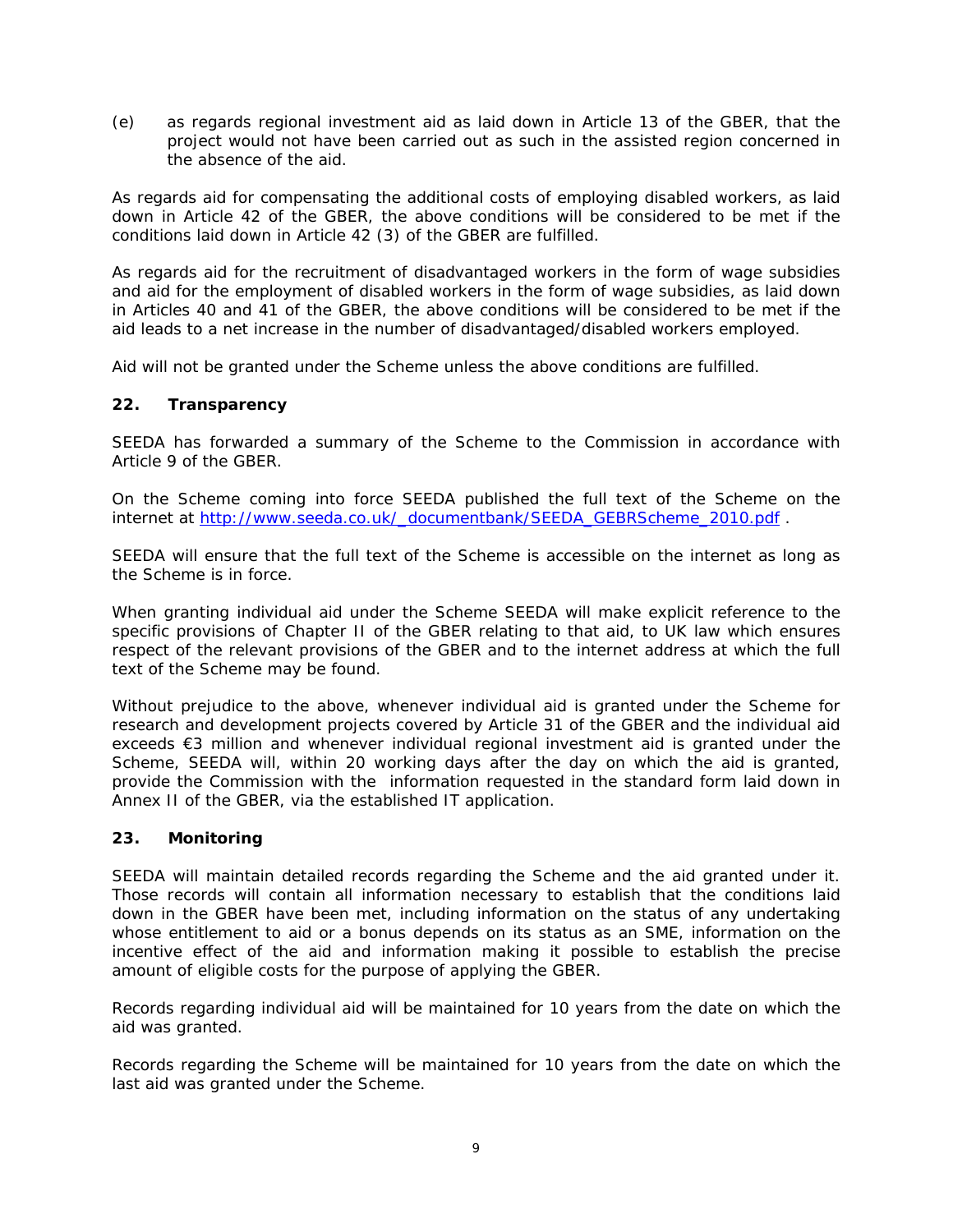(e) as regards regional investment aid as laid down in Article 13 of the GBER, that the project would not have been carried out as such in the assisted region concerned in the absence of the aid.

As regards aid for compensating the additional costs of employing disabled workers, as laid down in Article 42 of the GBER, the above conditions will be considered to be met if the conditions laid down in Article 42 (3) of the GBER are fulfilled.

As regards aid for the recruitment of disadvantaged workers in the form of wage subsidies and aid for the employment of disabled workers in the form of wage subsidies, as laid down in Articles 40 and 41 of the GBER, the above conditions will be considered to be met if the aid leads to a net increase in the number of disadvantaged/disabled workers employed.

Aid will not be granted under the Scheme unless the above conditions are fulfilled.

## 22. Transparency

SEEDA has forwarded a summary of the Scheme to the Commission in accordance with Article 9 of the GBER.

On the Scheme coming into force SEEDA published the full text of the Scheme on the internet at http://www.seeda.co.uk/_documentbank/SEEDA_GEBRScheme_2010.pdf .

SEEDA will ensure that the full text of the Scheme is accessible on the internet as long as the Scheme is in force.

When granting individual aid under the Scheme SEEDA will make explicit reference to the specific provisions of Chapter II of the GBER relating to that aid, to UK law which ensures respect of the relevant provisions of the GBER and to the internet address at which the full text of the Scheme may be found.

Without prejudice to the above, whenever individual aid is granted under the Scheme for research and development projects covered by Article 31 of the GBER and the individual aid exceeds €3 million and whenever individual regional investment aid is granted under the Scheme, SEEDA will, within 20 working days after the day on which the aid is granted, provide the Commission with the information requested in the standard form laid down in Annex II of the GBER, via the established IT application.

## 23. Monitoring

SEEDA will maintain detailed records regarding the Scheme and the aid granted under it. Those records will contain all information necessary to establish that the conditions laid down in the GBER have been met, including information on the status of any undertaking whose entitlement to aid or a bonus depends on its status as an SME, information on the incentive effect of the aid and information making it possible to establish the precise amount of eligible costs for the purpose of applying the GBER.

Records regarding individual aid will be maintained for 10 years from the date on which the aid was granted.

Records regarding the Scheme will be maintained for 10 years from the date on which the last aid was granted under the Scheme.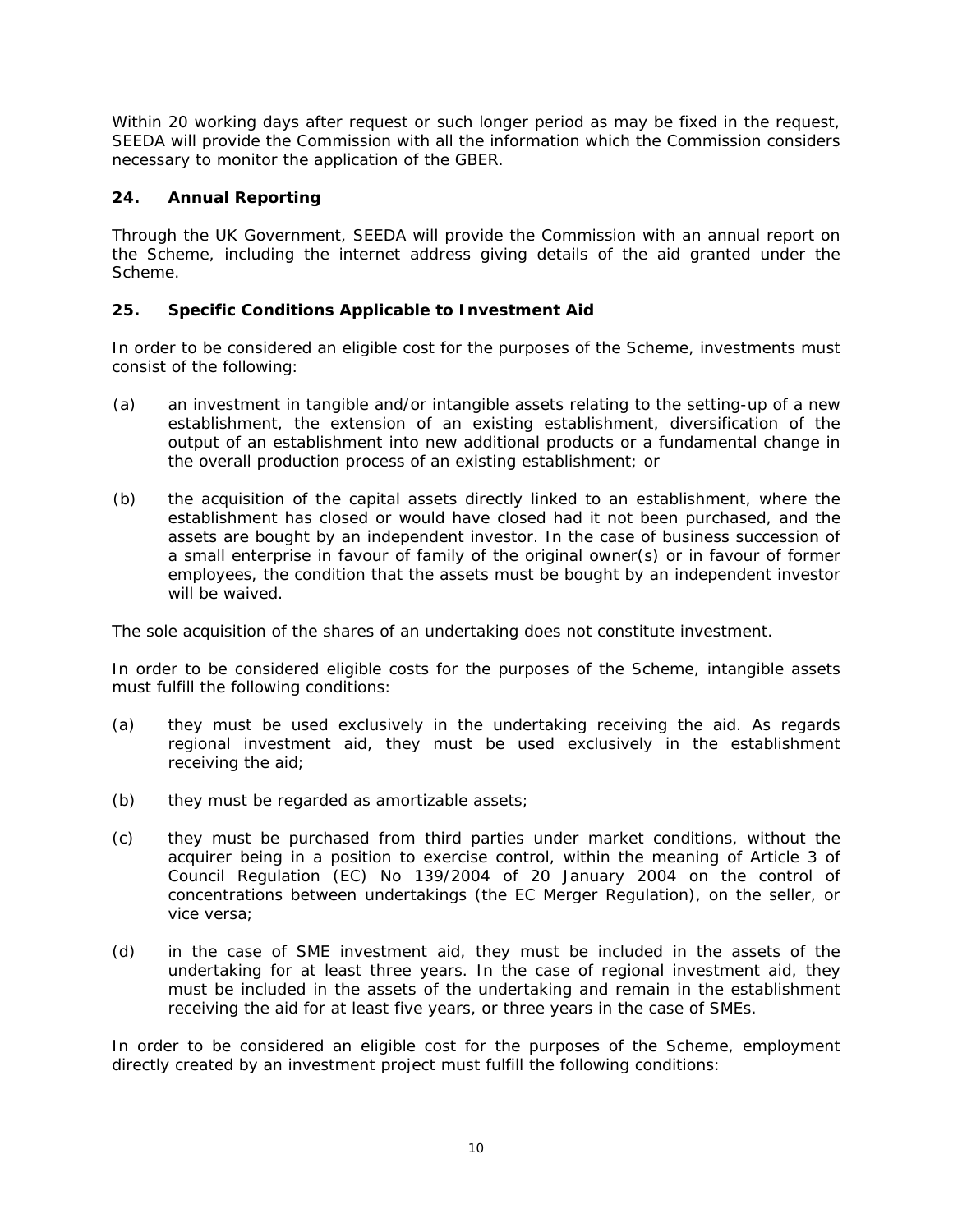Within 20 working days after request or such longer period as may be fixed in the request, SEEDA will provide the Commission with all the information which the Commission considers necessary to monitor the application of the GBER.

## 24. Annual Reporting

Through the UK Government, SEEDA will provide the Commission with an annual report on the Scheme, including the internet address giving details of the aid granted under the Scheme.

## 25. Specific Conditions Applicable to Investment Aid

In order to be considered an eligible cost for the purposes of the Scheme, investments must consist of the following:

(a) an investment in tangible and/or intangible assets relating to the setting-up of a new establishment, the extension of an existing establishment, diversification of the output of an establishment into new additional products or a fundamental change in the overall production process of an existing establishment; or

(b) the acquisition of the capital assets directly linked to an establishment, where the establishment has closed or would have closed had it not been purchased, and the assets are bought by an independent investor. In the case of business succession of a small enterprise in favour of family of the original owner(s) or in favour of former employees, the condition that the assets must be bought by an independent investor will be waived.

The sole acquisition of the shares of an undertaking does not constitute investment.

In order to be considered eligible costs for the purposes of the Scheme, intangible assets must fulfill the following conditions:

(a) they must be used exclusively in the undertaking receiving the aid. As regards regional investment aid, they must be used exclusively in the establishment receiving the aid;

(b) they must be regarded as amortizable assets;

(c) they must be purchased from third parties under market conditions, without the acquirer being in a position to exercise control, within the meaning of Article 3 of Council Regulation (EC) No 139/2004 of 20 January 2004 on the control of concentrations between undertakings (the EC Merger Regulation), on the seller, or vice versa;

(d) in the case of SME investment aid, they must be included in the assets of the undertaking for at least three years. In the case of regional investment aid, they must be included in the assets of the undertaking and remain in the establishment receiving the aid for at least five years, or three years in the case of SMEs.

In order to be considered an eligible cost for the purposes of the Scheme, employment directly created by an investment project must fulfill the following conditions: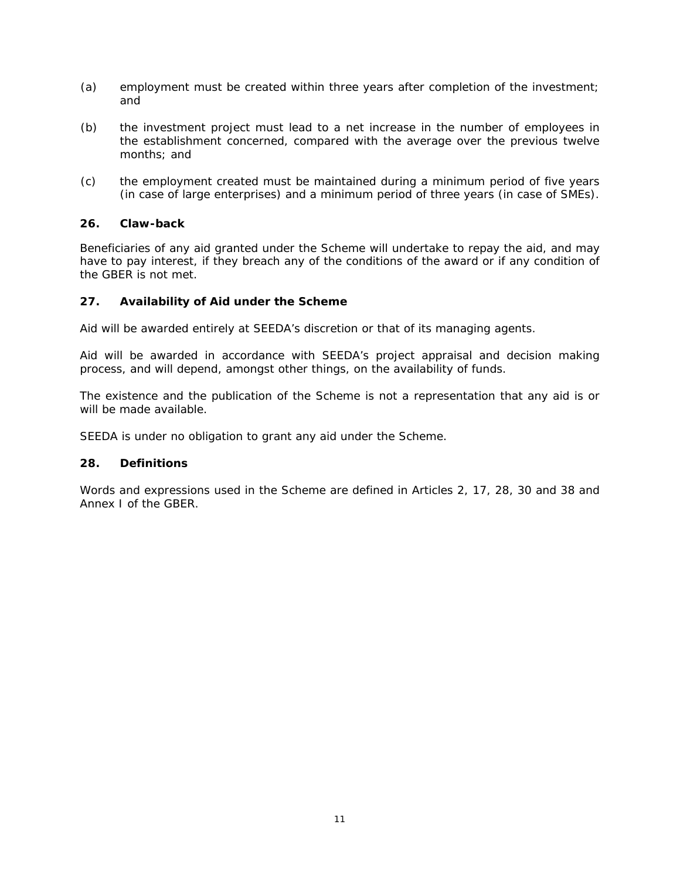(a) employment must be created within three years after completion of the investment; and

(b) the investment project must lead to a net increase in the number of employees in the establishment concerned, compared with the average over the previous twelve months; and

(c) the employment created must be maintained during a minimum period of five years (in case of large enterprises) and a minimum period of three years (in case of SMEs).

**26. Claw-back**

Beneficiaries of any aid granted under the Scheme will undertake to repay the aid, and may have to pay interest, if they breach any of the conditions of the award or if any condition of the GBER is not met.

**27. Availability of Aid under the Scheme**

Aid will be awarded entirely at SEEDA's discretion or that of its managing agents.

Aid will be awarded in accordance with SEEDA's project appraisal and decision making process, and will depend, amongst other things, on the availability of funds.

The existence and the publication of the Scheme is not a representation that any aid is or will be made available.

SEEDA is under no obligation to grant any aid under the Scheme.

**28. Definitions**

Words and expressions used in the Scheme are defined in Articles 2, 17, 28, 30 and 38 and Annex I of the GBER.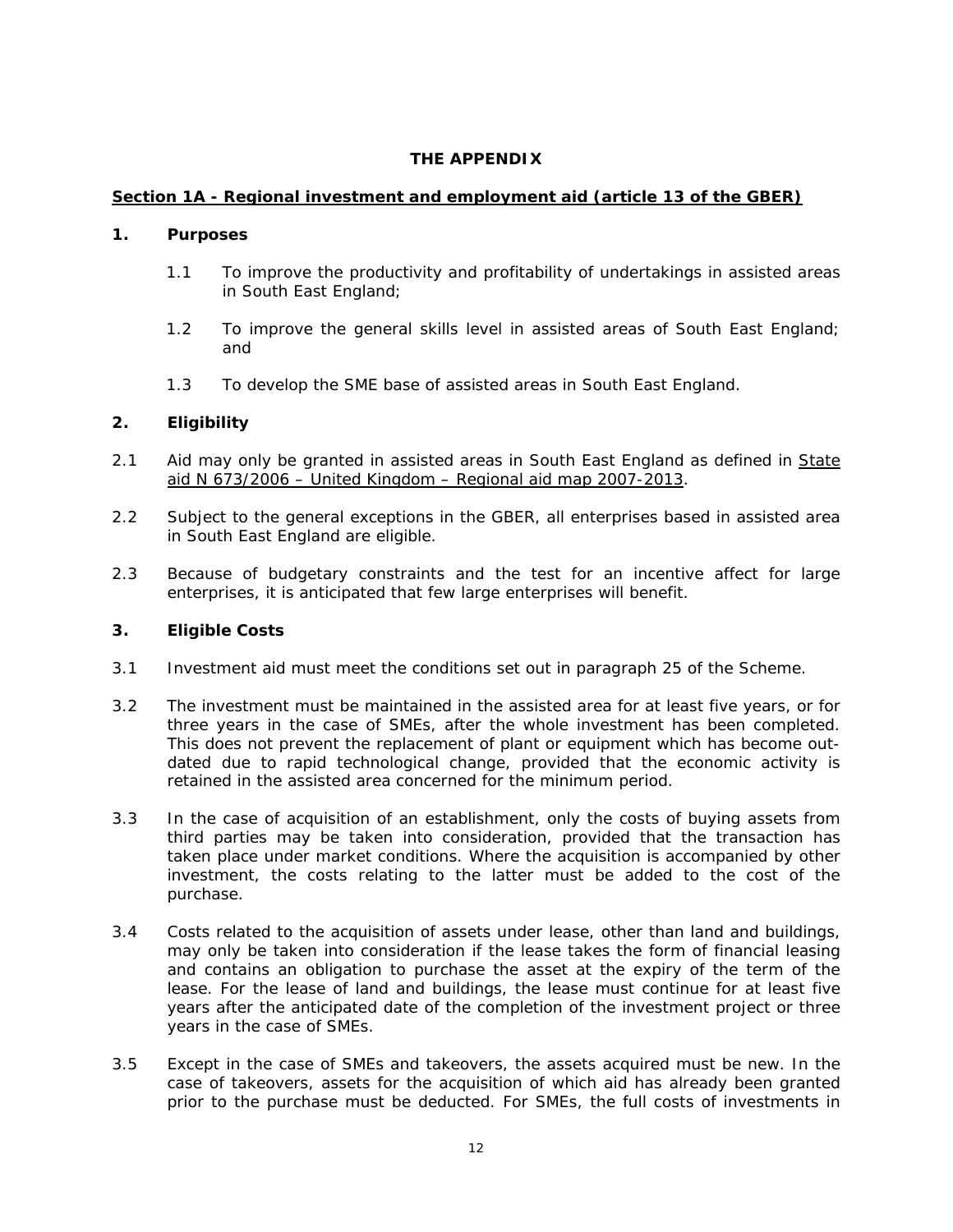# THE APPENDIX

## Section 1A - Regional investment and employment aid (article 13 of the GBER)

### 1. Purposes

1.1 To improve the productivity and profitability of undertakings in assisted areas in South East England;

1.2 To improve the general skills level in assisted areas of South East England; and

1.3 To develop the SME base of assisted areas in South East England.

### 2. Eligibility

2.1 Aid may only be granted in assisted areas in South East England as defined in State aid N 673/2006 – United Kingdom – Regional aid map 2007-2013.

2.2 Subject to the general exceptions in the GBER, all enterprises based in assisted area in South East England are eligible.

2.3 Because of budgetary constraints and the test for an incentive affect for large enterprises, it is anticipated that few large enterprises will benefit.

### 3. Eligible Costs

3.1 Investment aid must meet the conditions set out in paragraph 25 of the Scheme.

3.2 The investment must be maintained in the assisted area for at least five years, or for three years in the case of SMEs, after the whole investment has been completed. This does not prevent the replacement of plant or equipment which has become out-dated due to rapid technological change, provided that the economic activity is retained in the assisted area concerned for the minimum period.

3.3 In the case of acquisition of an establishment, only the costs of buying assets from third parties may be taken into consideration, provided that the transaction has taken place under market conditions. Where the acquisition is accompanied by other investment, the costs relating to the latter must be added to the cost of the purchase.

3.4 Costs related to the acquisition of assets under lease, other than land and buildings, may only be taken into consideration if the lease takes the form of financial leasing and contains an obligation to purchase the asset at the expiry of the term of the lease. For the lease of land and buildings, the lease must continue for at least five years after the anticipated date of the completion of the investment project or three years in the case of SMEs.

3.5 Except in the case of SMEs and takeovers, the assets acquired must be new. In the case of takeovers, assets for the acquisition of which aid has already been granted prior to the purchase must be deducted. For SMEs, the full costs of investments in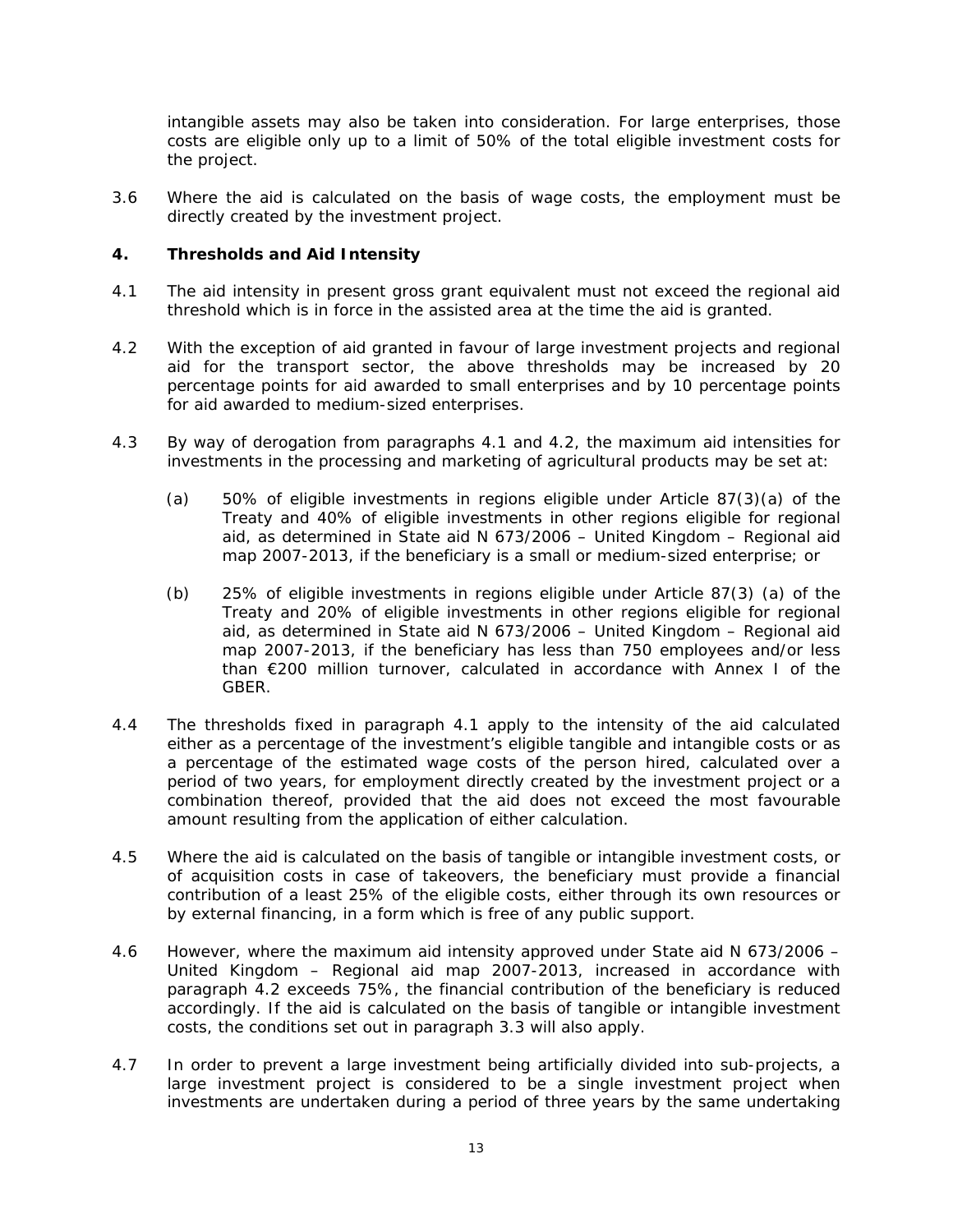intangible assets may also be taken into consideration. For large enterprises, those costs are eligible only up to a limit of 50% of the total eligible investment costs for the project.

3.6 Where the aid is calculated on the basis of wage costs, the employment must be directly created by the investment project.

## 4. Thresholds and Aid Intensity

4.1 The aid intensity in present gross grant equivalent must not exceed the regional aid threshold which is in force in the assisted area at the time the aid is granted.

4.2 With the exception of aid granted in favour of large investment projects and regional aid for the transport sector, the above thresholds may be increased by 20 percentage points for aid awarded to small enterprises and by 10 percentage points for aid awarded to medium-sized enterprises.

4.3 By way of derogation from paragraphs 4.1 and 4.2, the maximum aid intensities for investments in the processing and marketing of agricultural products may be set at:

(a) 50% of eligible investments in regions eligible under Article 87(3)(a) of the Treaty and 40% of eligible investments in other regions eligible for regional aid, as determined in State aid N 673/2006 – United Kingdom – Regional aid map 2007-2013, if the beneficiary is a small or medium-sized enterprise; or

(b) 25% of eligible investments in regions eligible under Article 87(3) (a) of the Treaty and 20% of eligible investments in other regions eligible for regional aid, as determined in State aid N 673/2006 – United Kingdom – Regional aid map 2007-2013, if the beneficiary has less than 750 employees and/or less than €200 million turnover, calculated in accordance with Annex I of the GBER.

4.4 The thresholds fixed in paragraph 4.1 apply to the intensity of the aid calculated either as a percentage of the investment's eligible tangible and intangible costs or as a percentage of the estimated wage costs of the person hired, calculated over a period of two years, for employment directly created by the investment project or a combination thereof, provided that the aid does not exceed the most favourable amount resulting from the application of either calculation.

4.5 Where the aid is calculated on the basis of tangible or intangible investment costs, or of acquisition costs in case of takeovers, the beneficiary must provide a financial contribution of a least 25% of the eligible costs, either through its own resources or by external financing, in a form which is free of any public support.

4.6 However, where the maximum aid intensity approved under State aid N 673/2006 – United Kingdom – Regional aid map 2007-2013, increased in accordance with paragraph 4.2 exceeds 75%, the financial contribution of the beneficiary is reduced accordingly. If the aid is calculated on the basis of tangible or intangible investment costs, the conditions set out in paragraph 3.3 will also apply.

4.7 In order to prevent a large investment being artificially divided into sub-projects, a large investment project is considered to be a single investment project when investments are undertaken during a period of three years by the same undertaking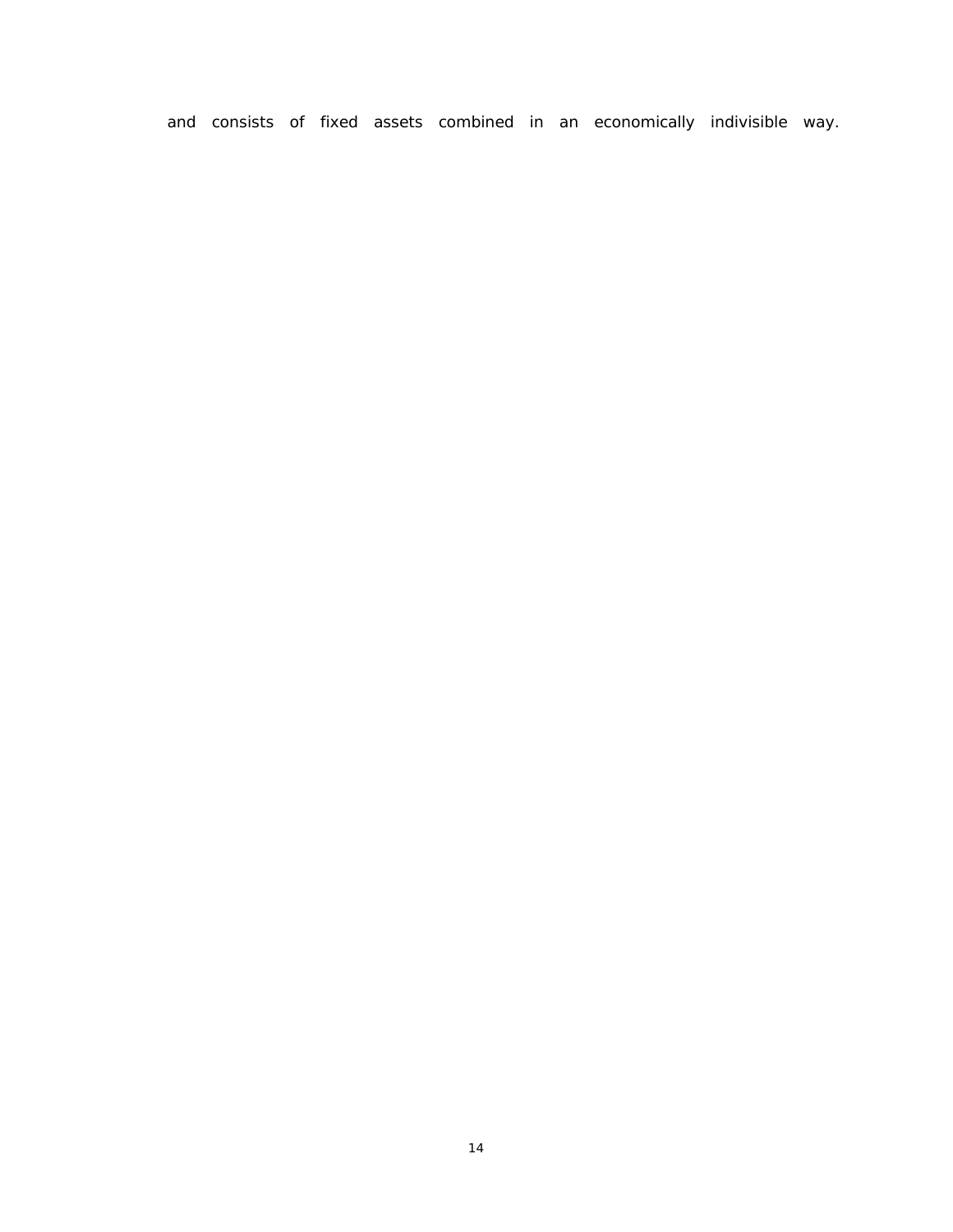and consists of fixed assets combined in an economically indivisible way.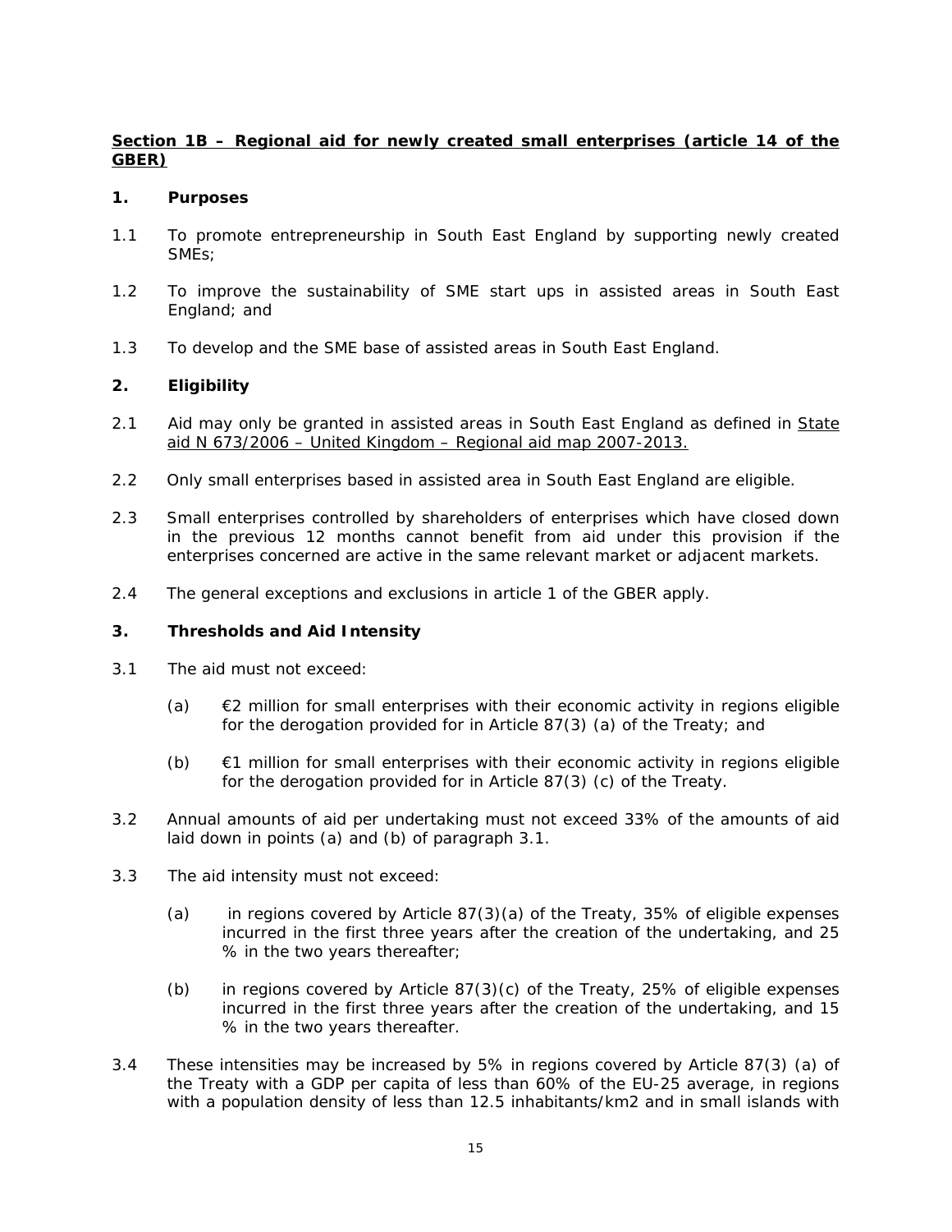**Section 1B – Regional aid for newly created small enterprises (article 14 of the GBER)**

**1. Purposes**

1.1 To promote entrepreneurship in South East England by supporting newly created SMEs;

1.2 To improve the sustainability of SME start ups in assisted areas in South East England; and

1.3 To develop and the SME base of assisted areas in South East England.

**2. Eligibility**

2.1 Aid may only be granted in assisted areas in South East England as defined in State aid N 673/2006 – United Kingdom – Regional aid map 2007-2013.

2.2 Only small enterprises based in assisted area in South East England are eligible.

2.3 Small enterprises controlled by shareholders of enterprises which have closed down in the previous 12 months cannot benefit from aid under this provision if the enterprises concerned are active in the same relevant market or adjacent markets.

2.4 The general exceptions and exclusions in article 1 of the GBER apply.

**3. Thresholds and Aid Intensity**

3.1 The aid must not exceed:

(a) €2 million for small enterprises with their economic activity in regions eligible for the derogation provided for in Article 87(3) (a) of the Treaty; and

(b) €1 million for small enterprises with their economic activity in regions eligible for the derogation provided for in Article 87(3) (c) of the Treaty.

3.2 Annual amounts of aid per undertaking must not exceed 33% of the amounts of aid laid down in points (a) and (b) of paragraph 3.1.

3.3 The aid intensity must not exceed:

(a) in regions covered by Article 87(3)(a) of the Treaty, 35% of eligible expenses incurred in the first three years after the creation of the undertaking, and 25 % in the two years thereafter;

(b) in regions covered by Article 87(3)(c) of the Treaty, 25% of eligible expenses incurred in the first three years after the creation of the undertaking, and 15 % in the two years thereafter.

3.4 These intensities may be increased by 5% in regions covered by Article 87(3) (a) of the Treaty with a GDP per capita of less than 60% of the EU-25 average, in regions with a population density of less than 12.5 inhabitants/km2 and in small islands with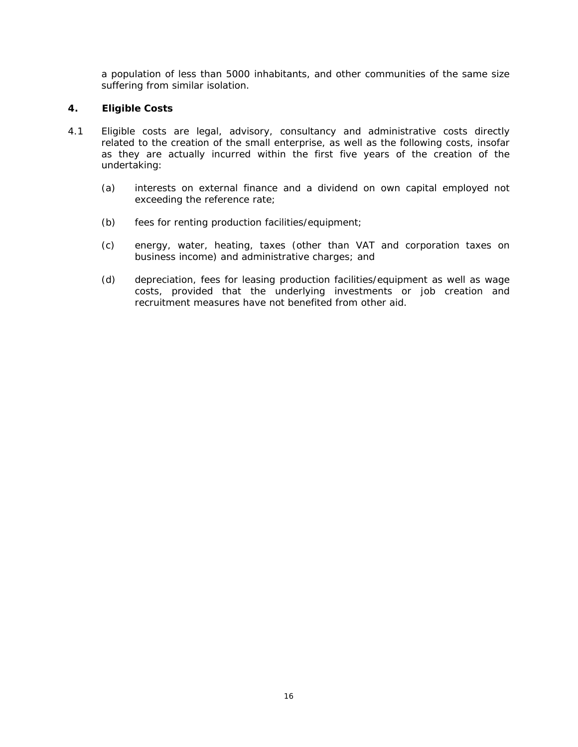a population of less than 5000 inhabitants, and other communities of the same size suffering from similar isolation.

## 4. Eligible Costs

4.1 Eligible costs are legal, advisory, consultancy and administrative costs directly related to the creation of the small enterprise, as well as the following costs, insofar as they are actually incurred within the first five years of the creation of the undertaking:

(a) interests on external finance and a dividend on own capital employed not exceeding the reference rate;

(b) fees for renting production facilities/equipment;

(c) energy, water, heating, taxes (other than VAT and corporation taxes on business income) and administrative charges; and

(d) depreciation, fees for leasing production facilities/equipment as well as wage costs, provided that the underlying investments or job creation and recruitment measures have not benefited from other aid.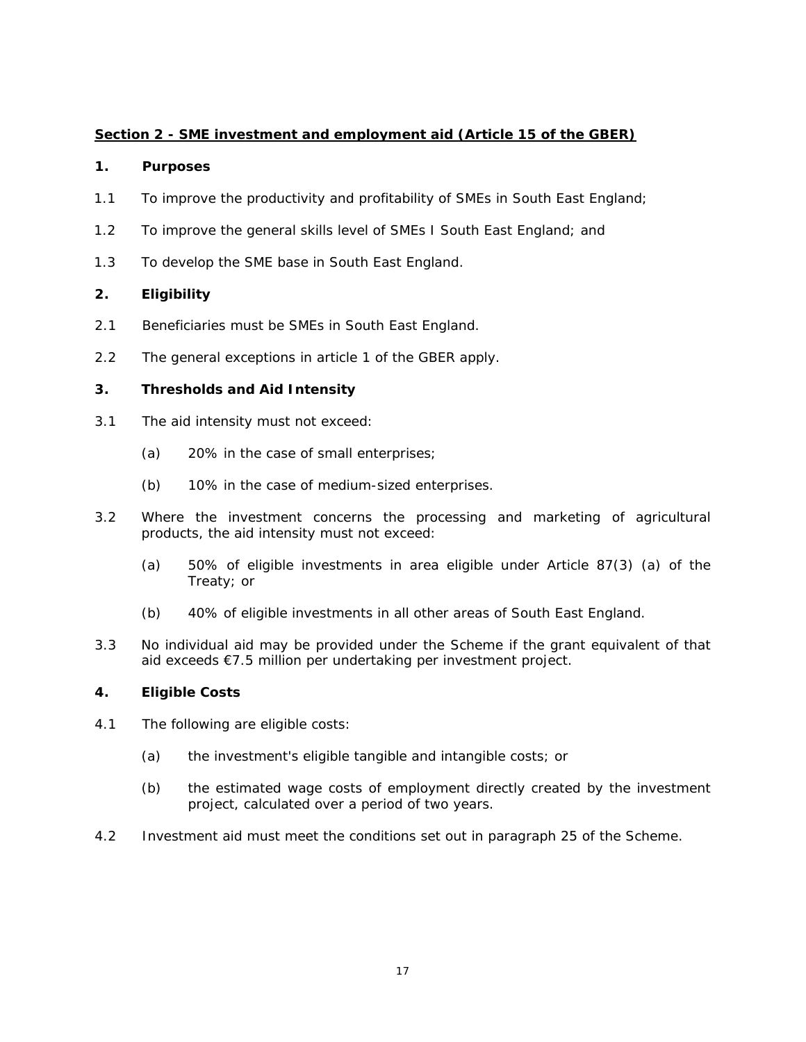## Section 2 - SME investment and employment aid (Article 15 of the GBER)

### 1. Purposes

1.1 To improve the productivity and profitability of SMEs in South East England;

1.2 To improve the general skills level of SMEs I South East England; and

1.3 To develop the SME base in South East England.

### 2. Eligibility

2.1 Beneficiaries must be SMEs in South East England.

2.2 The general exceptions in article 1 of the GBER apply.

### 3. Thresholds and Aid Intensity

3.1 The aid intensity must not exceed:

- (a) 20% in the case of small enterprises;
- (b) 10% in the case of medium-sized enterprises.

3.2 Where the investment concerns the processing and marketing of agricultural products, the aid intensity must not exceed:

- (a) 50% of eligible investments in area eligible under Article 87(3) (a) of the Treaty; or
- (b) 40% of eligible investments in all other areas of South East England.

3.3 No individual aid may be provided under the Scheme if the grant equivalent of that aid exceeds €7.5 million per undertaking per investment project.

### 4. Eligible Costs

4.1 The following are eligible costs:

- (a) the investment's eligible tangible and intangible costs; or
- (b) the estimated wage costs of employment directly created by the investment project, calculated over a period of two years.

4.2 Investment aid must meet the conditions set out in paragraph 25 of the Scheme.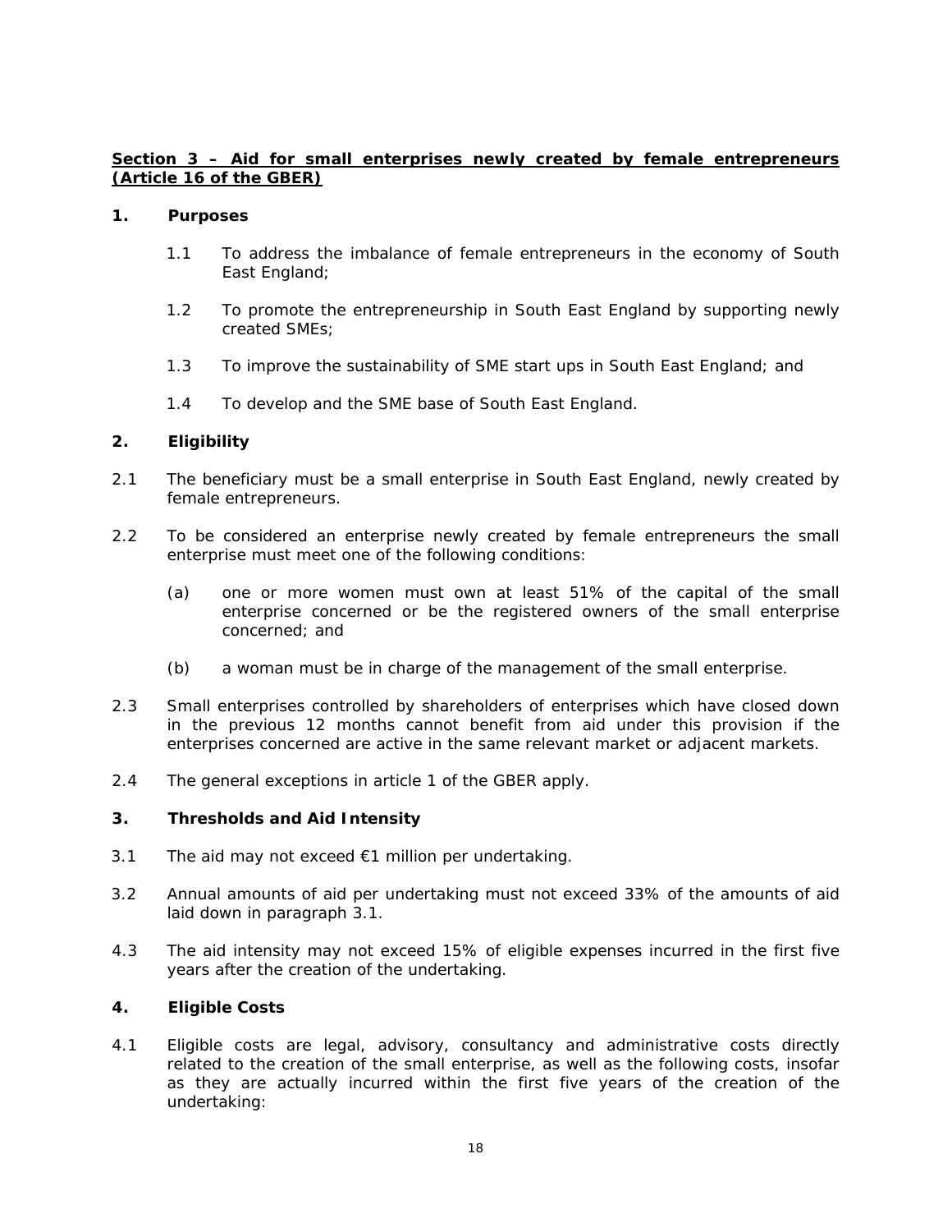**Section 3 – Aid for small enterprises newly created by female entrepreneurs (Article 16 of the GBER)**

**1. Purposes**

1.1 To address the imbalance of female entrepreneurs in the economy of South East England;

1.2 To promote the entrepreneurship in South East England by supporting newly created SMEs;

1.3 To improve the sustainability of SME start ups in South East England; and

1.4 To develop and the SME base of South East England.

**2. Eligibility**

2.1 The beneficiary must be a small enterprise in South East England, newly created by female entrepreneurs.

2.2 To be considered an enterprise newly created by female entrepreneurs the small enterprise must meet one of the following conditions:

(a) one or more women must own at least 51% of the capital of the small enterprise concerned or be the registered owners of the small enterprise concerned; and

(b) a woman must be in charge of the management of the small enterprise.

2.3 Small enterprises controlled by shareholders of enterprises which have closed down in the previous 12 months cannot benefit from aid under this provision if the enterprises concerned are active in the same relevant market or adjacent markets.

2.4 The general exceptions in article 1 of the GBER apply.

**3. Thresholds and Aid Intensity**

3.1 The aid may not exceed €1 million per undertaking.

3.2 Annual amounts of aid per undertaking must not exceed 33% of the amounts of aid laid down in paragraph 3.1.

4.3 The aid intensity may not exceed 15% of eligible expenses incurred in the first five years after the creation of the undertaking.

**4. Eligible Costs**

4.1 Eligible costs are legal, advisory, consultancy and administrative costs directly related to the creation of the small enterprise, as well as the following costs, insofar as they are actually incurred within the first five years of the creation of the undertaking: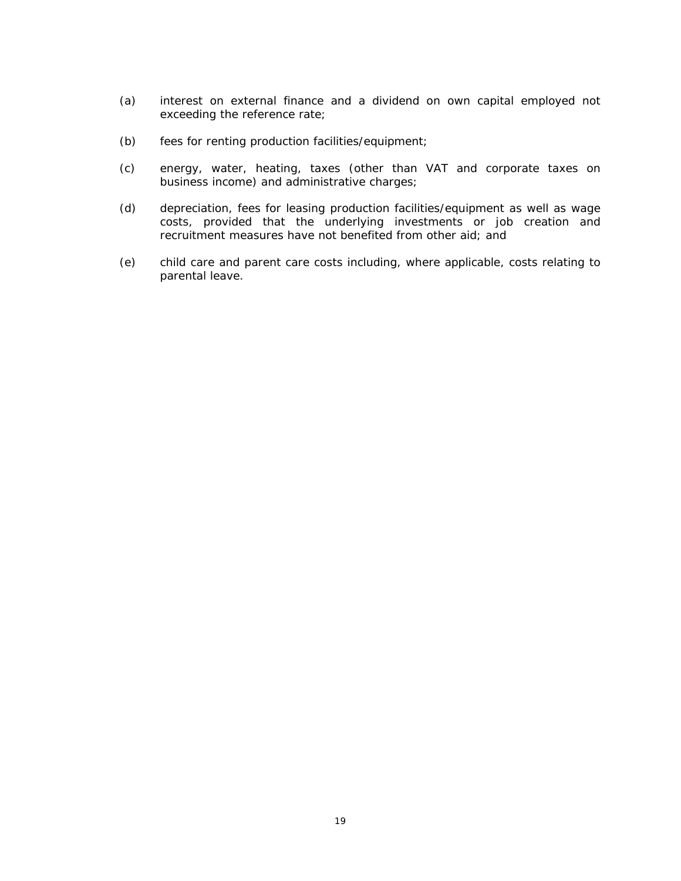(a) interest on external finance and a dividend on own capital employed not exceeding the reference rate;

(b) fees for renting production facilities/equipment;

(c) energy, water, heating, taxes (other than VAT and corporate taxes on business income) and administrative charges;

(d) depreciation, fees for leasing production facilities/equipment as well as wage costs, provided that the underlying investments or job creation and recruitment measures have not benefited from other aid; and

(e) child care and parent care costs including, where applicable, costs relating to parental leave.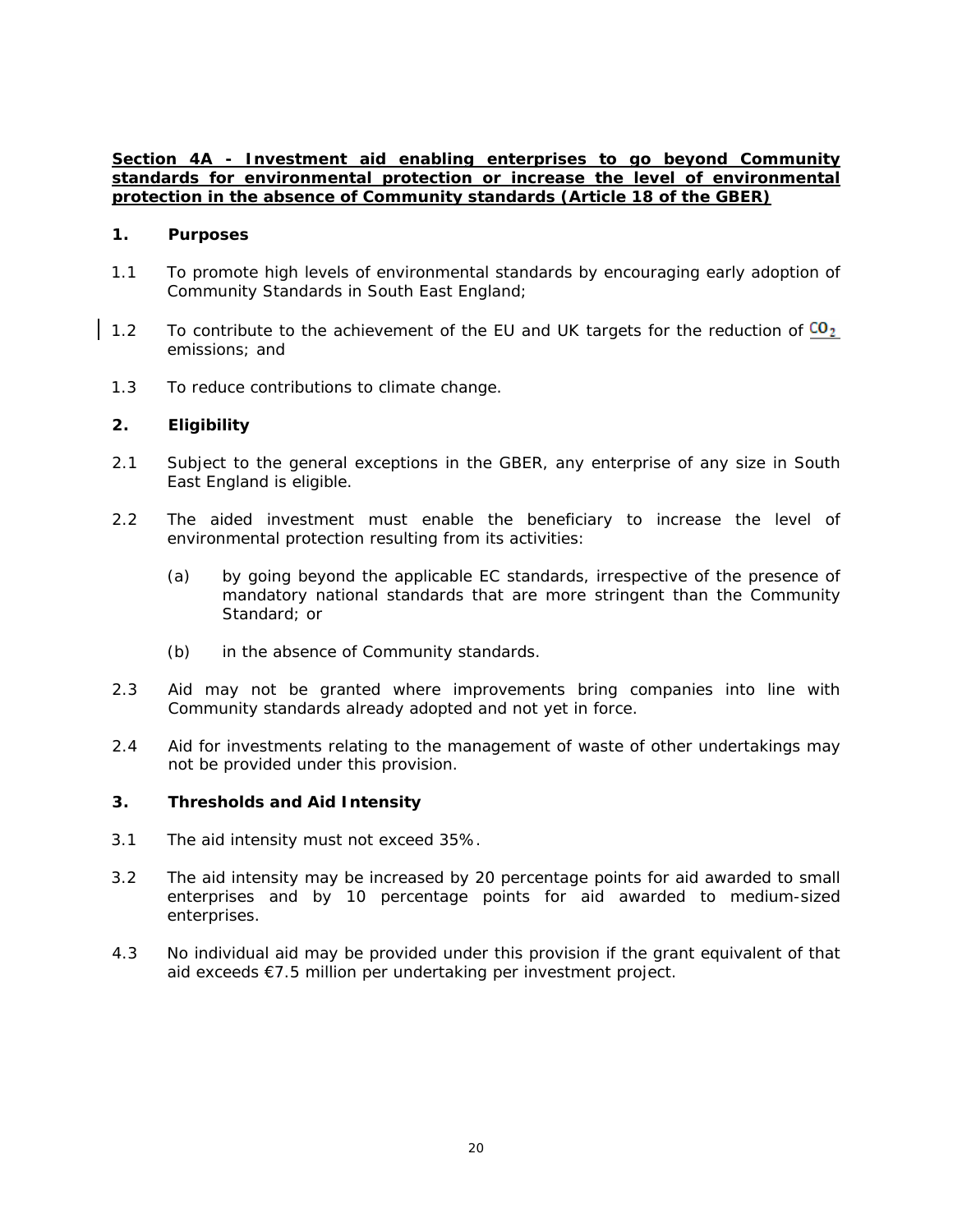**Section 4A - Investment aid enabling enterprises to go beyond Community standards for environmental protection or increase the level of environmental protection in the absence of Community standards (Article 18 of the GBER)**

**1. Purposes**

1.1 To promote high levels of environmental standards by encouraging early adoption of Community Standards in South East England;

1.2 To contribute to the achievement of the EU and UK targets for the reduction of $CO_2$ emissions; and

1.3 To reduce contributions to climate change.

**2. Eligibility**

2.1 Subject to the general exceptions in the GBER, any enterprise of any size in South East England is eligible.

2.2 The aided investment must enable the beneficiary to increase the level of environmental protection resulting from its activities:

(a) by going beyond the applicable EC standards, irrespective of the presence of mandatory national standards that are more stringent than the Community Standard; or

(b) in the absence of Community standards.

2.3 Aid may not be granted where improvements bring companies into line with Community standards already adopted and not yet in force.

2.4 Aid for investments relating to the management of waste of other undertakings may not be provided under this provision.

**3. Thresholds and Aid Intensity**

3.1 The aid intensity must not exceed 35%.

3.2 The aid intensity may be increased by 20 percentage points for aid awarded to small enterprises and by 10 percentage points for aid awarded to medium-sized enterprises.

4.3 No individual aid may be provided under this provision if the grant equivalent of that aid exceeds €7.5 million per undertaking per investment project.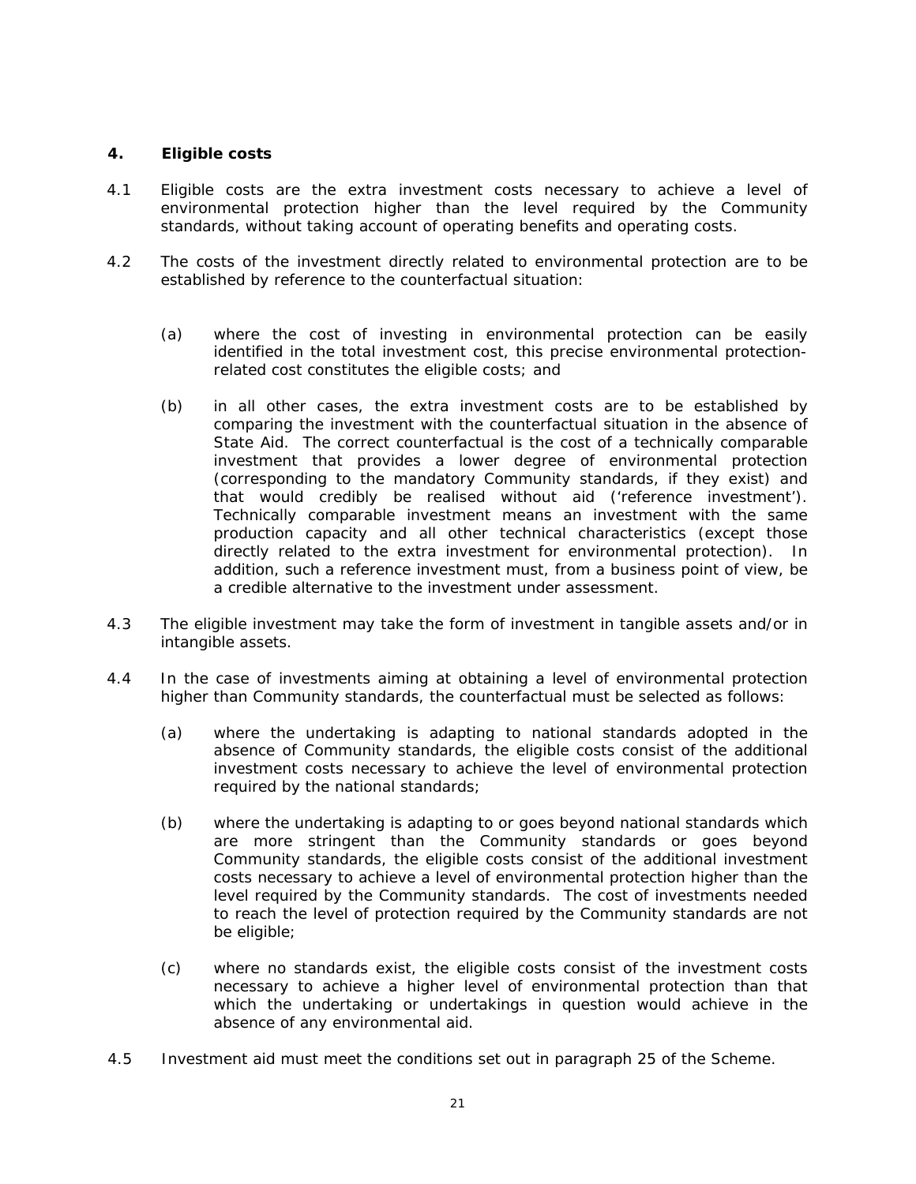## 4. Eligible costs

4.1 Eligible costs are the extra investment costs necessary to achieve a level of environmental protection higher than the level required by the Community standards, without taking account of operating benefits and operating costs.

4.2 The costs of the investment directly related to environmental protection are to be established by reference to the counterfactual situation:

(a) where the cost of investing in environmental protection can be easily identified in the total investment cost, this precise environmental protection-related cost constitutes the eligible costs; and

(b) in all other cases, the extra investment costs are to be established by comparing the investment with the counterfactual situation in the absence of State Aid. The correct counterfactual is the cost of a technically comparable investment that provides a lower degree of environmental protection (corresponding to the mandatory Community standards, if they exist) and that would credibly be realised without aid ('reference investment'). Technically comparable investment means an investment with the same production capacity and all other technical characteristics (except those directly related to the extra investment for environmental protection). In addition, such a reference investment must, from a business point of view, be a credible alternative to the investment under assessment.

4.3 The eligible investment may take the form of investment in tangible assets and/or in intangible assets.

4.4 In the case of investments aiming at obtaining a level of environmental protection higher than Community standards, the counterfactual must be selected as follows:

(a) where the undertaking is adapting to national standards adopted in the absence of Community standards, the eligible costs consist of the additional investment costs necessary to achieve the level of environmental protection required by the national standards;

(b) where the undertaking is adapting to or goes beyond national standards which are more stringent than the Community standards or goes beyond Community standards, the eligible costs consist of the additional investment costs necessary to achieve a level of environmental protection higher than the level required by the Community standards. The cost of investments needed to reach the level of protection required by the Community standards are not be eligible;

(c) where no standards exist, the eligible costs consist of the investment costs necessary to achieve a higher level of environmental protection than that which the undertaking or undertakings in question would achieve in the absence of any environmental aid.

4.5 Investment aid must meet the conditions set out in paragraph 25 of the Scheme.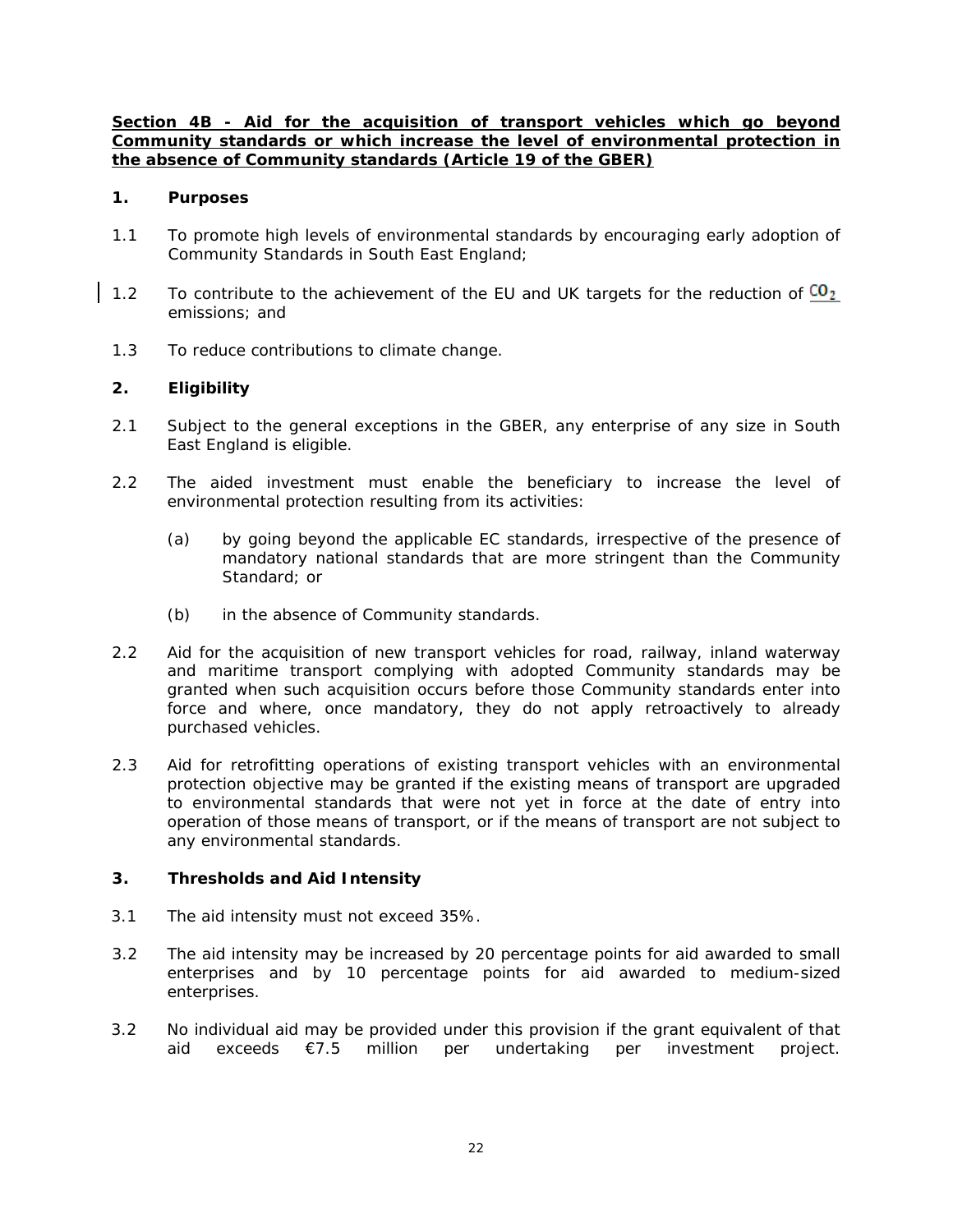**Section 4B - Aid for the acquisition of transport vehicles which go beyond Community standards or which increase the level of environmental protection in the absence of Community standards (Article 19 of the GBER)**

**1. Purposes**

1.1 To promote high levels of environmental standards by encouraging early adoption of Community Standards in South East England;

1.2 To contribute to the achievement of the EU and UK targets for the reduction of $CO_2$ emissions; and

1.3 To reduce contributions to climate change.

**2. Eligibility**

2.1 Subject to the general exceptions in the GBER, any enterprise of any size in South East England is eligible.

2.2 The aided investment must enable the beneficiary to increase the level of environmental protection resulting from its activities:

(a) by going beyond the applicable EC standards, irrespective of the presence of mandatory national standards that are more stringent than the Community Standard; or

(b) in the absence of Community standards.

2.2 Aid for the acquisition of new transport vehicles for road, railway, inland waterway and maritime transport complying with adopted Community standards may be granted when such acquisition occurs before those Community standards enter into force and where, once mandatory, they do not apply retroactively to already purchased vehicles.

2.3 Aid for retrofitting operations of existing transport vehicles with an environmental protection objective may be granted if the existing means of transport are upgraded to environmental standards that were not yet in force at the date of entry into operation of those means of transport, or if the means of transport are not subject to any environmental standards.

**3. Thresholds and Aid Intensity**

3.1 The aid intensity must not exceed 35%.

3.2 The aid intensity may be increased by 20 percentage points for aid awarded to small enterprises and by 10 percentage points for aid awarded to medium-sized enterprises.

3.2 No individual aid may be provided under this provision if the grant equivalent of that aid exceeds €7.5 million per undertaking per investment project.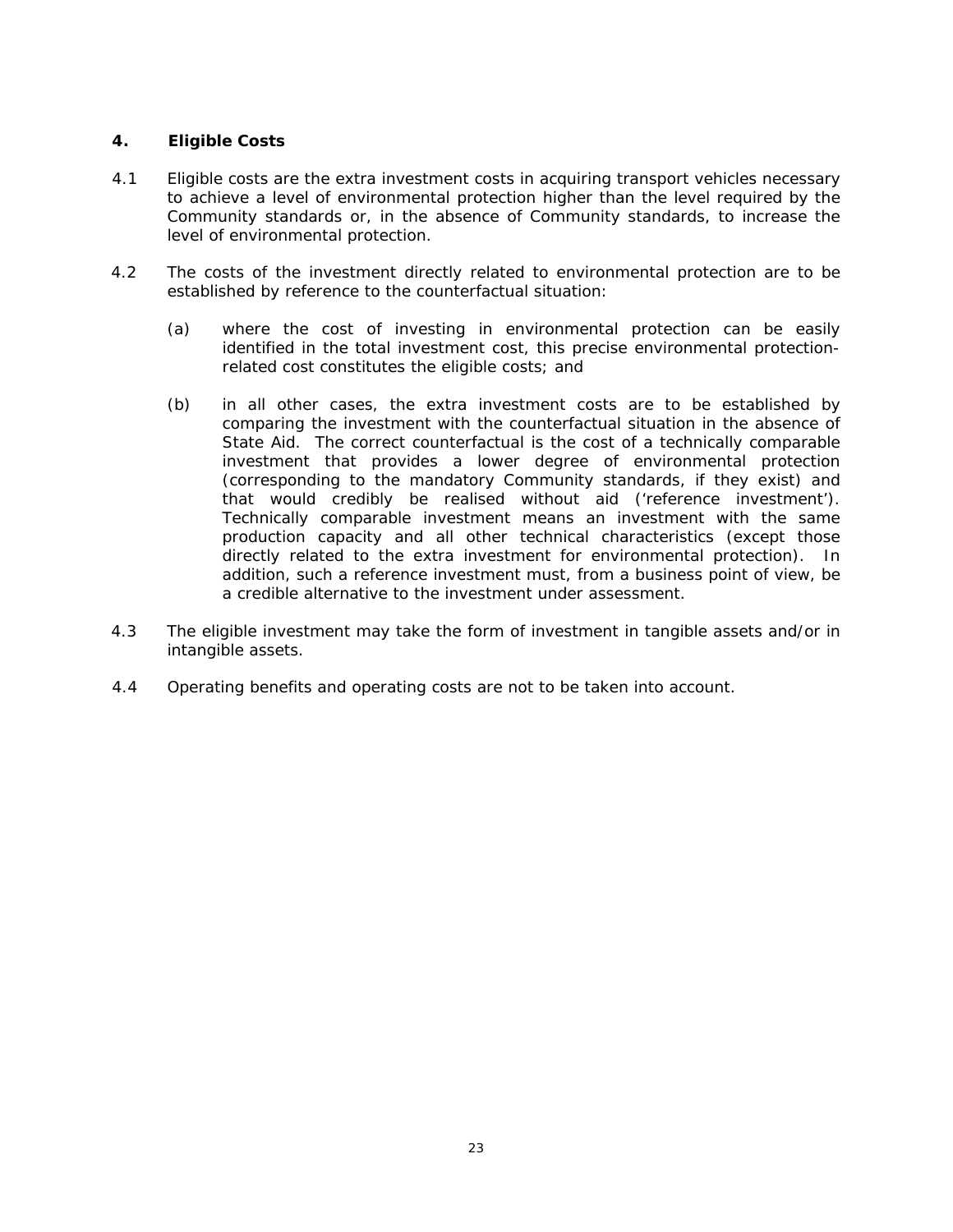## 4. Eligible Costs

4.1 Eligible costs are the extra investment costs in acquiring transport vehicles necessary to achieve a level of environmental protection higher than the level required by the Community standards or, in the absence of Community standards, to increase the level of environmental protection.

4.2 The costs of the investment directly related to environmental protection are to be established by reference to the counterfactual situation:

(a) where the cost of investing in environmental protection can be easily identified in the total investment cost, this precise environmental protection-related cost constitutes the eligible costs; and

(b) in all other cases, the extra investment costs are to be established by comparing the investment with the counterfactual situation in the absence of State Aid. The correct counterfactual is the cost of a technically comparable investment that provides a lower degree of environmental protection (corresponding to the mandatory Community standards, if they exist) and that would credibly be realised without aid ('reference investment'). Technically comparable investment means an investment with the same production capacity and all other technical characteristics (except those directly related to the extra investment for environmental protection). In addition, such a reference investment must, from a business point of view, be a credible alternative to the investment under assessment.

4.3 The eligible investment may take the form of investment in tangible assets and/or in intangible assets.

4.4 Operating benefits and operating costs are not to be taken into account.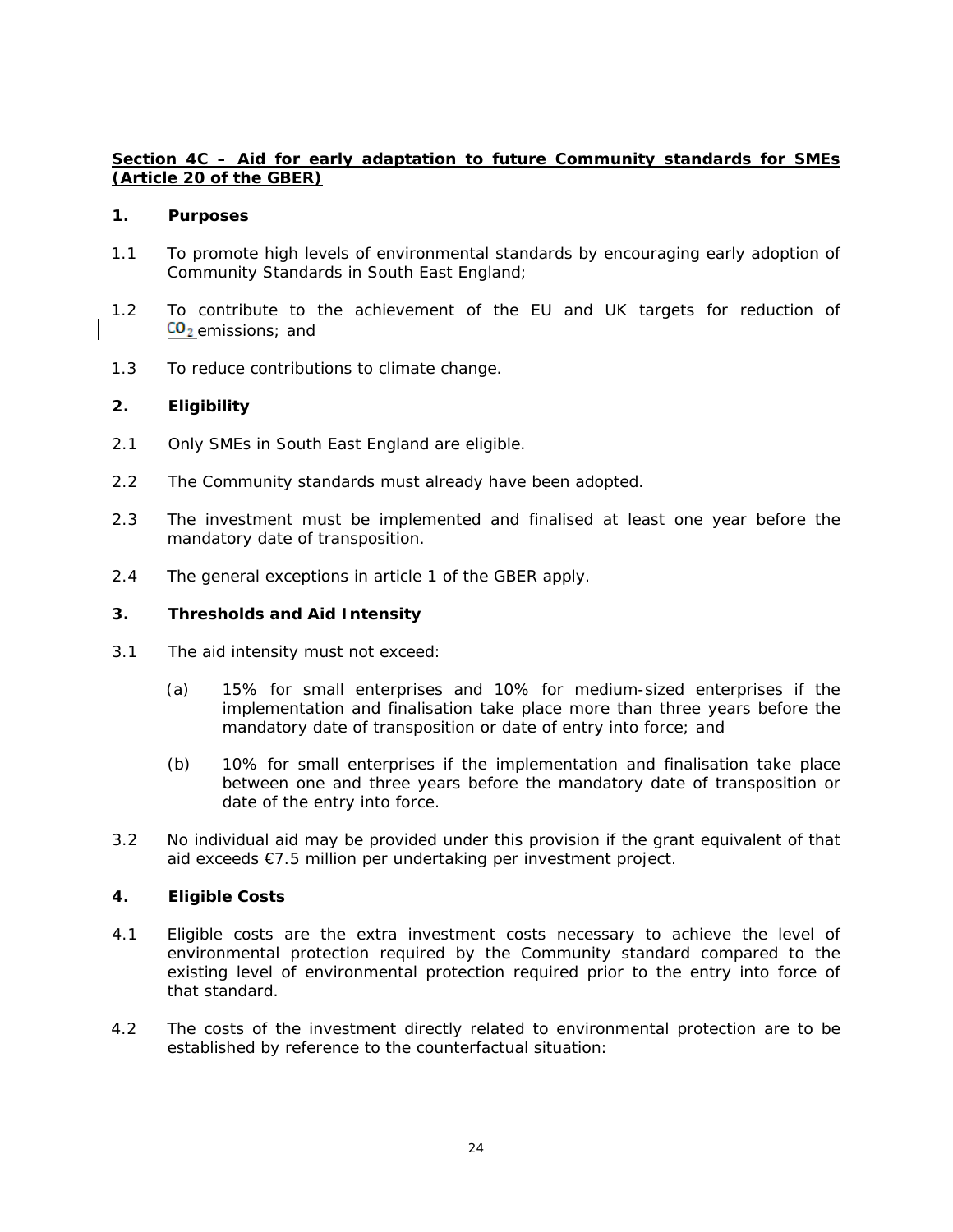## Section 4C – Aid for early adaptation to future Community standards for SMEs (Article 20 of the GBER)

### 1. Purposes

1.1 To promote high levels of environmental standards by encouraging early adoption of Community Standards in South East England;

1.2 To contribute to the achievement of the EU and UK targets for reduction of $CO_2$ emissions; and

1.3 To reduce contributions to climate change.

### 2. Eligibility

2.1 Only SMEs in South East England are eligible.

2.2 The Community standards must already have been adopted.

2.3 The investment must be implemented and finalised at least one year before the mandatory date of transposition.

2.4 The general exceptions in article 1 of the GBER apply.

### 3. Thresholds and Aid Intensity

3.1 The aid intensity must not exceed:

(a) 15% for small enterprises and 10% for medium-sized enterprises if the implementation and finalisation take place more than three years before the mandatory date of transposition or date of entry into force; and

(b) 10% for small enterprises if the implementation and finalisation take place between one and three years before the mandatory date of transposition or date of the entry into force.

3.2 No individual aid may be provided under this provision if the grant equivalent of that aid exceeds €7.5 million per undertaking per investment project.

### 4. Eligible Costs

4.1 Eligible costs are the extra investment costs necessary to achieve the level of environmental protection required by the Community standard compared to the existing level of environmental protection required prior to the entry into force of that standard.

4.2 The costs of the investment directly related to environmental protection are to be established by reference to the counterfactual situation: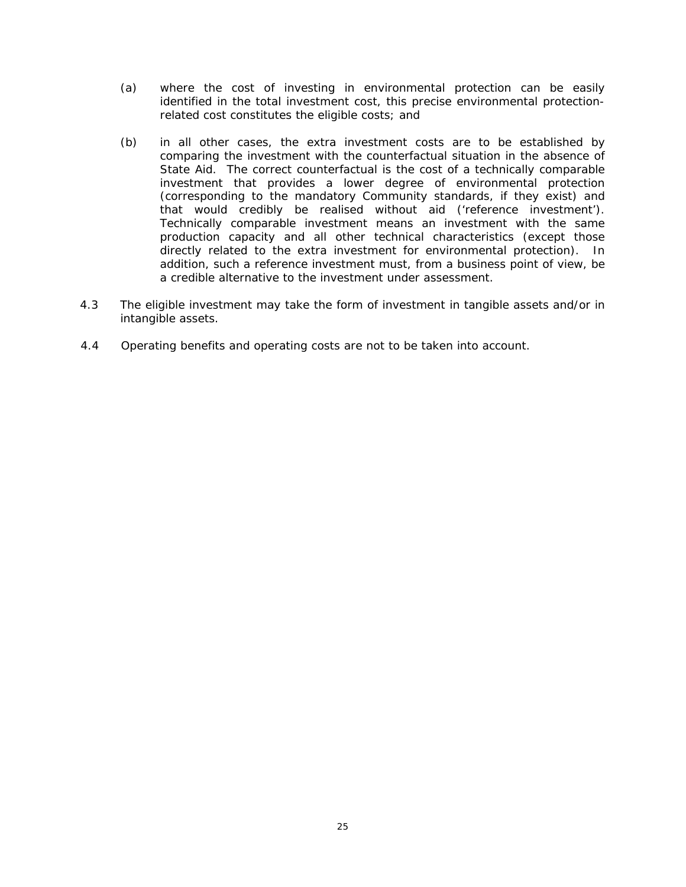(a) where the cost of investing in environmental protection can be easily identified in the total investment cost, this precise environmental protection-related cost constitutes the eligible costs; and

(b) in all other cases, the extra investment costs are to be established by comparing the investment with the counterfactual situation in the absence of State Aid. The correct counterfactual is the cost of a technically comparable investment that provides a lower degree of environmental protection (corresponding to the mandatory Community standards, if they exist) and that would credibly be realised without aid ('reference investment'). Technically comparable investment means an investment with the same production capacity and all other technical characteristics (except those directly related to the extra investment for environmental protection). In addition, such a reference investment must, from a business point of view, be a credible alternative to the investment under assessment.

4.3 The eligible investment may take the form of investment in tangible assets and/or in intangible assets.

4.4 Operating benefits and operating costs are not to be taken into account.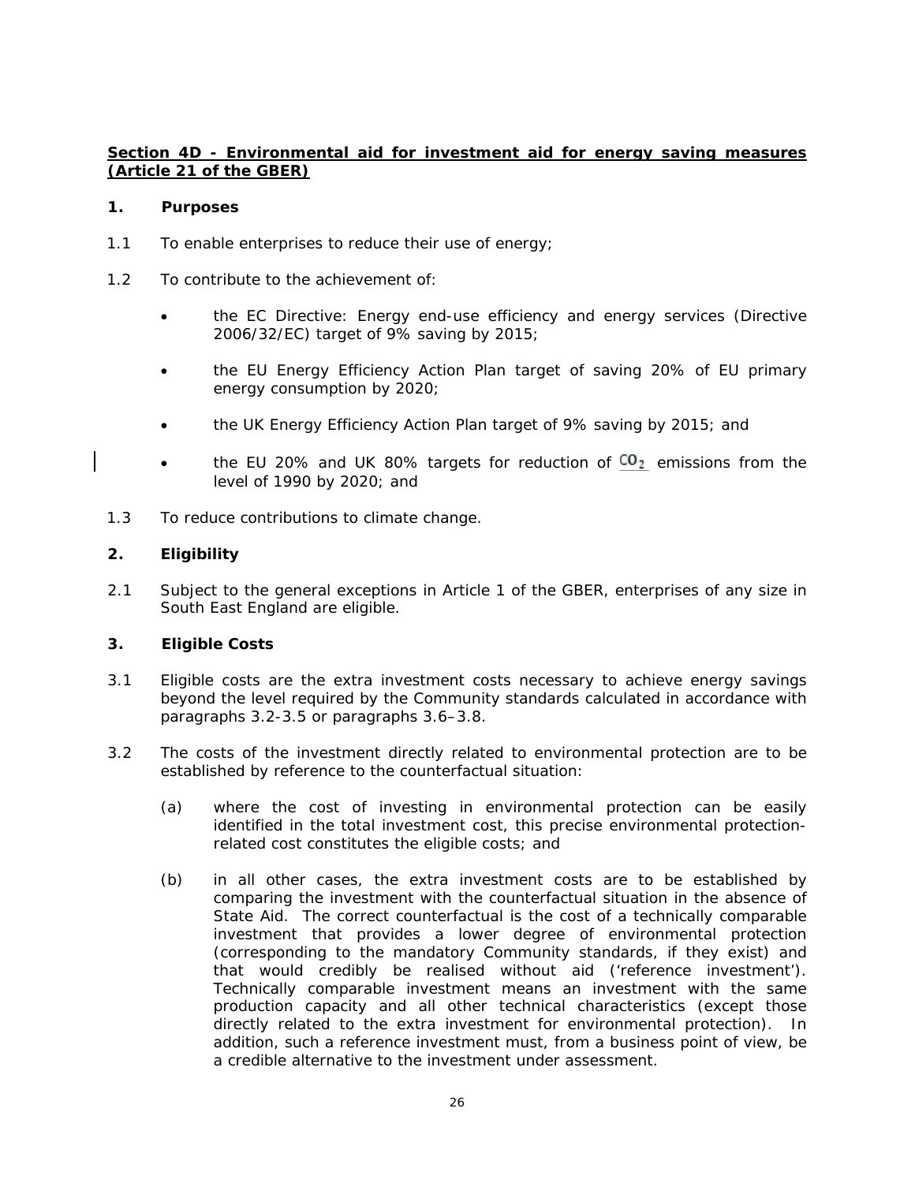## Section 4D - Environmental aid for investment aid for energy saving measures (Article 21 of the GBER)

### 1. Purposes

1.1 To enable enterprises to reduce their use of energy;

1.2 To contribute to the achievement of:

- the EC Directive: Energy end-use efficiency and energy services (Directive 2006/32/EC) target of 9% saving by 2015;
- the EU Energy Efficiency Action Plan target of saving 20% of EU primary energy consumption by 2020;
- the UK Energy Efficiency Action Plan target of 9% saving by 2015; and
- the EU 20% and UK 80% targets for reduction of $CO_2$ emissions from the level of 1990 by 2020; and

1.3 To reduce contributions to climate change.

### 2. Eligibility

2.1 Subject to the general exceptions in Article 1 of the GBER, enterprises of any size in South East England are eligible.

### 3. Eligible Costs

3.1 Eligible costs are the extra investment costs necessary to achieve energy savings beyond the level required by the Community standards calculated in accordance with paragraphs 3.2-3.5 or paragraphs 3.6–3.8.

3.2 The costs of the investment directly related to environmental protection are to be established by reference to the counterfactual situation:

(a) where the cost of investing in environmental protection can be easily identified in the total investment cost, this precise environmental protection-related cost constitutes the eligible costs; and

(b) in all other cases, the extra investment costs are to be established by comparing the investment with the counterfactual situation in the absence of State Aid. The correct counterfactual is the cost of a technically comparable investment that provides a lower degree of environmental protection (corresponding to the mandatory Community standards, if they exist) and that would credibly be realised without aid ('reference investment'). Technically comparable investment means an investment with the same production capacity and all other technical characteristics (except those directly related to the extra investment for environmental protection). In addition, such a reference investment must, from a business point of view, be a credible alternative to the investment under assessment.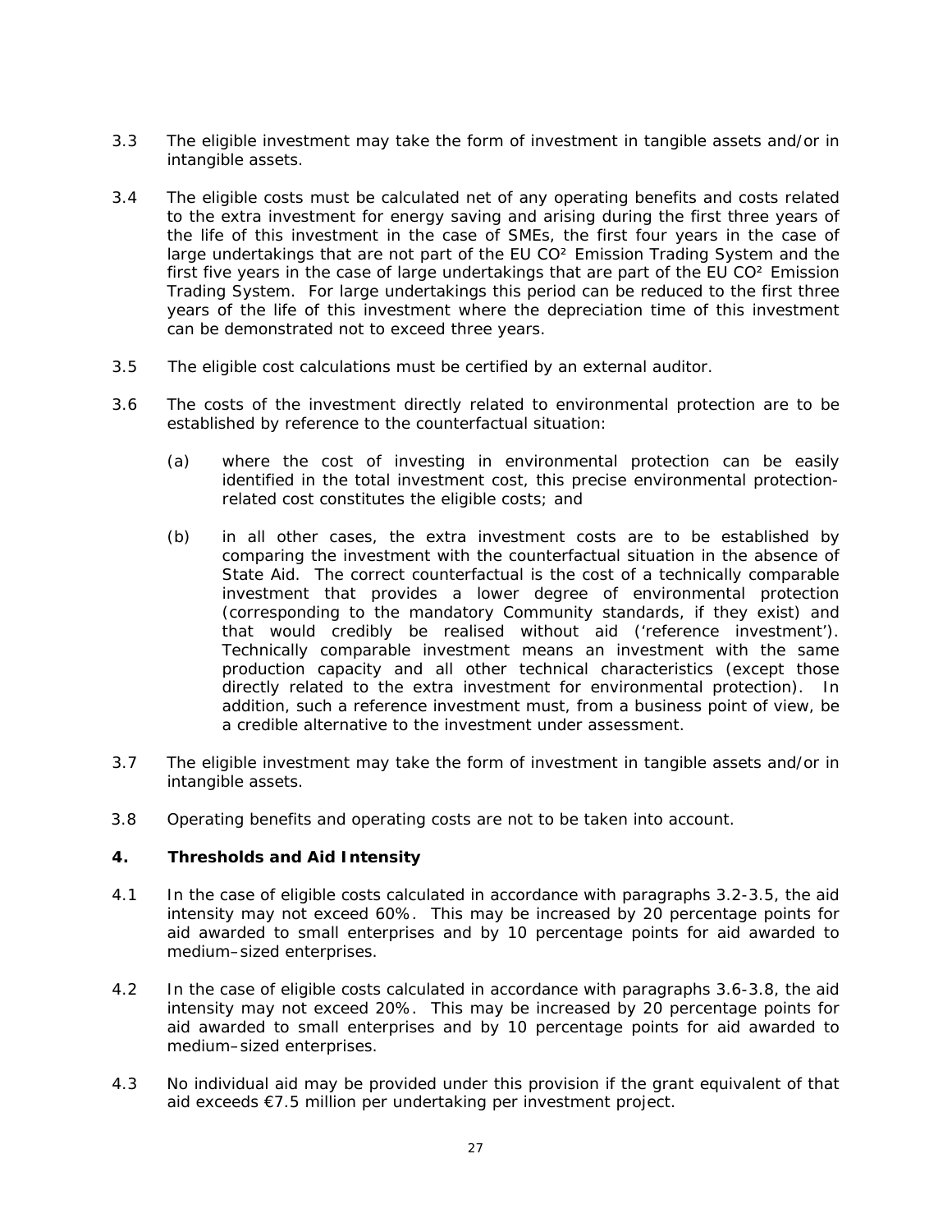3.3 The eligible investment may take the form of investment in tangible assets and/or in intangible assets.

3.4 The eligible costs must be calculated net of any operating benefits and costs related to the extra investment for energy saving and arising during the first three years of the life of this investment in the case of SMEs, the first four years in the case of large undertakings that are not part of the EU $CO^2$ Emission Trading System and the first five years in the case of large undertakings that are part of the EU $CO^2$ Emission Trading System. For large undertakings this period can be reduced to the first three years of the life of this investment where the depreciation time of this investment can be demonstrated not to exceed three years.

3.5 The eligible cost calculations must be certified by an external auditor.

3.6 The costs of the investment directly related to environmental protection are to be established by reference to the counterfactual situation:

(a) where the cost of investing in environmental protection can be easily identified in the total investment cost, this precise environmental protection-related cost constitutes the eligible costs; and

(b) in all other cases, the extra investment costs are to be established by comparing the investment with the counterfactual situation in the absence of State Aid. The correct counterfactual is the cost of a technically comparable investment that provides a lower degree of environmental protection (corresponding to the mandatory Community standards, if they exist) and that would credibly be realised without aid ('reference investment'). Technically comparable investment means an investment with the same production capacity and all other technical characteristics (except those directly related to the extra investment for environmental protection). In addition, such a reference investment must, from a business point of view, be a credible alternative to the investment under assessment.

3.7 The eligible investment may take the form of investment in tangible assets and/or in intangible assets.

3.8 Operating benefits and operating costs are not to be taken into account.

## 4. Thresholds and Aid Intensity

4.1 In the case of eligible costs calculated in accordance with paragraphs 3.2-3.5, the aid intensity may not exceed 60%. This may be increased by 20 percentage points for aid awarded to small enterprises and by 10 percentage points for aid awarded to medium–sized enterprises.

4.2 In the case of eligible costs calculated in accordance with paragraphs 3.6-3.8, the aid intensity may not exceed 20%. This may be increased by 20 percentage points for aid awarded to small enterprises and by 10 percentage points for aid awarded to medium–sized enterprises.

4.3 No individual aid may be provided under this provision if the grant equivalent of that aid exceeds €7.5 million per undertaking per investment project.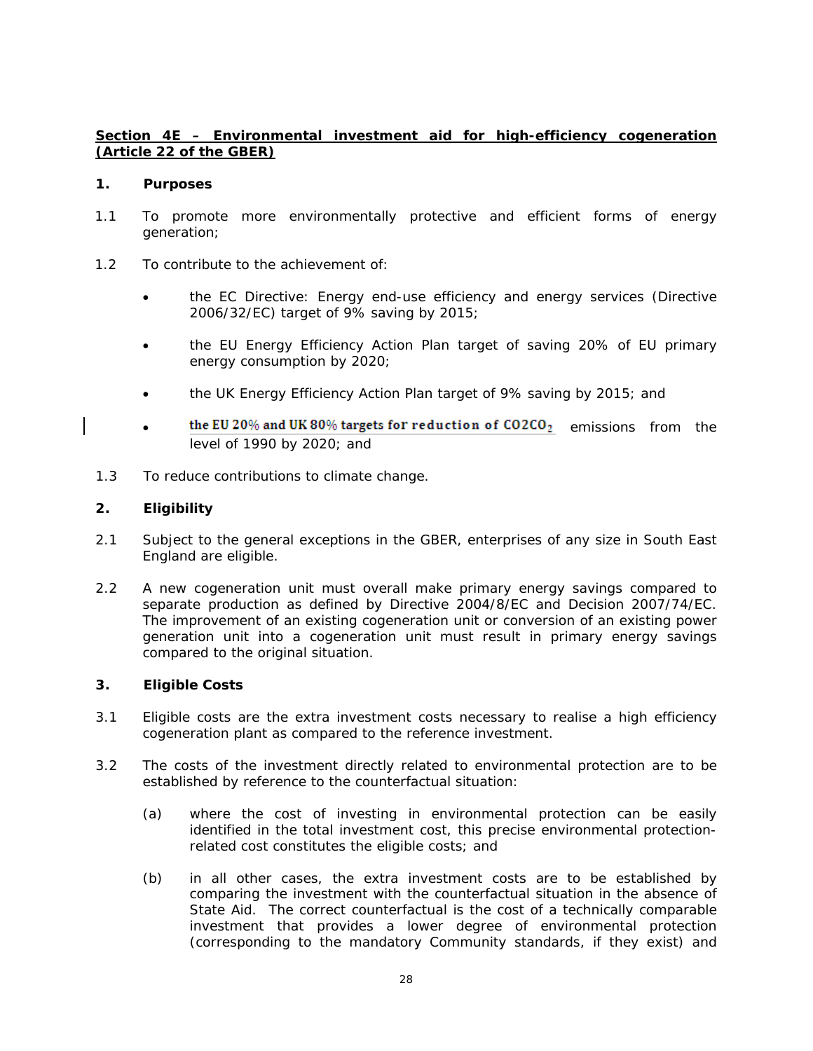**Section 4E – Environmental investment aid for high-efficiency cogeneration (Article 22 of the GBER)**

**1. Purposes**

1.1 To promote more environmentally protective and efficient forms of energy generation;

1.2 To contribute to the achievement of:

- the EC Directive: Energy end-use efficiency and energy services (Directive 2006/32/EC) target of 9% saving by 2015;
- the EU Energy Efficiency Action Plan target of saving 20% of EU primary energy consumption by 2020;
- the UK Energy Efficiency Action Plan target of 9% saving by 2015; and
- the EU 20% and UK 80% targets for reduction of CO2 $CO_2$ emissions from the level of 1990 by 2020; and

1.3 To reduce contributions to climate change.

**2. Eligibility**

2.1 Subject to the general exceptions in the GBER, enterprises of any size in South East England are eligible.

2.2 A new cogeneration unit must overall make primary energy savings compared to separate production as defined by Directive 2004/8/EC and Decision 2007/74/EC. The improvement of an existing cogeneration unit or conversion of an existing power generation unit into a cogeneration unit must result in primary energy savings compared to the original situation.

**3. Eligible Costs**

3.1 Eligible costs are the extra investment costs necessary to realise a high efficiency cogeneration plant as compared to the reference investment.

3.2 The costs of the investment directly related to environmental protection are to be established by reference to the counterfactual situation:

(a) where the cost of investing in environmental protection can be easily identified in the total investment cost, this precise environmental protection-related cost constitutes the eligible costs; and

(b) in all other cases, the extra investment costs are to be established by comparing the investment with the counterfactual situation in the absence of State Aid. The correct counterfactual is the cost of a technically comparable investment that provides a lower degree of environmental protection (corresponding to the mandatory Community standards, if they exist) and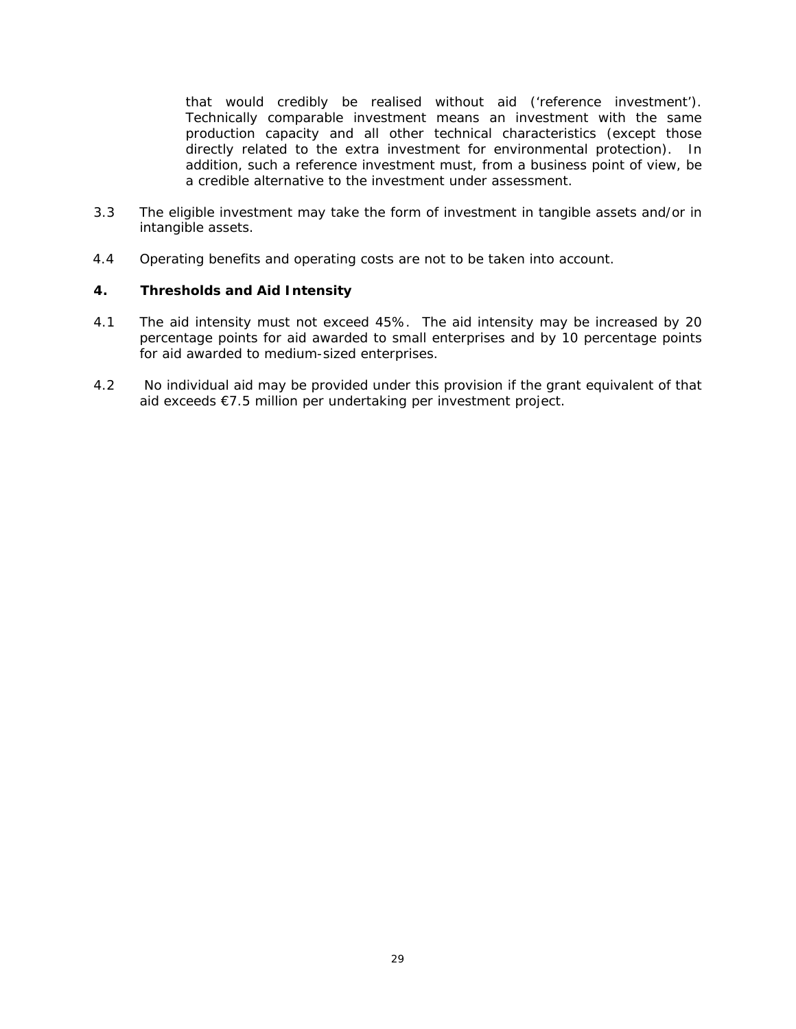that would credibly be realised without aid ('reference investment'). Technically comparable investment means an investment with the same production capacity and all other technical characteristics (except those directly related to the extra investment for environmental protection). In addition, such a reference investment must, from a business point of view, be a credible alternative to the investment under assessment.

3.3 The eligible investment may take the form of investment in tangible assets and/or in intangible assets.

4.4 Operating benefits and operating costs are not to be taken into account.

**4. Thresholds and Aid Intensity**

4.1 The aid intensity must not exceed 45%. The aid intensity may be increased by 20 percentage points for aid awarded to small enterprises and by 10 percentage points for aid awarded to medium-sized enterprises.

4.2 No individual aid may be provided under this provision if the grant equivalent of that aid exceeds €7.5 million per undertaking per investment project.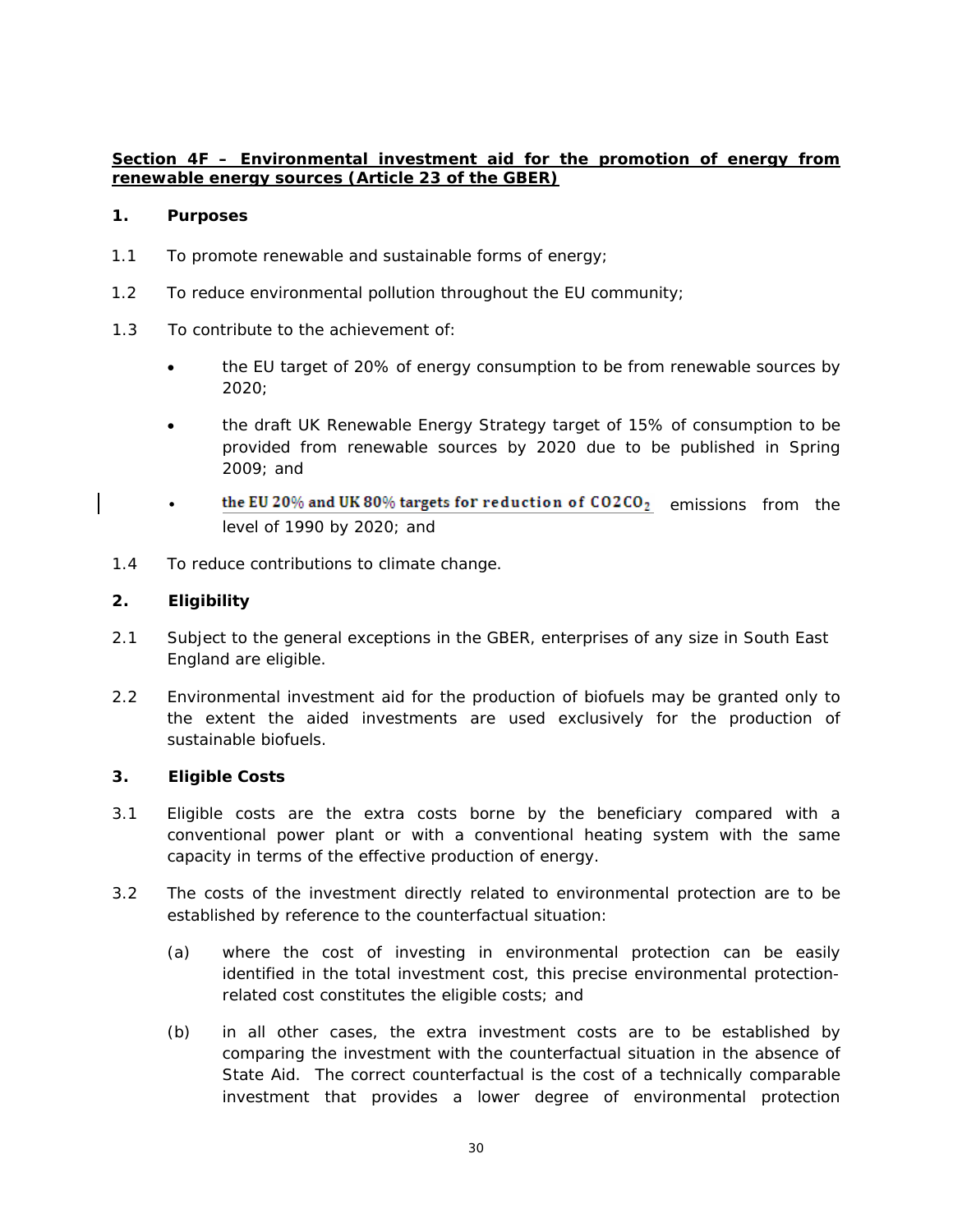**Section 4F – Environmental investment aid for the promotion of energy from renewable energy sources (Article 23 of the GBER)**

**1. Purposes**

1.1 To promote renewable and sustainable forms of energy;

1.2 To reduce environmental pollution throughout the EU community;

1.3 To contribute to the achievement of:

- the EU target of 20% of energy consumption to be from renewable sources by 2020;
- the draft UK Renewable Energy Strategy target of 15% of consumption to be provided from renewable sources by 2020 due to be published in Spring 2009; and
- the EU 20% and UK 80% targets for reduction of CO2$CO_2$ emissions from the level of 1990 by 2020; and

1.4 To reduce contributions to climate change.

**2. Eligibility**

2.1 Subject to the general exceptions in the GBER, enterprises of any size in South East England are eligible.

2.2 Environmental investment aid for the production of biofuels may be granted only to the extent the aided investments are used exclusively for the production of sustainable biofuels.

**3. Eligible Costs**

3.1 Eligible costs are the extra costs borne by the beneficiary compared with a conventional power plant or with a conventional heating system with the same capacity in terms of the effective production of energy.

3.2 The costs of the investment directly related to environmental protection are to be established by reference to the counterfactual situation:

(a) where the cost of investing in environmental protection can be easily identified in the total investment cost, this precise environmental protection-related cost constitutes the eligible costs; and

(b) in all other cases, the extra investment costs are to be established by comparing the investment with the counterfactual situation in the absence of State Aid. The correct counterfactual is the cost of a technically comparable investment that provides a lower degree of environmental protection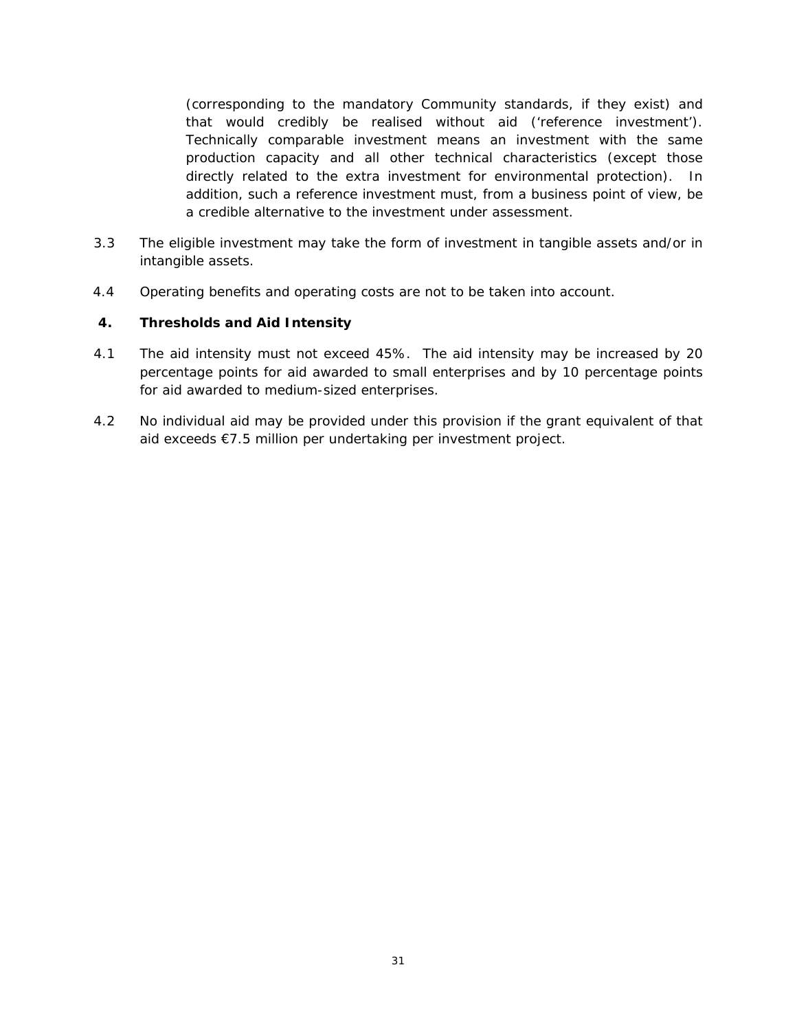(corresponding to the mandatory Community standards, if they exist) and that would credibly be realised without aid ('reference investment'). Technically comparable investment means an investment with the same production capacity and all other technical characteristics (except those directly related to the extra investment for environmental protection). In addition, such a reference investment must, from a business point of view, be a credible alternative to the investment under assessment.

3.3 The eligible investment may take the form of investment in tangible assets and/or in intangible assets.

4.4 Operating benefits and operating costs are not to be taken into account.

## 4. Thresholds and Aid Intensity

4.1 The aid intensity must not exceed 45%. The aid intensity may be increased by 20 percentage points for aid awarded to small enterprises and by 10 percentage points for aid awarded to medium-sized enterprises.

4.2 No individual aid may be provided under this provision if the grant equivalent of that aid exceeds €7.5 million per undertaking per investment project.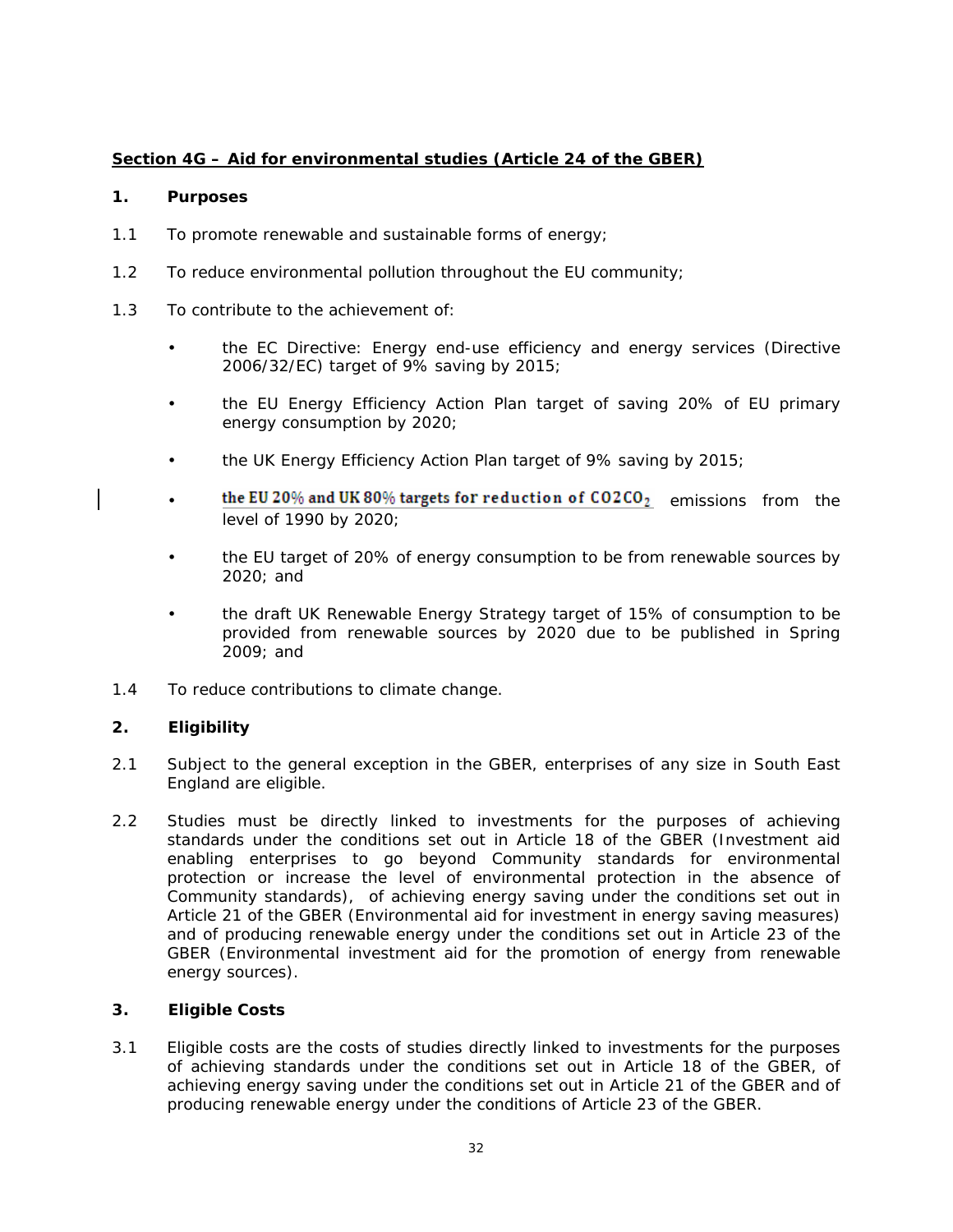## Section 4G – Aid for environmental studies (Article 24 of the GBER)

**1. Purposes**

1.1 To promote renewable and sustainable forms of energy;

1.2 To reduce environmental pollution throughout the EU community;

1.3 To contribute to the achievement of:

- the EC Directive: Energy end-use efficiency and energy services (Directive 2006/32/EC) target of 9% saving by 2015;
- the EU Energy Efficiency Action Plan target of saving 20% of EU primary energy consumption by 2020;
- the UK Energy Efficiency Action Plan target of 9% saving by 2015;
- the EU 20% and UK 80% targets for reduction of CO2$CO_2$ emissions from the level of 1990 by 2020;
- the EU target of 20% of energy consumption to be from renewable sources by 2020; and
- the draft UK Renewable Energy Strategy target of 15% of consumption to be provided from renewable sources by 2020 due to be published in Spring 2009; and

1.4 To reduce contributions to climate change.

**2. Eligibility**

2.1 Subject to the general exception in the GBER, enterprises of any size in South East England are eligible.

2.2 Studies must be directly linked to investments for the purposes of achieving standards under the conditions set out in Article 18 of the GBER (Investment aid enabling enterprises to go beyond Community standards for environmental protection or increase the level of environmental protection in the absence of Community standards), of achieving energy saving under the conditions set out in Article 21 of the GBER (Environmental aid for investment in energy saving measures) and of producing renewable energy under the conditions set out in Article 23 of the GBER (Environmental investment aid for the promotion of energy from renewable energy sources).

**3. Eligible Costs**

3.1 Eligible costs are the costs of studies directly linked to investments for the purposes of achieving standards under the conditions set out in Article 18 of the GBER, of achieving energy saving under the conditions set out in Article 21 of the GBER and of producing renewable energy under the conditions of Article 23 of the GBER.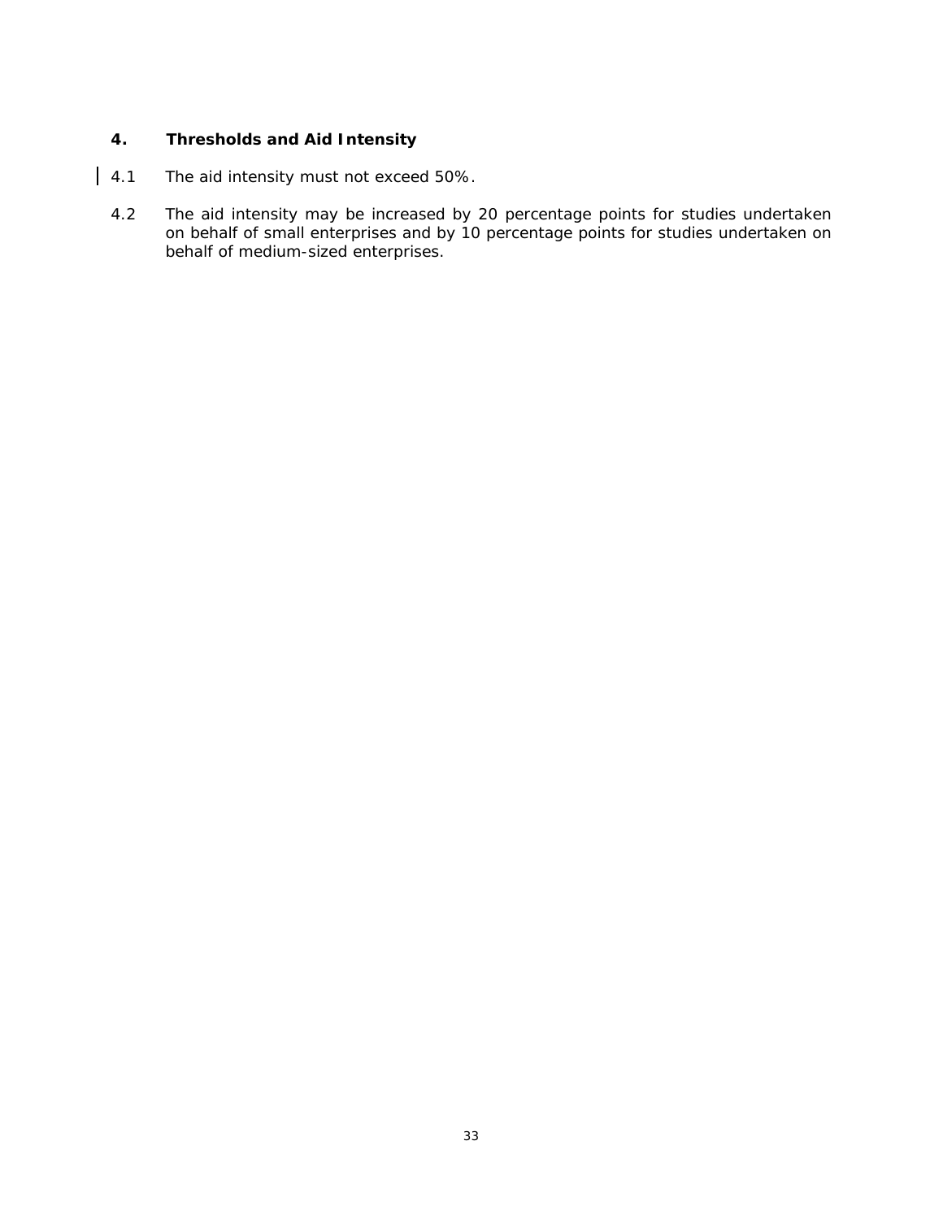## 4. Thresholds and Aid Intensity

4.1 The aid intensity must not exceed 50%.

4.2 The aid intensity may be increased by 20 percentage points for studies undertaken on behalf of small enterprises and by 10 percentage points for studies undertaken on behalf of medium-sized enterprises.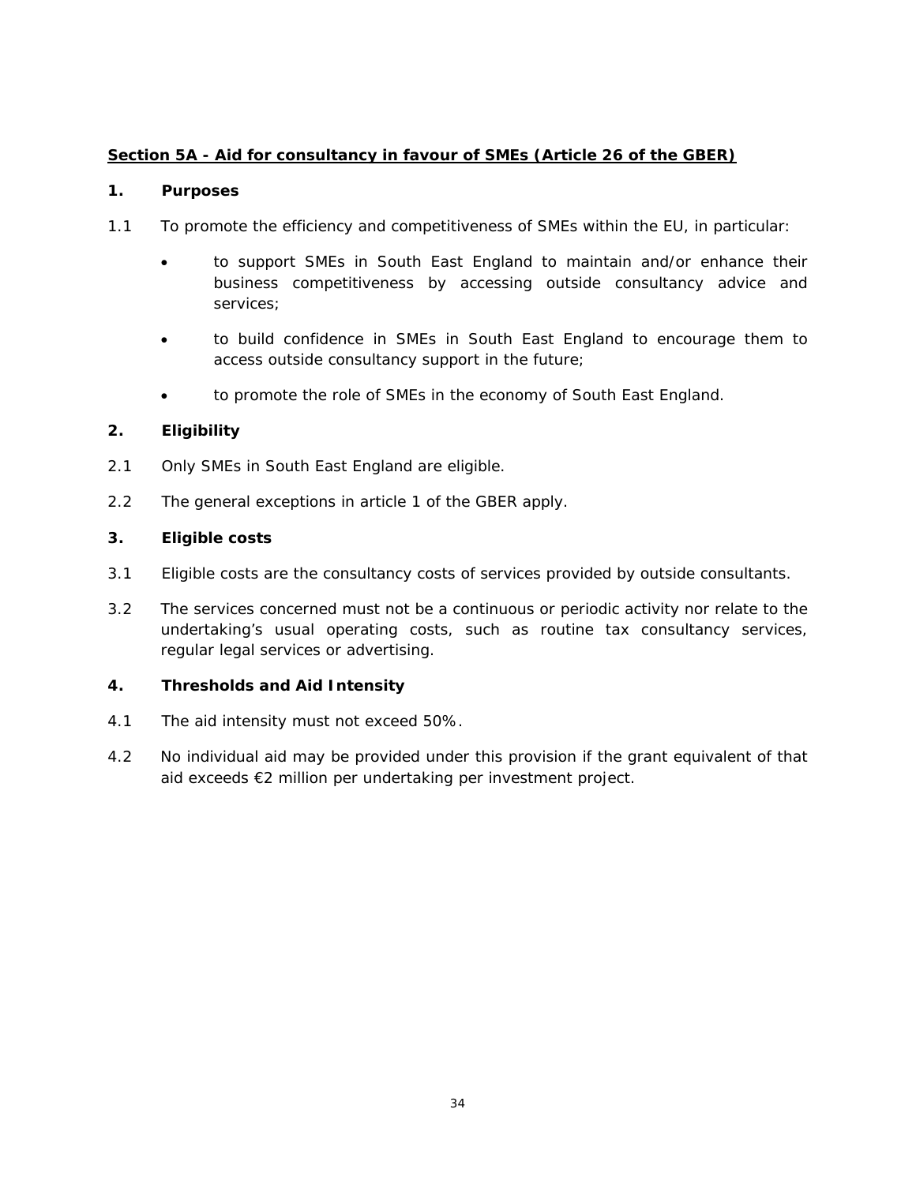## **Section 5A - Aid for consultancy in favour of SMEs (Article 26 of the GBER)**

**1. Purposes**

1.1 To promote the efficiency and competitiveness of SMEs within the EU, in particular:

- to support SMEs in South East England to maintain and/or enhance their business competitiveness by accessing outside consultancy advice and services;
- to build confidence in SMEs in South East England to encourage them to access outside consultancy support in the future;
- to promote the role of SMEs in the economy of South East England.

**2. Eligibility**

2.1 Only SMEs in South East England are eligible.

2.2 The general exceptions in article 1 of the GBER apply.

**3. Eligible costs**

3.1 Eligible costs are the consultancy costs of services provided by outside consultants.

3.2 The services concerned must not be a continuous or periodic activity nor relate to the undertaking's usual operating costs, such as routine tax consultancy services, regular legal services or advertising.

**4. Thresholds and Aid Intensity**

4.1 The aid intensity must not exceed 50%.

4.2 No individual aid may be provided under this provision if the grant equivalent of that aid exceeds €2 million per undertaking per investment project.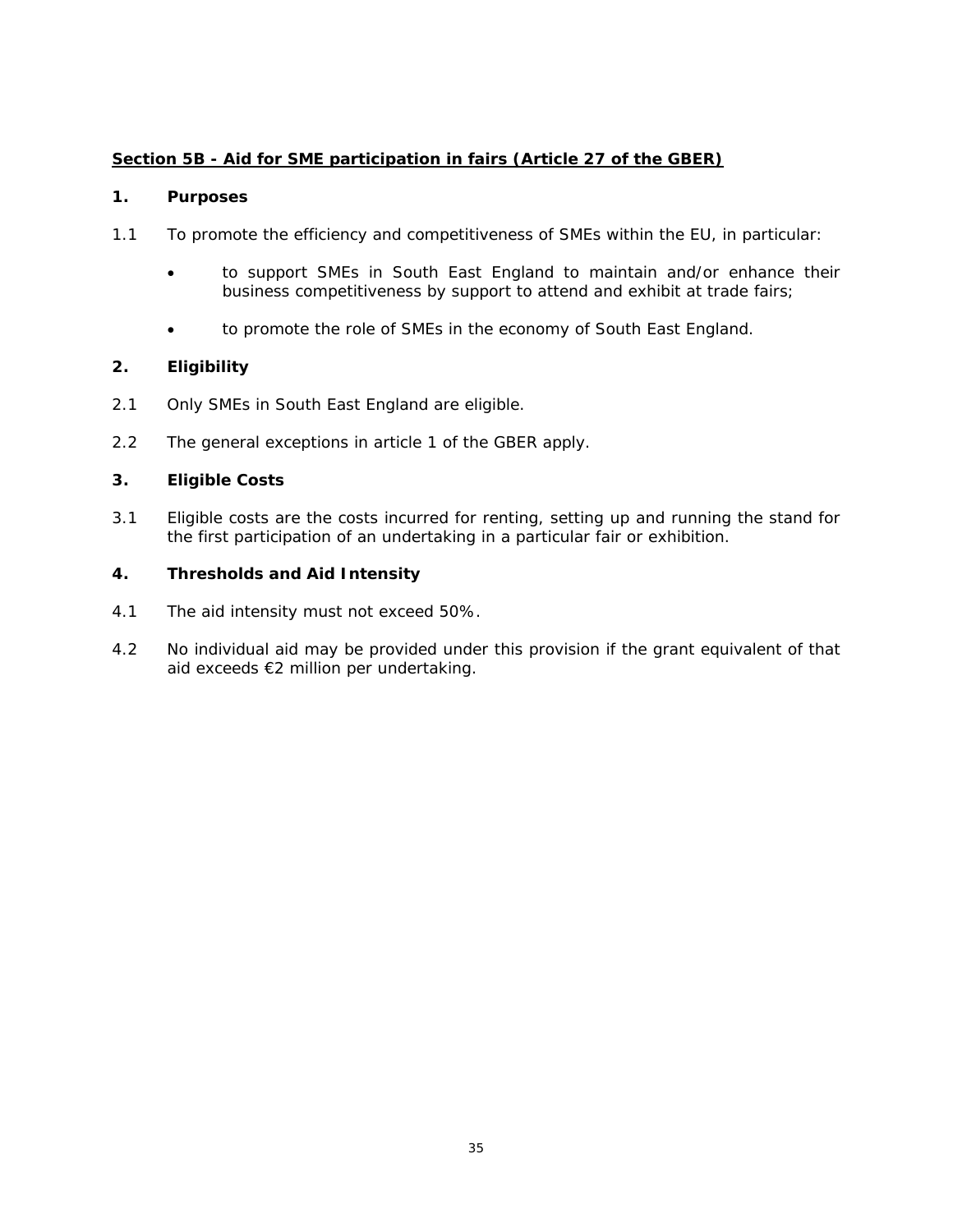## Section 5B - Aid for SME participation in fairs (Article 27 of the GBER)

### 1. Purposes

1.1 To promote the efficiency and competitiveness of SMEs within the EU, in particular:

- to support SMEs in South East England to maintain and/or enhance their business competitiveness by support to attend and exhibit at trade fairs;
- to promote the role of SMEs in the economy of South East England.

### 2. Eligibility

2.1 Only SMEs in South East England are eligible.

2.2 The general exceptions in article 1 of the GBER apply.

### 3. Eligible Costs

3.1 Eligible costs are the costs incurred for renting, setting up and running the stand for the first participation of an undertaking in a particular fair or exhibition.

### 4. Thresholds and Aid Intensity

4.1 The aid intensity must not exceed 50%.

4.2 No individual aid may be provided under this provision if the grant equivalent of that aid exceeds €2 million per undertaking.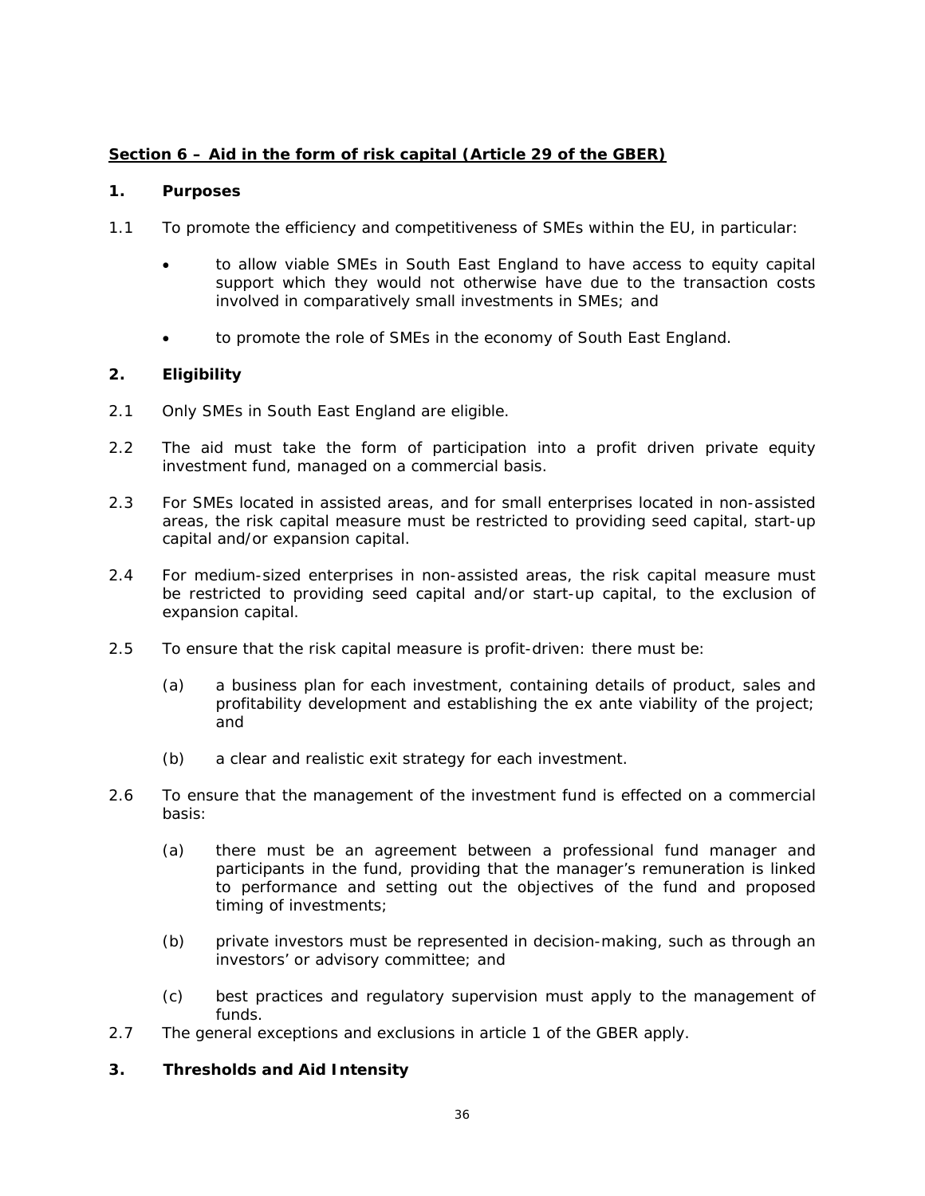**Section 6 – Aid in the form of risk capital (Article 29 of the GBER)**

**1. Purposes**

1.1 To promote the efficiency and competitiveness of SMEs within the EU, in particular:

- to allow viable SMEs in South East England to have access to equity capital support which they would not otherwise have due to the transaction costs involved in comparatively small investments in SMEs; and
- to promote the role of SMEs in the economy of South East England.

**2. Eligibility**

2.1 Only SMEs in South East England are eligible.

2.2 The aid must take the form of participation into a profit driven private equity investment fund, managed on a commercial basis.

2.3 For SMEs located in assisted areas, and for small enterprises located in non-assisted areas, the risk capital measure must be restricted to providing seed capital, start-up capital and/or expansion capital.

2.4 For medium-sized enterprises in non-assisted areas, the risk capital measure must be restricted to providing seed capital and/or start-up capital, to the exclusion of expansion capital.

2.5 To ensure that the risk capital measure is profit-driven: there must be:

(a) a business plan for each investment, containing details of product, sales and profitability development and establishing the ex ante viability of the project; and

(b) a clear and realistic exit strategy for each investment.

2.6 To ensure that the management of the investment fund is effected on a commercial basis:

(a) there must be an agreement between a professional fund manager and participants in the fund, providing that the manager's remuneration is linked to performance and setting out the objectives of the fund and proposed timing of investments;

(b) private investors must be represented in decision-making, such as through an investors' or advisory committee; and

(c) best practices and regulatory supervision must apply to the management of funds.

2.7 The general exceptions and exclusions in article 1 of the GBER apply.

**3. Thresholds and Aid Intensity**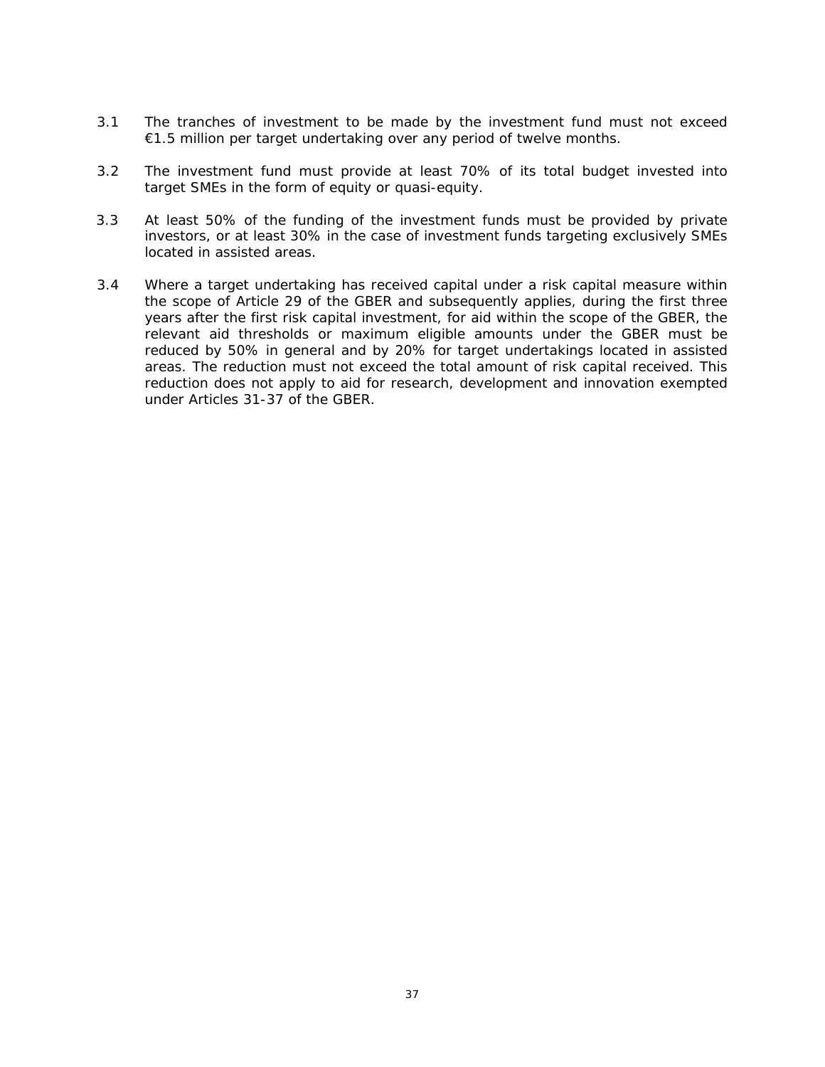3.1 The tranches of investment to be made by the investment fund must not exceed €1.5 million per target undertaking over any period of twelve months.

3.2 The investment fund must provide at least 70% of its total budget invested into target SMEs in the form of equity or quasi-equity.

3.3 At least 50% of the funding of the investment funds must be provided by private investors, or at least 30% in the case of investment funds targeting exclusively SMEs located in assisted areas.

3.4 Where a target undertaking has received capital under a risk capital measure within the scope of Article 29 of the GBER and subsequently applies, during the first three years after the first risk capital investment, for aid within the scope of the GBER, the relevant aid thresholds or maximum eligible amounts under the GBER must be reduced by 50% in general and by 20% for target undertakings located in assisted areas. The reduction must not exceed the total amount of risk capital received. This reduction does not apply to aid for research, development and innovation exempted under Articles 31-37 of the GBER.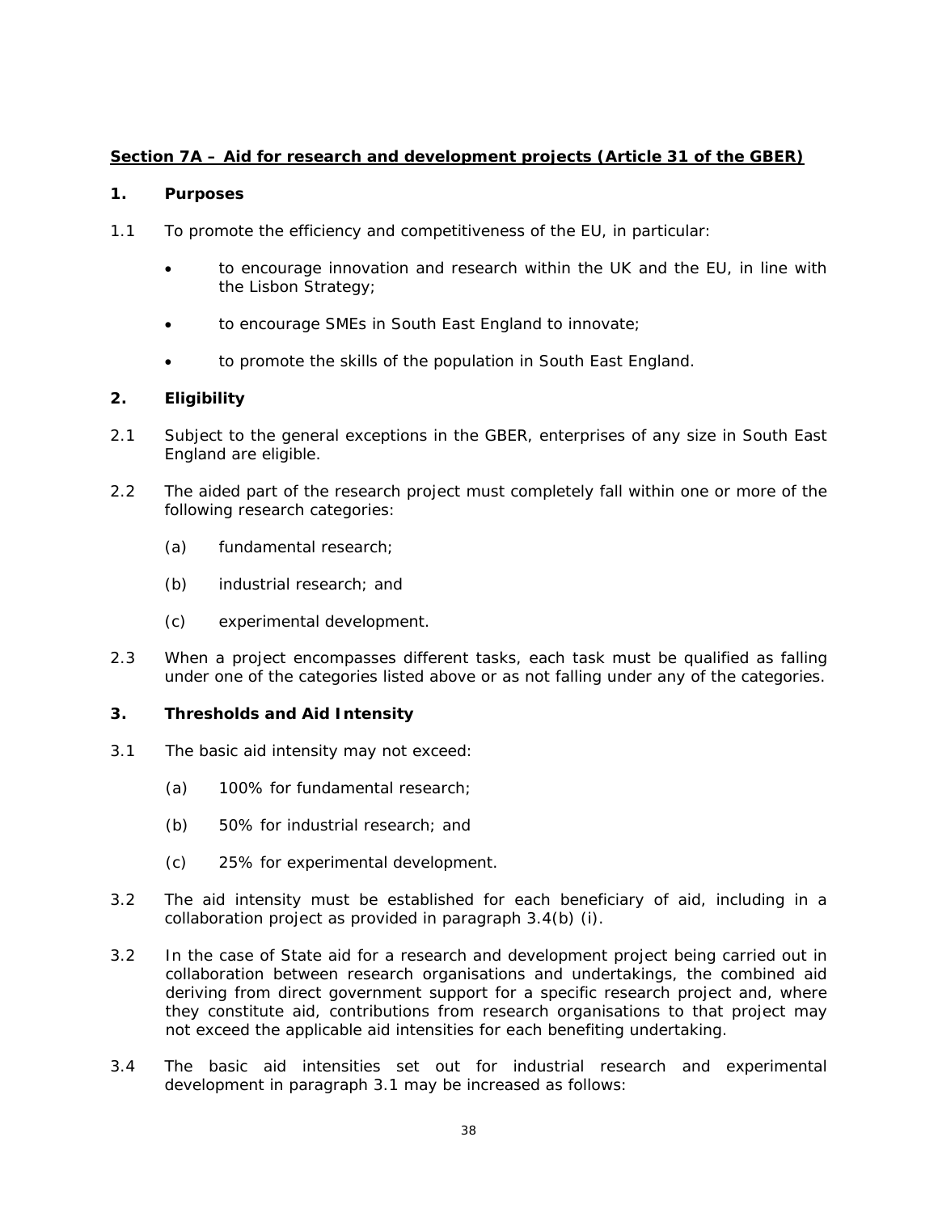## **Section 7A – Aid for research and development projects (Article 31 of the GBER)**

### 1. Purposes

1.1 To promote the efficiency and competitiveness of the EU, in particular:

- to encourage innovation and research within the UK and the EU, in line with the Lisbon Strategy;
- to encourage SMEs in South East England to innovate;
- to promote the skills of the population in South East England.

### 2. Eligibility

2.1 Subject to the general exceptions in the GBER, enterprises of any size in South East England are eligible.

2.2 The aided part of the research project must completely fall within one or more of the following research categories:

(a) fundamental research;

(b) industrial research; and

(c) experimental development.

2.3 When a project encompasses different tasks, each task must be qualified as falling under one of the categories listed above or as not falling under any of the categories.

### 3. Thresholds and Aid Intensity

3.1 The basic aid intensity may not exceed:

(a) 100% for fundamental research;

(b) 50% for industrial research; and

(c) 25% for experimental development.

3.2 The aid intensity must be established for each beneficiary of aid, including in a collaboration project as provided in paragraph 3.4(b) (i).

3.2 In the case of State aid for a research and development project being carried out in collaboration between research organisations and undertakings, the combined aid deriving from direct government support for a specific research project and, where they constitute aid, contributions from research organisations to that project may not exceed the applicable aid intensities for each benefiting undertaking.

3.4 The basic aid intensities set out for industrial research and experimental development in paragraph 3.1 may be increased as follows: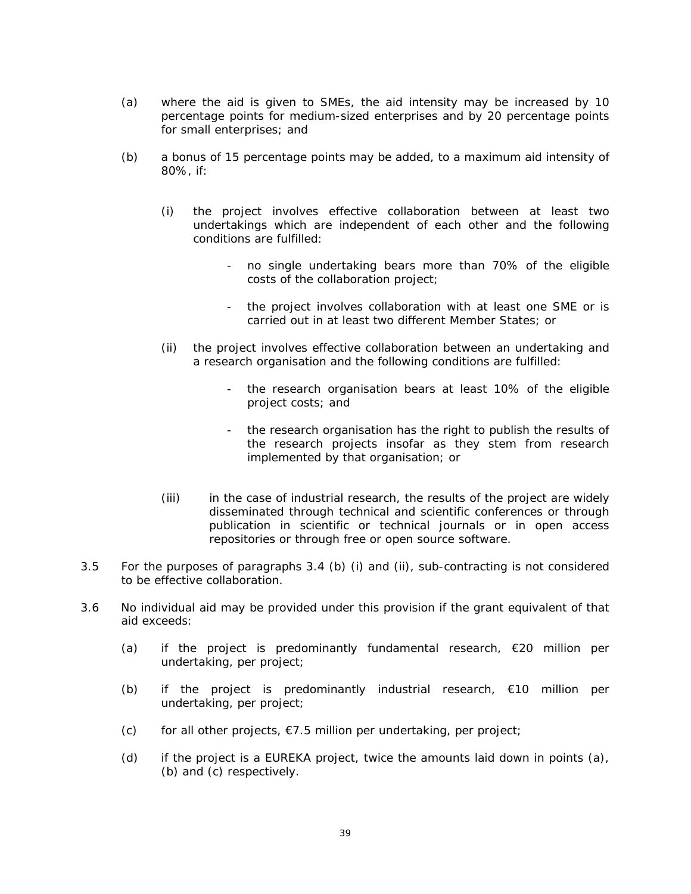(a) where the aid is given to SMEs, the aid intensity may be increased by 10 percentage points for medium-sized enterprises and by 20 percentage points for small enterprises; and

(b) a bonus of 15 percentage points may be added, to a maximum aid intensity of 80%, if:

   (i) the project involves effective collaboration between at least two undertakings which are independent of each other and the following conditions are fulfilled:

      - no single undertaking bears more than 70% of the eligible costs of the collaboration project;

      - the project involves collaboration with at least one SME or is carried out in at least two different Member States; or

   (ii) the project involves effective collaboration between an undertaking and a research organisation and the following conditions are fulfilled:

      - the research organisation bears at least 10% of the eligible project costs; and

      - the research organisation has the right to publish the results of the research projects insofar as they stem from research implemented by that organisation; or

   (iii) in the case of industrial research, the results of the project are widely disseminated through technical and scientific conferences or through publication in scientific or technical journals or in open access repositories or through free or open source software.

3.5 For the purposes of paragraphs 3.4 (b) (i) and (ii), sub-contracting is not considered to be effective collaboration.

3.6 No individual aid may be provided under this provision if the grant equivalent of that aid exceeds:

(a) if the project is predominantly fundamental research, €20 million per undertaking, per project;

(b) if the project is predominantly industrial research, €10 million per undertaking, per project;

(c) for all other projects, €7.5 million per undertaking, per project;

(d) if the project is a EUREKA project, twice the amounts laid down in points (a), (b) and (c) respectively.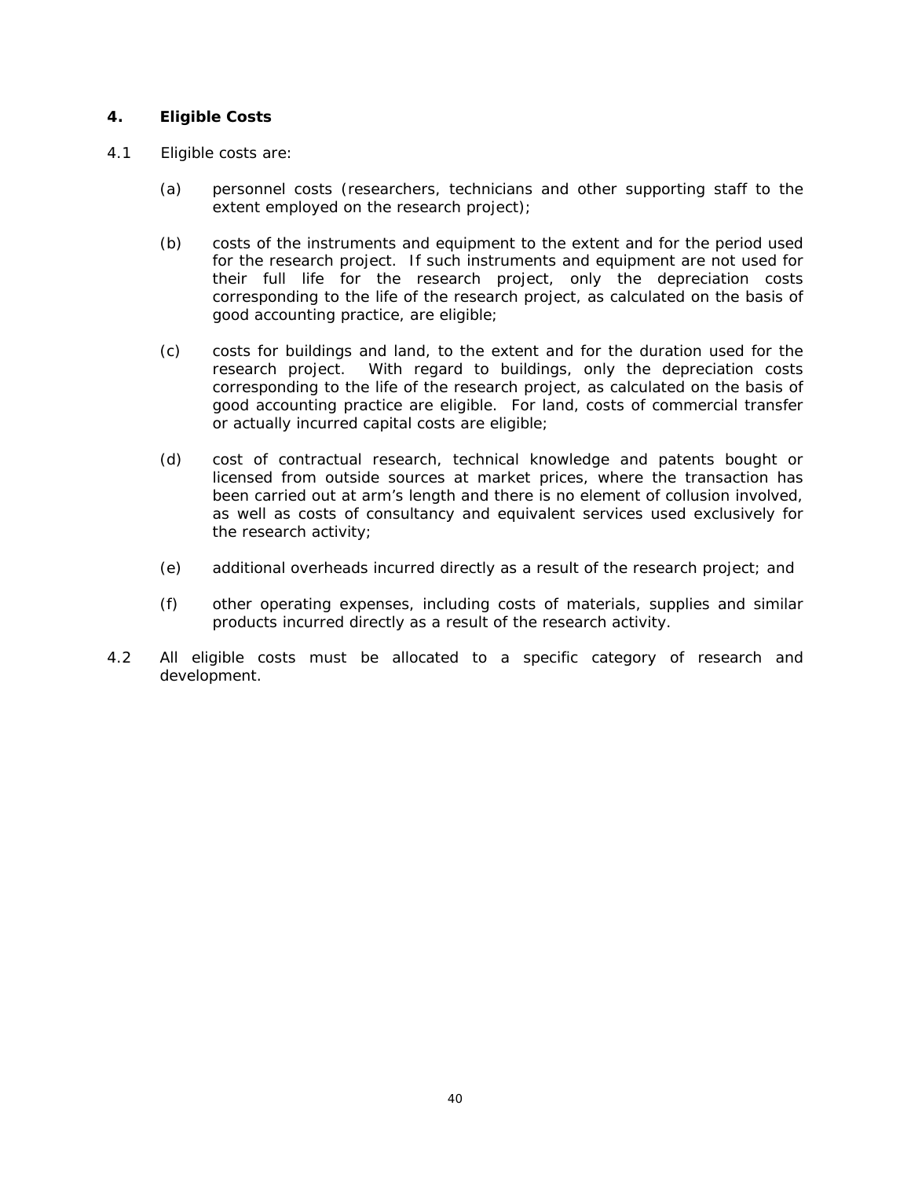## 4. Eligible Costs

4.1 Eligible costs are:

(a) personnel costs (researchers, technicians and other supporting staff to the extent employed on the research project);

(b) costs of the instruments and equipment to the extent and for the period used for the research project. If such instruments and equipment are not used for their full life for the research project, only the depreciation costs corresponding to the life of the research project, as calculated on the basis of good accounting practice, are eligible;

(c) costs for buildings and land, to the extent and for the duration used for the research project. With regard to buildings, only the depreciation costs corresponding to the life of the research project, as calculated on the basis of good accounting practice are eligible. For land, costs of commercial transfer or actually incurred capital costs are eligible;

(d) cost of contractual research, technical knowledge and patents bought or licensed from outside sources at market prices, where the transaction has been carried out at arm's length and there is no element of collusion involved, as well as costs of consultancy and equivalent services used exclusively for the research activity;

(e) additional overheads incurred directly as a result of the research project; and

(f) other operating expenses, including costs of materials, supplies and similar products incurred directly as a result of the research activity.

4.2 All eligible costs must be allocated to a specific category of research and development.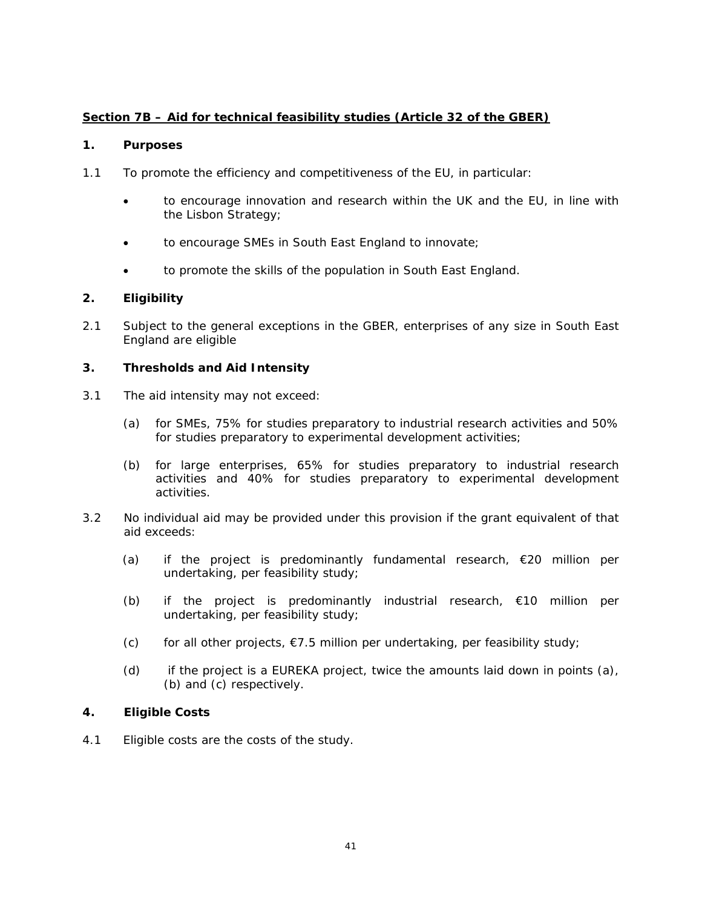## Section 7B – Aid for technical feasibility studies (Article 32 of the GBER)

### 1. Purposes

1.1 To promote the efficiency and competitiveness of the EU, in particular:

- to encourage innovation and research within the UK and the EU, in line with the Lisbon Strategy;
- to encourage SMEs in South East England to innovate;
- to promote the skills of the population in South East England.

### 2. Eligibility

2.1 Subject to the general exceptions in the GBER, enterprises of any size in South East England are eligible

### 3. Thresholds and Aid Intensity

3.1 The aid intensity may not exceed:

(a) for SMEs, 75% for studies preparatory to industrial research activities and 50% for studies preparatory to experimental development activities;

(b) for large enterprises, 65% for studies preparatory to industrial research activities and 40% for studies preparatory to experimental development activities.

3.2 No individual aid may be provided under this provision if the grant equivalent of that aid exceeds:

(a) if the project is predominantly fundamental research, €20 million per undertaking, per feasibility study;

(b) if the project is predominantly industrial research, €10 million per undertaking, per feasibility study;

(c) for all other projects, €7.5 million per undertaking, per feasibility study;

(d) if the project is a EUREKA project, twice the amounts laid down in points (a), (b) and (c) respectively.

### 4. Eligible Costs

4.1 Eligible costs are the costs of the study.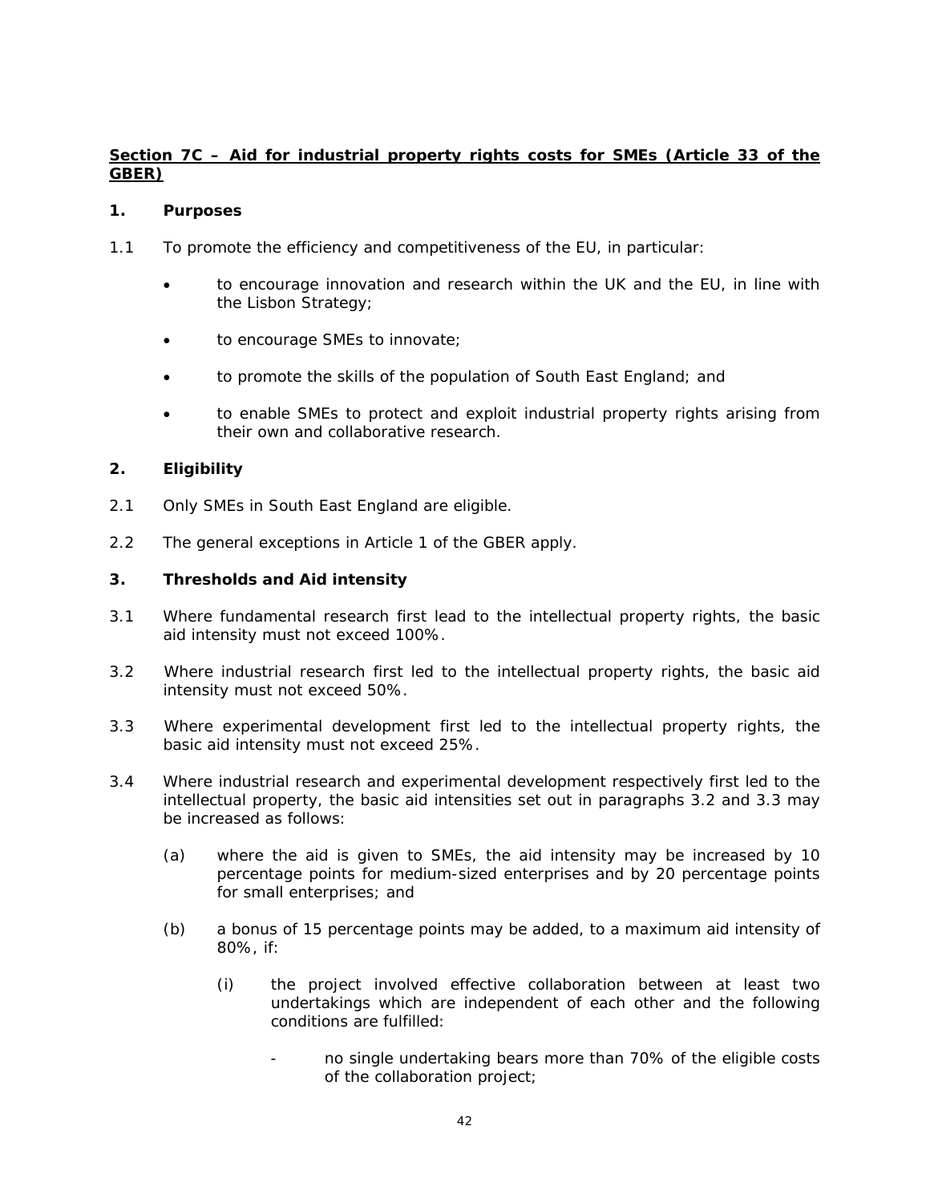**<u>Section 7C – Aid for industrial property rights costs for SMEs (Article 33 of the GBER)</u>**

**1. Purposes**

1.1 To promote the efficiency and competitiveness of the EU, in particular:

- to encourage innovation and research within the UK and the EU, in line with the Lisbon Strategy;
- to encourage SMEs to innovate;
- to promote the skills of the population of South East England; and
- to enable SMEs to protect and exploit industrial property rights arising from their own and collaborative research.

**2. Eligibility**

2.1 Only SMEs in South East England are eligible.

2.2 The general exceptions in Article 1 of the GBER apply.

**3. Thresholds and Aid intensity**

3.1 Where fundamental research first lead to the intellectual property rights, the basic aid intensity must not exceed 100%.

3.2 Where industrial research first led to the intellectual property rights, the basic aid intensity must not exceed 50%.

3.3 Where experimental development first led to the intellectual property rights, the basic aid intensity must not exceed 25%.

3.4 Where industrial research and experimental development respectively first led to the intellectual property, the basic aid intensities set out in paragraphs 3.2 and 3.3 may be increased as follows:

(a) where the aid is given to SMEs, the aid intensity may be increased by 10 percentage points for medium-sized enterprises and by 20 percentage points for small enterprises; and

(b) a bonus of 15 percentage points may be added, to a maximum aid intensity of 80%, if:

(i) the project involved effective collaboration between at least two undertakings which are independent of each other and the following conditions are fulfilled:

- no single undertaking bears more than 70% of the eligible costs of the collaboration project;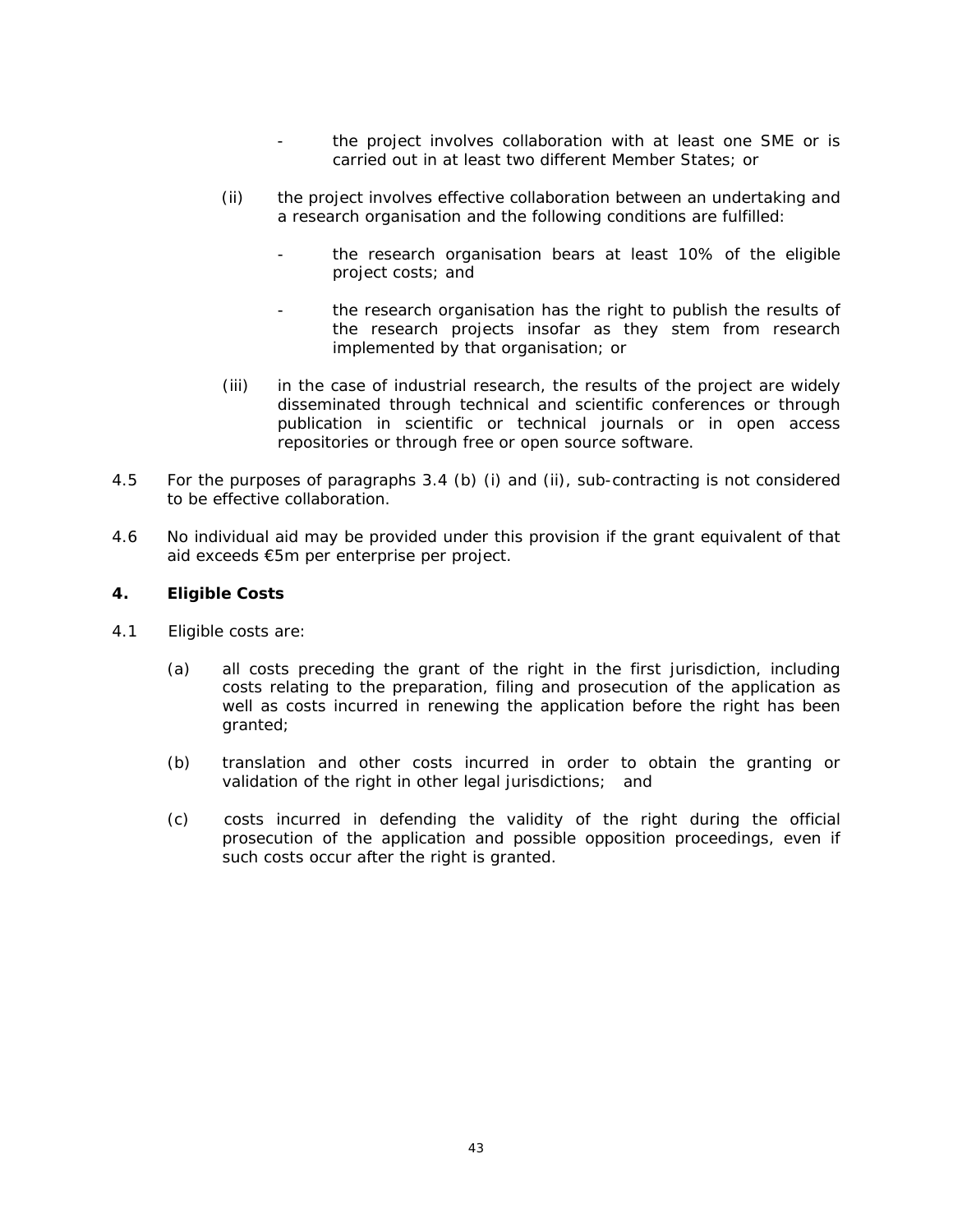- the project involves collaboration with at least one SME or is carried out in at least two different Member States; or

(ii) the project involves effective collaboration between an undertaking and a research organisation and the following conditions are fulfilled:

- the research organisation bears at least 10% of the eligible project costs; and

- the research organisation has the right to publish the results of the research projects insofar as they stem from research implemented by that organisation; or

(iii) in the case of industrial research, the results of the project are widely disseminated through technical and scientific conferences or through publication in scientific or technical journals or in open access repositories or through free or open source software.

4.5 For the purposes of paragraphs 3.4 (b) (i) and (ii), sub-contracting is not considered to be effective collaboration.

4.6 No individual aid may be provided under this provision if the grant equivalent of that aid exceeds €5m per enterprise per project.

**4. Eligible Costs**

4.1 Eligible costs are:

(a) all costs preceding the grant of the right in the first jurisdiction, including costs relating to the preparation, filing and prosecution of the application as well as costs incurred in renewing the application before the right has been granted;

(b) translation and other costs incurred in order to obtain the granting or validation of the right in other legal jurisdictions; and

(c) costs incurred in defending the validity of the right during the official prosecution of the application and possible opposition proceedings, even if such costs occur after the right is granted.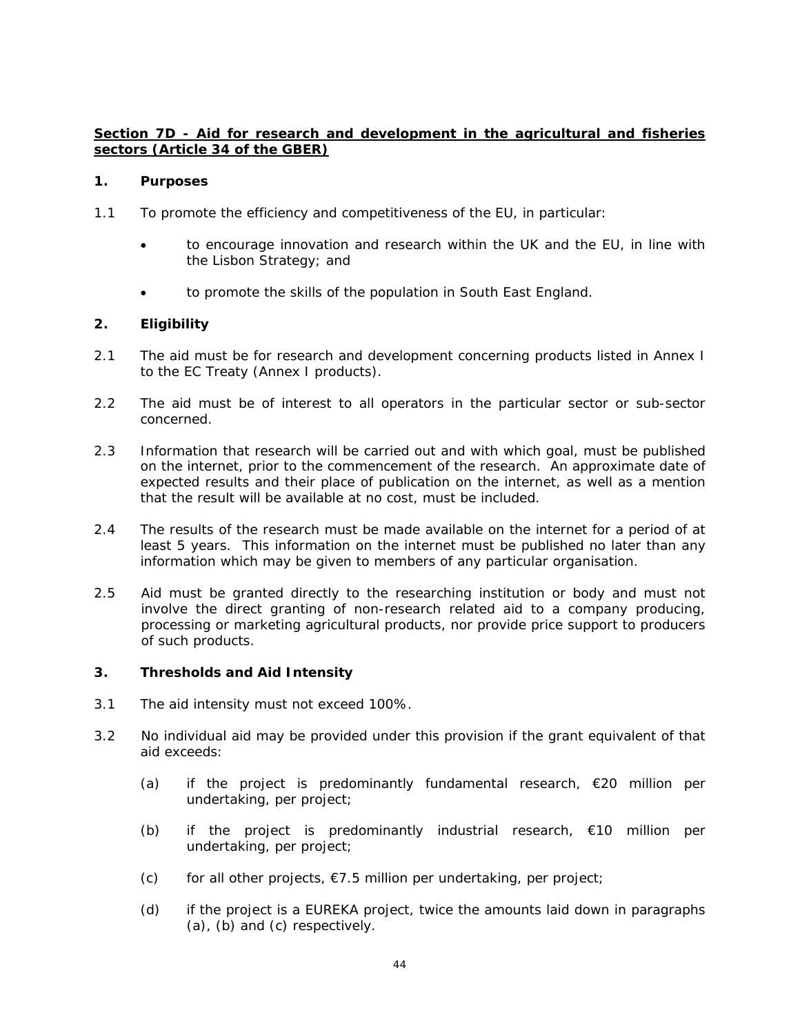**Section 7D - Aid for research and development in the agricultural and fisheries sectors (Article 34 of the GBER)**

**1. Purposes**

1.1 To promote the efficiency and competitiveness of the EU, in particular:

- to encourage innovation and research within the UK and the EU, in line with the Lisbon Strategy; and
- to promote the skills of the population in South East England.

**2. Eligibility**

2.1 The aid must be for research and development concerning products listed in Annex I to the EC Treaty (Annex I products).

2.2 The aid must be of interest to all operators in the particular sector or sub-sector concerned.

2.3 Information that research will be carried out and with which goal, must be published on the internet, prior to the commencement of the research. An approximate date of expected results and their place of publication on the internet, as well as a mention that the result will be available at no cost, must be included.

2.4 The results of the research must be made available on the internet for a period of at least 5 years. This information on the internet must be published no later than any information which may be given to members of any particular organisation.

2.5 Aid must be granted directly to the researching institution or body and must not involve the direct granting of non-research related aid to a company producing, processing or marketing agricultural products, nor provide price support to producers of such products.

**3. Thresholds and Aid Intensity**

3.1 The aid intensity must not exceed 100%.

3.2 No individual aid may be provided under this provision if the grant equivalent of that aid exceeds:

(a) if the project is predominantly fundamental research, €20 million per undertaking, per project;

(b) if the project is predominantly industrial research, €10 million per undertaking, per project;

(c) for all other projects, €7.5 million per undertaking, per project;

(d) if the project is a EUREKA project, twice the amounts laid down in paragraphs (a), (b) and (c) respectively.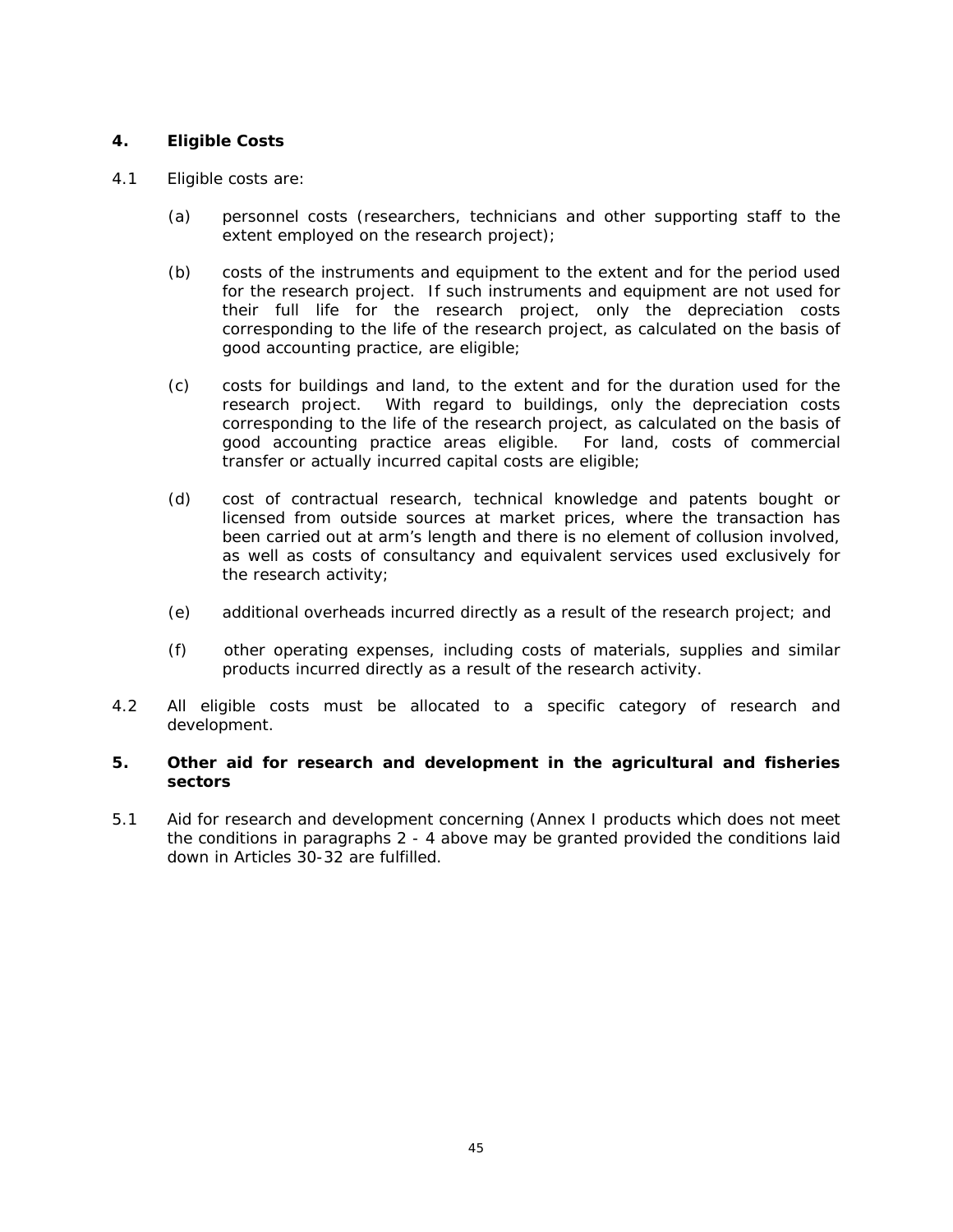## 4. Eligible Costs

4.1 Eligible costs are:

(a) personnel costs (researchers, technicians and other supporting staff to the extent employed on the research project);

(b) costs of the instruments and equipment to the extent and for the period used for the research project. If such instruments and equipment are not used for their full life for the research project, only the depreciation costs corresponding to the life of the research project, as calculated on the basis of good accounting practice, are eligible;

(c) costs for buildings and land, to the extent and for the duration used for the research project. With regard to buildings, only the depreciation costs corresponding to the life of the research project, as calculated on the basis of good accounting practice areas eligible. For land, costs of commercial transfer or actually incurred capital costs are eligible;

(d) cost of contractual research, technical knowledge and patents bought or licensed from outside sources at market prices, where the transaction has been carried out at arm's length and there is no element of collusion involved, as well as costs of consultancy and equivalent services used exclusively for the research activity;

(e) additional overheads incurred directly as a result of the research project; and

(f) other operating expenses, including costs of materials, supplies and similar products incurred directly as a result of the research activity.

4.2 All eligible costs must be allocated to a specific category of research and development.

## 5. Other aid for research and development in the agricultural and fisheries sectors

5.1 Aid for research and development concerning (Annex I products which does not meet the conditions in paragraphs 2 - 4 above may be granted provided the conditions laid down in Articles 30-32 are fulfilled.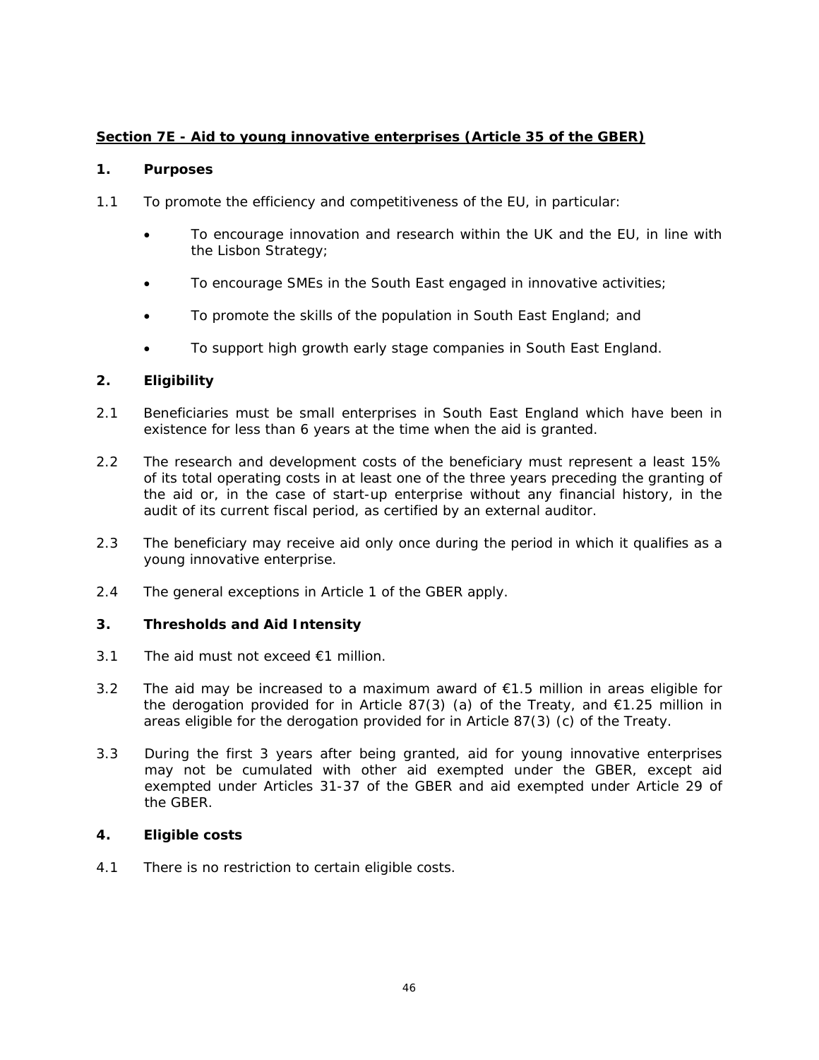## Section 7E - Aid to young innovative enterprises (Article 35 of the GBER)

### 1. Purposes

1.1 To promote the efficiency and competitiveness of the EU, in particular:

- To encourage innovation and research within the UK and the EU, in line with the Lisbon Strategy;
- To encourage SMEs in the South East engaged in innovative activities;
- To promote the skills of the population in South East England; and
- To support high growth early stage companies in South East England.

### 2. Eligibility

2.1 Beneficiaries must be small enterprises in South East England which have been in existence for less than 6 years at the time when the aid is granted.

2.2 The research and development costs of the beneficiary must represent a least 15% of its total operating costs in at least one of the three years preceding the granting of the aid or, in the case of start-up enterprise without any financial history, in the audit of its current fiscal period, as certified by an external auditor.

2.3 The beneficiary may receive aid only once during the period in which it qualifies as a young innovative enterprise.

2.4 The general exceptions in Article 1 of the GBER apply.

### 3. Thresholds and Aid Intensity

3.1 The aid must not exceed €1 million.

3.2 The aid may be increased to a maximum award of €1.5 million in areas eligible for the derogation provided for in Article 87(3) (a) of the Treaty, and €1.25 million in areas eligible for the derogation provided for in Article 87(3) (c) of the Treaty.

3.3 During the first 3 years after being granted, aid for young innovative enterprises may not be cumulated with other aid exempted under the GBER, except aid exempted under Articles 31-37 of the GBER and aid exempted under Article 29 of the GBER.

### 4. Eligible costs

4.1 There is no restriction to certain eligible costs.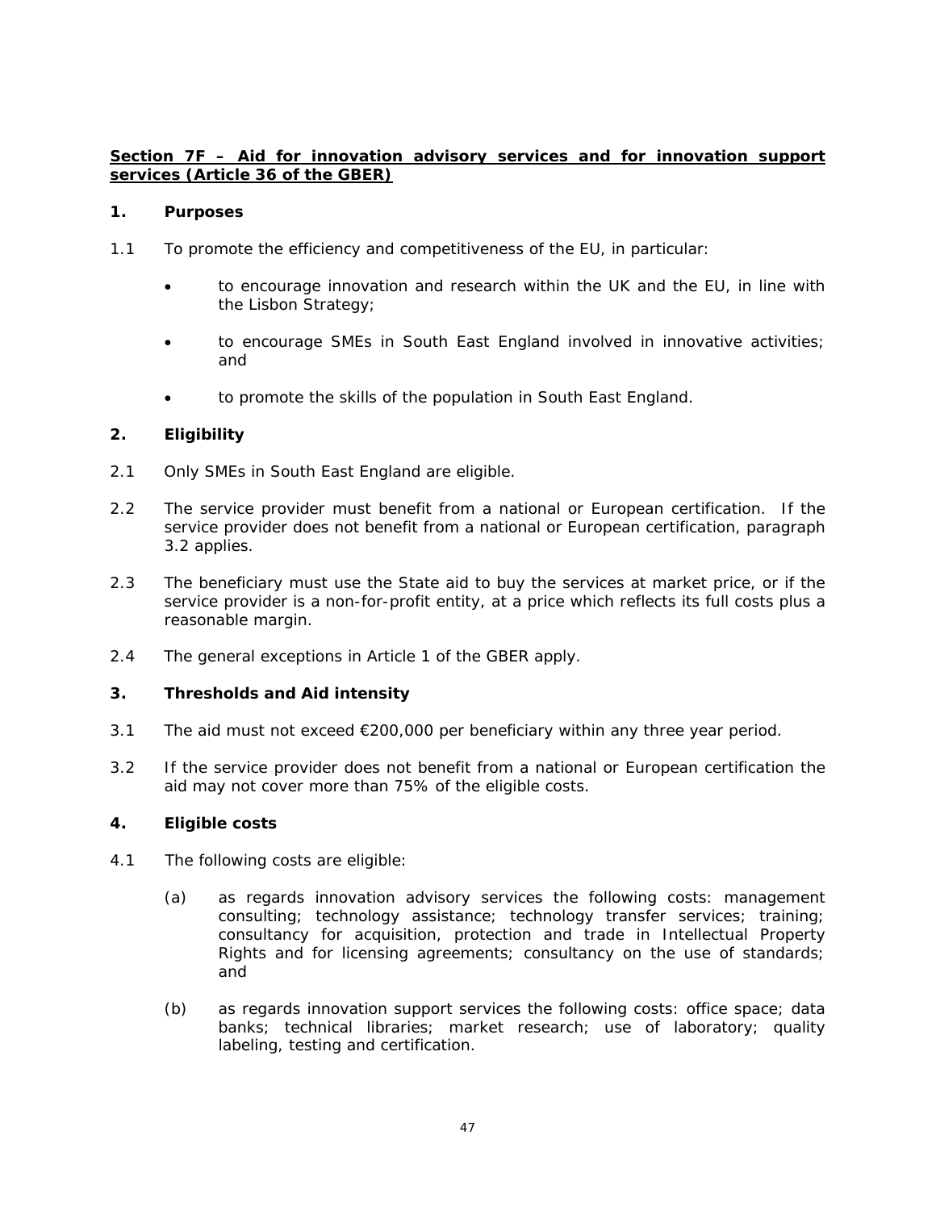## Section 7F – Aid for innovation advisory services and for innovation support services (Article 36 of the GBER)

### 1. Purposes

1.1 To promote the efficiency and competitiveness of the EU, in particular:

- to encourage innovation and research within the UK and the EU, in line with the Lisbon Strategy;
- to encourage SMEs in South East England involved in innovative activities; and
- to promote the skills of the population in South East England.

### 2. Eligibility

2.1 Only SMEs in South East England are eligible.

2.2 The service provider must benefit from a national or European certification. If the service provider does not benefit from a national or European certification, paragraph 3.2 applies.

2.3 The beneficiary must use the State aid to buy the services at market price, or if the service provider is a non-for-profit entity, at a price which reflects its full costs plus a reasonable margin.

2.4 The general exceptions in Article 1 of the GBER apply.

### 3. Thresholds and Aid intensity

3.1 The aid must not exceed €200,000 per beneficiary within any three year period.

3.2 If the service provider does not benefit from a national or European certification the aid may not cover more than 75% of the eligible costs.

### 4. Eligible costs

4.1 The following costs are eligible:

(a) as regards innovation advisory services the following costs: management consulting; technology assistance; technology transfer services; training; consultancy for acquisition, protection and trade in Intellectual Property Rights and for licensing agreements; consultancy on the use of standards; and

(b) as regards innovation support services the following costs: office space; data banks; technical libraries; market research; use of laboratory; quality labeling, testing and certification.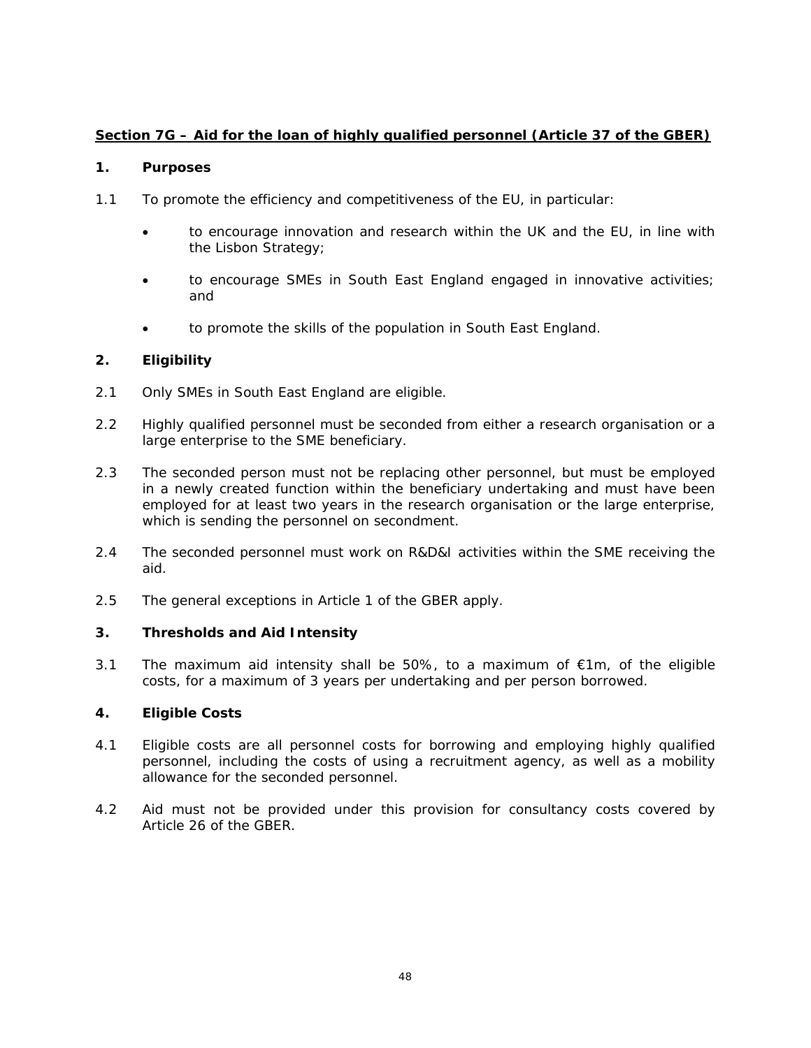## Section 7G – Aid for the loan of highly qualified personnel (Article 37 of the GBER)

### 1. Purposes

1.1 To promote the efficiency and competitiveness of the EU, in particular:

- to encourage innovation and research within the UK and the EU, in line with the Lisbon Strategy;
- to encourage SMEs in South East England engaged in innovative activities; and
- to promote the skills of the population in South East England.

### 2. Eligibility

2.1 Only SMEs in South East England are eligible.

2.2 Highly qualified personnel must be seconded from either a research organisation or a large enterprise to the SME beneficiary.

2.3 The seconded person must not be replacing other personnel, but must be employed in a newly created function within the beneficiary undertaking and must have been employed for at least two years in the research organisation or the large enterprise, which is sending the personnel on secondment.

2.4 The seconded personnel must work on R&D&I activities within the SME receiving the aid.

2.5 The general exceptions in Article 1 of the GBER apply.

### 3. Thresholds and Aid Intensity

3.1 The maximum aid intensity shall be 50%, to a maximum of €1m, of the eligible costs, for a maximum of 3 years per undertaking and per person borrowed.

### 4. Eligible Costs

4.1 Eligible costs are all personnel costs for borrowing and employing highly qualified personnel, including the costs of using a recruitment agency, as well as a mobility allowance for the seconded personnel.

4.2 Aid must not be provided under this provision for consultancy costs covered by Article 26 of the GBER.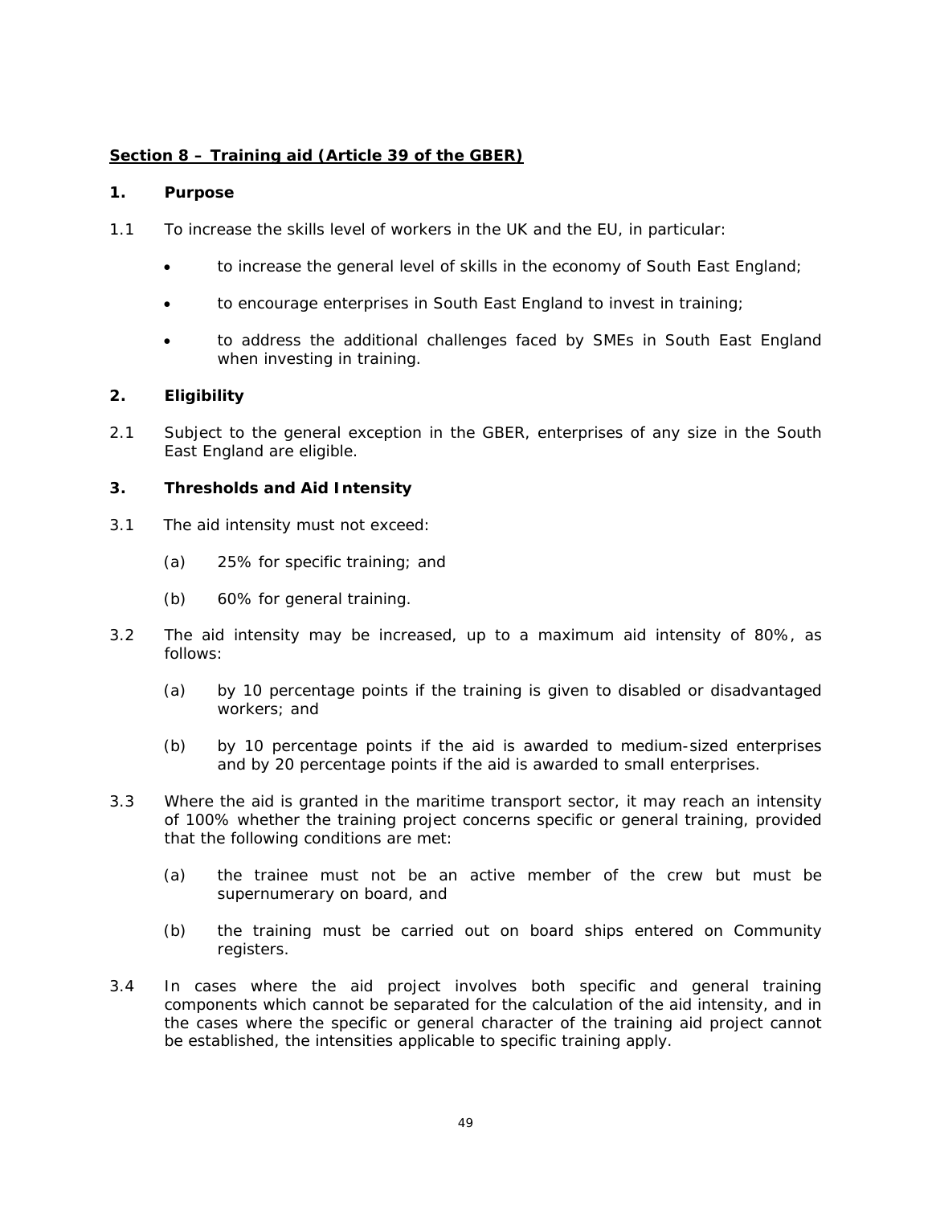## **Section 8 – Training aid (Article 39 of the GBER)**

### **1. Purpose**

1.1 To increase the skills level of workers in the UK and the EU, in particular:

- to increase the general level of skills in the economy of South East England;
- to encourage enterprises in South East England to invest in training;
- to address the additional challenges faced by SMEs in South East England when investing in training.

### **2. Eligibility**

2.1 Subject to the general exception in the GBER, enterprises of any size in the South East England are eligible.

### **3. Thresholds and Aid Intensity**

3.1 The aid intensity must not exceed:

(a) 25% for specific training; and

(b) 60% for general training.

3.2 The aid intensity may be increased, up to a maximum aid intensity of 80%, as follows:

(a) by 10 percentage points if the training is given to disabled or disadvantaged workers; and

(b) by 10 percentage points if the aid is awarded to medium-sized enterprises and by 20 percentage points if the aid is awarded to small enterprises.

3.3 Where the aid is granted in the maritime transport sector, it may reach an intensity of 100% whether the training project concerns specific or general training, provided that the following conditions are met:

(a) the trainee must not be an active member of the crew but must be supernumerary on board, and

(b) the training must be carried out on board ships entered on Community registers.

3.4 In cases where the aid project involves both specific and general training components which cannot be separated for the calculation of the aid intensity, and in the cases where the specific or general character of the training aid project cannot be established, the intensities applicable to specific training apply.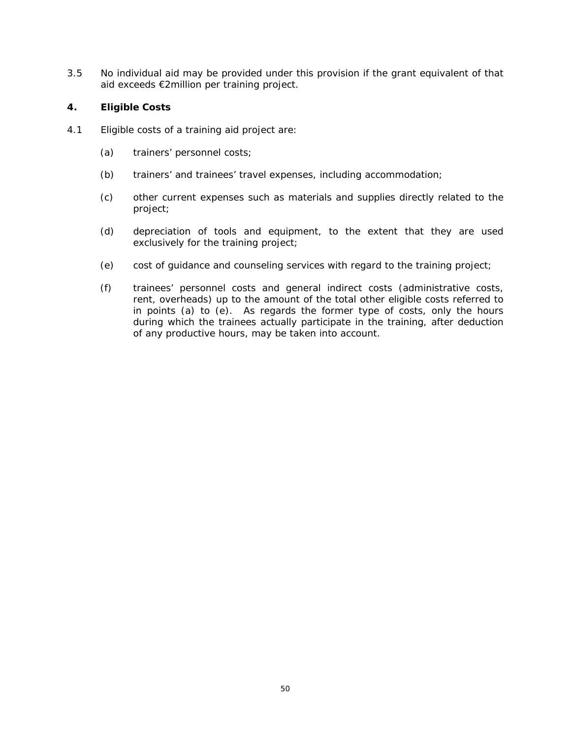3.5 No individual aid may be provided under this provision if the grant equivalent of that aid exceeds €2million per training project.

## 4. Eligible Costs

4.1 Eligible costs of a training aid project are:

(a) trainers' personnel costs;

(b) trainers' and trainees' travel expenses, including accommodation;

(c) other current expenses such as materials and supplies directly related to the project;

(d) depreciation of tools and equipment, to the extent that they are used exclusively for the training project;

(e) cost of guidance and counseling services with regard to the training project;

(f) trainees' personnel costs and general indirect costs (administrative costs, rent, overheads) up to the amount of the total other eligible costs referred to in points (a) to (e). As regards the former type of costs, only the hours during which the trainees actually participate in the training, after deduction of any productive hours, may be taken into account.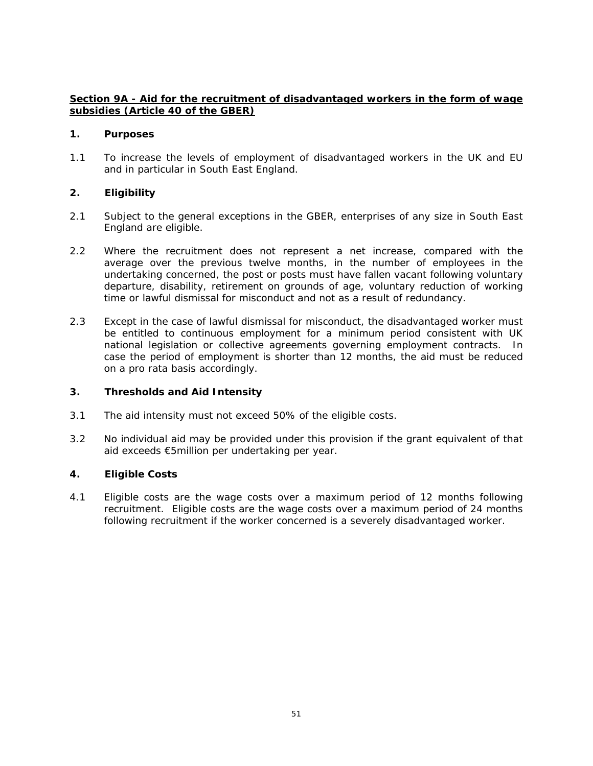## Section 9A - Aid for the recruitment of disadvantaged workers in the form of wage subsidies (Article 40 of the GBER)

### 1. Purposes

1.1 To increase the levels of employment of disadvantaged workers in the UK and EU and in particular in South East England.

### 2. Eligibility

2.1 Subject to the general exceptions in the GBER, enterprises of any size in South East England are eligible.

2.2 Where the recruitment does not represent a net increase, compared with the average over the previous twelve months, in the number of employees in the undertaking concerned, the post or posts must have fallen vacant following voluntary departure, disability, retirement on grounds of age, voluntary reduction of working time or lawful dismissal for misconduct and not as a result of redundancy.

2.3 Except in the case of lawful dismissal for misconduct, the disadvantaged worker must be entitled to continuous employment for a minimum period consistent with UK national legislation or collective agreements governing employment contracts. In case the period of employment is shorter than 12 months, the aid must be reduced on a pro rata basis accordingly.

### 3. Thresholds and Aid Intensity

3.1 The aid intensity must not exceed 50% of the eligible costs.

3.2 No individual aid may be provided under this provision if the grant equivalent of that aid exceeds €5million per undertaking per year.

### 4. Eligible Costs

4.1 Eligible costs are the wage costs over a maximum period of 12 months following recruitment. Eligible costs are the wage costs over a maximum period of 24 months following recruitment if the worker concerned is a severely disadvantaged worker.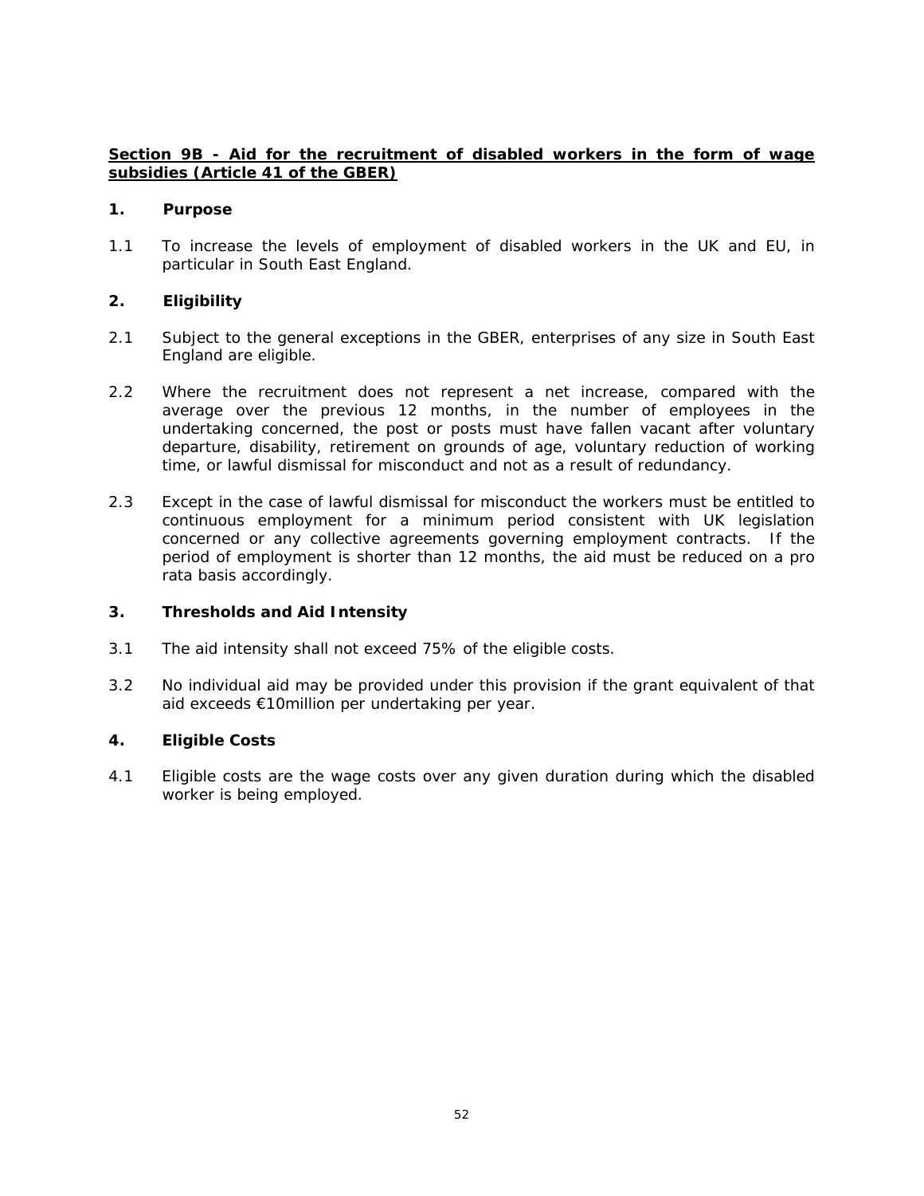## Section 9B - Aid for the recruitment of disabled workers in the form of wage subsidies (Article 41 of the GBER)

### 1. Purpose

1.1 To increase the levels of employment of disabled workers in the UK and EU, in particular in South East England.

### 2. Eligibility

2.1 Subject to the general exceptions in the GBER, enterprises of any size in South East England are eligible.

2.2 Where the recruitment does not represent a net increase, compared with the average over the previous 12 months, in the number of employees in the undertaking concerned, the post or posts must have fallen vacant after voluntary departure, disability, retirement on grounds of age, voluntary reduction of working time, or lawful dismissal for misconduct and not as a result of redundancy.

2.3 Except in the case of lawful dismissal for misconduct the workers must be entitled to continuous employment for a minimum period consistent with UK legislation concerned or any collective agreements governing employment contracts. If the period of employment is shorter than 12 months, the aid must be reduced on a pro rata basis accordingly.

### 3. Thresholds and Aid Intensity

3.1 The aid intensity shall not exceed 75% of the eligible costs.

3.2 No individual aid may be provided under this provision if the grant equivalent of that aid exceeds €10million per undertaking per year.

### 4. Eligible Costs

4.1 Eligible costs are the wage costs over any given duration during which the disabled worker is being employed.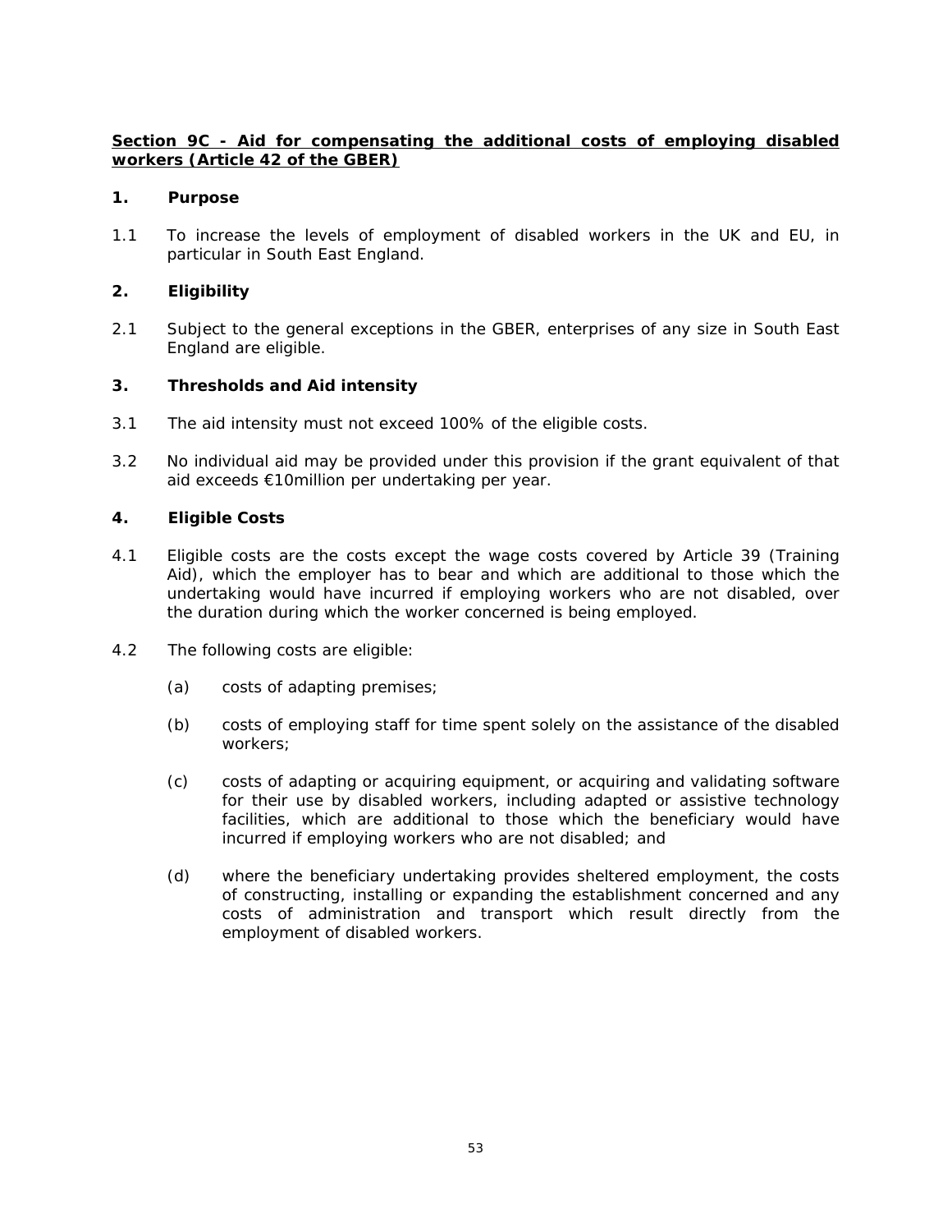## Section 9C - Aid for compensating the additional costs of employing disabled workers (Article 42 of the GBER)

### 1. Purpose

1.1 To increase the levels of employment of disabled workers in the UK and EU, in particular in South East England.

### 2. Eligibility

2.1 Subject to the general exceptions in the GBER, enterprises of any size in South East England are eligible.

### 3. Thresholds and Aid intensity

3.1 The aid intensity must not exceed 100% of the eligible costs.

3.2 No individual aid may be provided under this provision if the grant equivalent of that aid exceeds €10million per undertaking per year.

### 4. Eligible Costs

4.1 Eligible costs are the costs except the wage costs covered by Article 39 (Training Aid), which the employer has to bear and which are additional to those which the undertaking would have incurred if employing workers who are not disabled, over the duration during which the worker concerned is being employed.

4.2 The following costs are eligible:

(a) costs of adapting premises;

(b) costs of employing staff for time spent solely on the assistance of the disabled workers;

(c) costs of adapting or acquiring equipment, or acquiring and validating software for their use by disabled workers, including adapted or assistive technology facilities, which are additional to those which the beneficiary would have incurred if employing workers who are not disabled; and

(d) where the beneficiary undertaking provides sheltered employment, the costs of constructing, installing or expanding the establishment concerned and any costs of administration and transport which result directly from the employment of disabled workers.